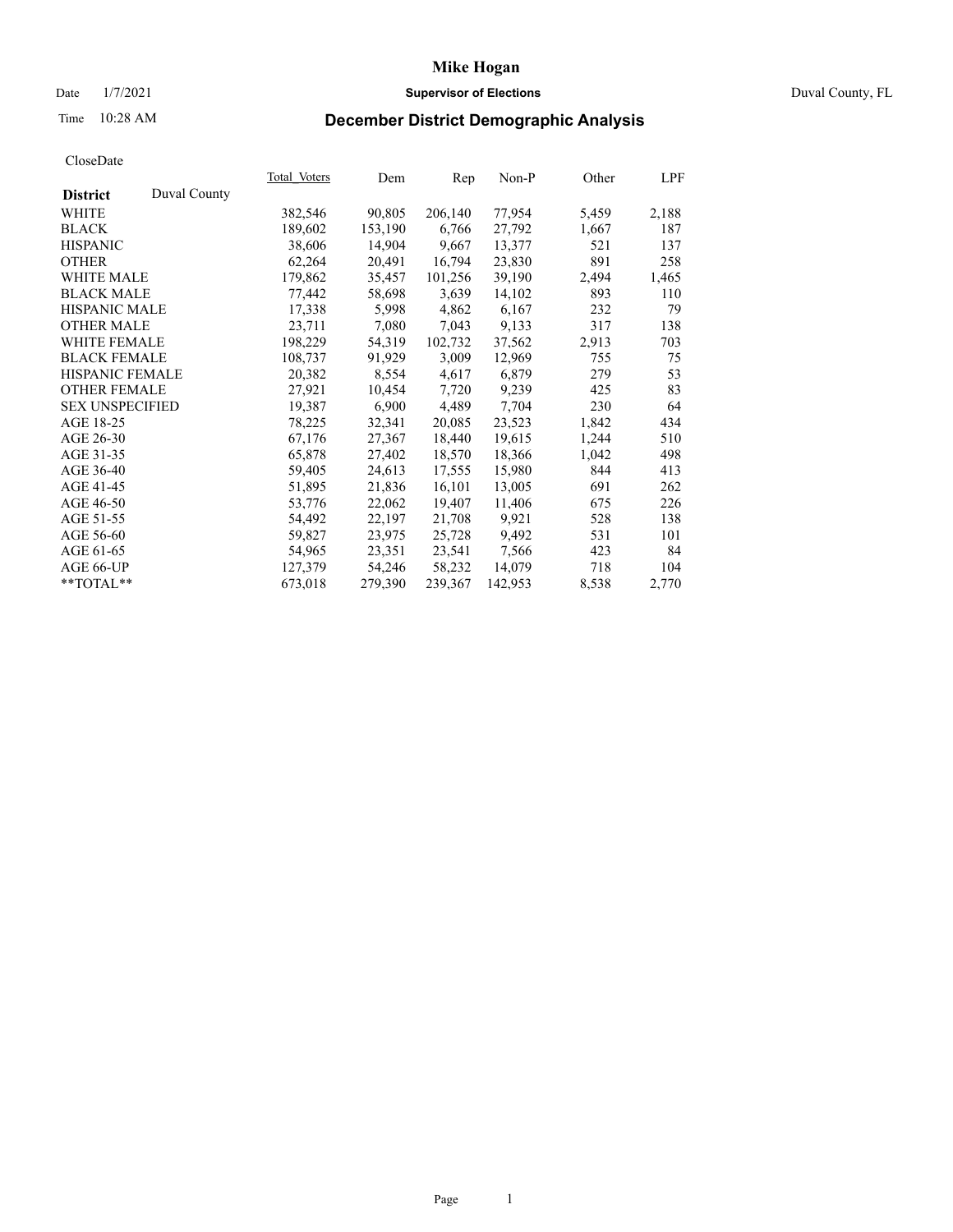# Mike Hogan

Date 1/7/2021 **Supervisor of Elections** Duval County, FL

Time 10:28 AM

## December District Demographic Analysis

CloseDate

| **District** Duval County | Total_Voters | Dem | Rep | Non-P | Other | LPF |
|---|---|---|---|---|---|---|
| WHITE | 382,546 | 90,805 | 206,140 | 77,954 | 5,459 | 2,188 |
| BLACK | 189,602 | 153,190 | 6,766 | 27,792 | 1,667 | 187 |
| HISPANIC | 38,606 | 14,904 | 9,667 | 13,377 | 521 | 137 |
| OTHER | 62,264 | 20,491 | 16,794 | 23,830 | 891 | 258 |
| WHITE MALE | 179,862 | 35,457 | 101,256 | 39,190 | 2,494 | 1,465 |
| BLACK MALE | 77,442 | 58,698 | 3,639 | 14,102 | 893 | 110 |
| HISPANIC MALE | 17,338 | 5,998 | 4,862 | 6,167 | 232 | 79 |
| OTHER MALE | 23,711 | 7,080 | 7,043 | 9,133 | 317 | 138 |
| WHITE FEMALE | 198,229 | 54,319 | 102,732 | 37,562 | 2,913 | 703 |
| BLACK FEMALE | 108,737 | 91,929 | 3,009 | 12,969 | 755 | 75 |
| HISPANIC FEMALE | 20,382 | 8,554 | 4,617 | 6,879 | 279 | 53 |
| OTHER FEMALE | 27,921 | 10,454 | 7,720 | 9,239 | 425 | 83 |
| SEX UNSPECIFIED | 19,387 | 6,900 | 4,489 | 7,704 | 230 | 64 |
| AGE 18-25 | 78,225 | 32,341 | 20,085 | 23,523 | 1,842 | 434 |
| AGE 26-30 | 67,176 | 27,367 | 18,440 | 19,615 | 1,244 | 510 |
| AGE 31-35 | 65,878 | 27,402 | 18,570 | 18,366 | 1,042 | 498 |
| AGE 36-40 | 59,405 | 24,613 | 17,555 | 15,980 | 844 | 413 |
| AGE 41-45 | 51,895 | 21,836 | 16,101 | 13,005 | 691 | 262 |
| AGE 46-50 | 53,776 | 22,062 | 19,407 | 11,406 | 675 | 226 |
| AGE 51-55 | 54,492 | 22,197 | 21,708 | 9,921 | 528 | 138 |
| AGE 56-60 | 59,827 | 23,975 | 25,728 | 9,492 | 531 | 101 |
| AGE 61-65 | 54,965 | 23,351 | 23,541 | 7,566 | 423 | 84 |
| AGE 66-UP | 127,379 | 54,246 | 58,232 | 14,079 | 718 | 104 |
| **TOTAL** | 673,018 | 279,390 | 239,367 | 142,953 | 8,538 | 2,770 |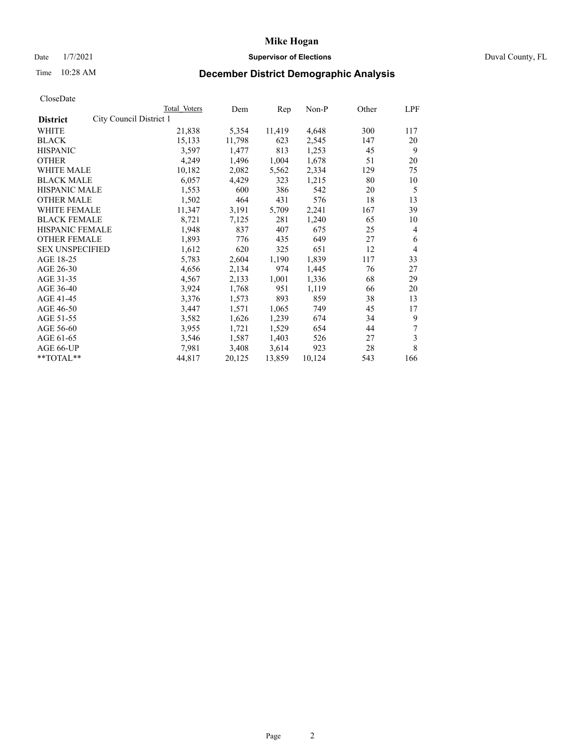# Mike Hogan

Date 1/7/2021 **Supervisor of Elections** Duval County, FL

Time 10:28 AM

## December District Demographic Analysis

CloseDate

| **District** City Council District 1 | Total Voters | Dem | Rep | Non-P | Other | LPF |
|---|---|---|---|---|---|---|
| WHITE | 21,838 | 5,354 | 11,419 | 4,648 | 300 | 117 |
| BLACK | 15,133 | 11,798 | 623 | 2,545 | 147 | 20 |
| HISPANIC | 3,597 | 1,477 | 813 | 1,253 | 45 | 9 |
| OTHER | 4,249 | 1,496 | 1,004 | 1,678 | 51 | 20 |
| WHITE MALE | 10,182 | 2,082 | 5,562 | 2,334 | 129 | 75 |
| BLACK MALE | 6,057 | 4,429 | 323 | 1,215 | 80 | 10 |
| HISPANIC MALE | 1,553 | 600 | 386 | 542 | 20 | 5 |
| OTHER MALE | 1,502 | 464 | 431 | 576 | 18 | 13 |
| WHITE FEMALE | 11,347 | 3,191 | 5,709 | 2,241 | 167 | 39 |
| BLACK FEMALE | 8,721 | 7,125 | 281 | 1,240 | 65 | 10 |
| HISPANIC FEMALE | 1,948 | 837 | 407 | 675 | 25 | 4 |
| OTHER FEMALE | 1,893 | 776 | 435 | 649 | 27 | 6 |
| SEX UNSPECIFIED | 1,612 | 620 | 325 | 651 | 12 | 4 |
| AGE 18-25 | 5,783 | 2,604 | 1,190 | 1,839 | 117 | 33 |
| AGE 26-30 | 4,656 | 2,134 | 974 | 1,445 | 76 | 27 |
| AGE 31-35 | 4,567 | 2,133 | 1,001 | 1,336 | 68 | 29 |
| AGE 36-40 | 3,924 | 1,768 | 951 | 1,119 | 66 | 20 |
| AGE 41-45 | 3,376 | 1,573 | 893 | 859 | 38 | 13 |
| AGE 46-50 | 3,447 | 1,571 | 1,065 | 749 | 45 | 17 |
| AGE 51-55 | 3,582 | 1,626 | 1,239 | 674 | 34 | 9 |
| AGE 56-60 | 3,955 | 1,721 | 1,529 | 654 | 44 | 7 |
| AGE 61-65 | 3,546 | 1,587 | 1,403 | 526 | 27 | 3 |
| AGE 66-UP | 7,981 | 3,408 | 3,614 | 923 | 28 | 8 |
| **TOTAL** | 44,817 | 20,125 | 13,859 | 10,124 | 543 | 166 |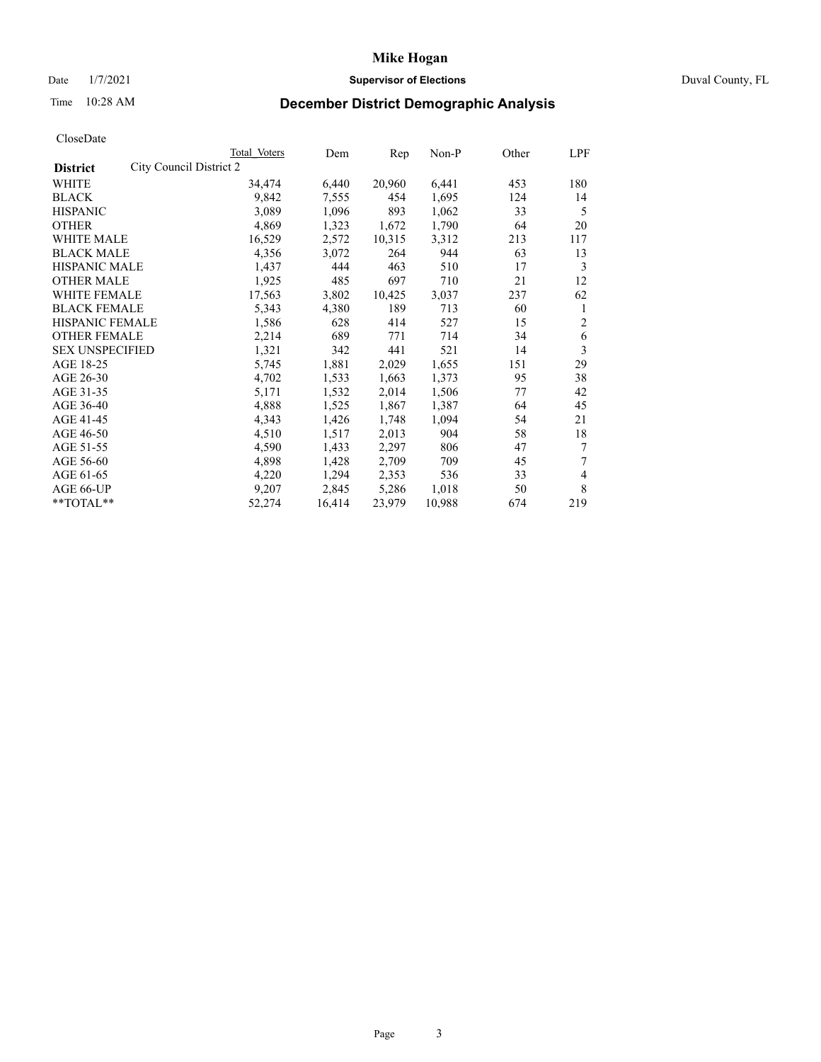# Mike Hogan

Date 1/7/2021 **Supervisor of Elections** Duval County, FL

Time 10:28 AM **December District Demographic Analysis**

CloseDate

| **District** City Council District 2 | Total Voters | Dem | Rep | Non-P | Other | LPF |
|---|---|---|---|---|---|---|
| WHITE | 34,474 | 6,440 | 20,960 | 6,441 | 453 | 180 |
| BLACK | 9,842 | 7,555 | 454 | 1,695 | 124 | 14 |
| HISPANIC | 3,089 | 1,096 | 893 | 1,062 | 33 | 5 |
| OTHER | 4,869 | 1,323 | 1,672 | 1,790 | 64 | 20 |
| WHITE MALE | 16,529 | 2,572 | 10,315 | 3,312 | 213 | 117 |
| BLACK MALE | 4,356 | 3,072 | 264 | 944 | 63 | 13 |
| HISPANIC MALE | 1,437 | 444 | 463 | 510 | 17 | 3 |
| OTHER MALE | 1,925 | 485 | 697 | 710 | 21 | 12 |
| WHITE FEMALE | 17,563 | 3,802 | 10,425 | 3,037 | 237 | 62 |
| BLACK FEMALE | 5,343 | 4,380 | 189 | 713 | 60 | 1 |
| HISPANIC FEMALE | 1,586 | 628 | 414 | 527 | 15 | 2 |
| OTHER FEMALE | 2,214 | 689 | 771 | 714 | 34 | 6 |
| SEX UNSPECIFIED | 1,321 | 342 | 441 | 521 | 14 | 3 |
| AGE 18-25 | 5,745 | 1,881 | 2,029 | 1,655 | 151 | 29 |
| AGE 26-30 | 4,702 | 1,533 | 1,663 | 1,373 | 95 | 38 |
| AGE 31-35 | 5,171 | 1,532 | 2,014 | 1,506 | 77 | 42 |
| AGE 36-40 | 4,888 | 1,525 | 1,867 | 1,387 | 64 | 45 |
| AGE 41-45 | 4,343 | 1,426 | 1,748 | 1,094 | 54 | 21 |
| AGE 46-50 | 4,510 | 1,517 | 2,013 | 904 | 58 | 18 |
| AGE 51-55 | 4,590 | 1,433 | 2,297 | 806 | 47 | 7 |
| AGE 56-60 | 4,898 | 1,428 | 2,709 | 709 | 45 | 7 |
| AGE 61-65 | 4,220 | 1,294 | 2,353 | 536 | 33 | 4 |
| AGE 66-UP | 9,207 | 2,845 | 5,286 | 1,018 | 50 | 8 |
| **TOTAL** | 52,274 | 16,414 | 23,979 | 10,988 | 674 | 219 |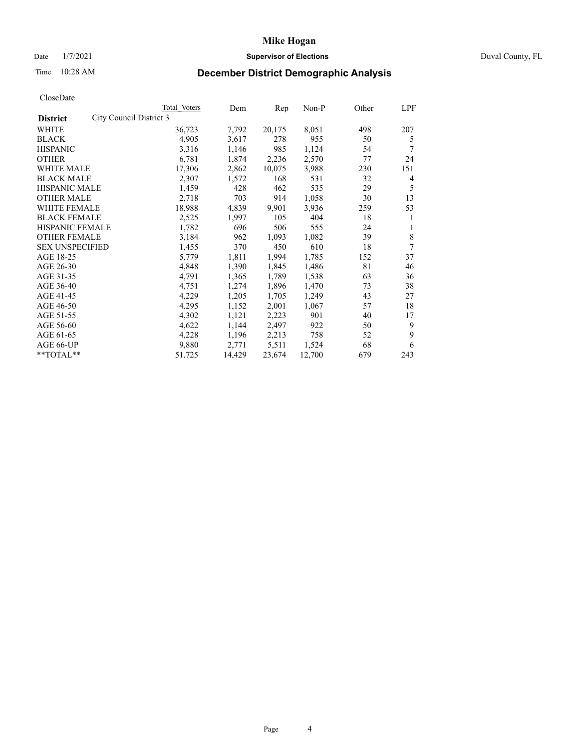# Mike Hogan

Date 1/7/2021 **Supervisor of Elections** Duval County, FL

Time 10:28 AM

## December District Demographic Analysis

CloseDate

| **District** | Total Voters | Dem | Rep | Non-P | Other | LPF |
|---|---|---|---|---|---|---|
| City Council District 3 | | | | | | |
| WHITE | 36,723 | 7,792 | 20,175 | 8,051 | 498 | 207 |
| BLACK | 4,905 | 3,617 | 278 | 955 | 50 | 5 |
| HISPANIC | 3,316 | 1,146 | 985 | 1,124 | 54 | 7 |
| OTHER | 6,781 | 1,874 | 2,236 | 2,570 | 77 | 24 |
| WHITE MALE | 17,306 | 2,862 | 10,075 | 3,988 | 230 | 151 |
| BLACK MALE | 2,307 | 1,572 | 168 | 531 | 32 | 4 |
| HISPANIC MALE | 1,459 | 428 | 462 | 535 | 29 | 5 |
| OTHER MALE | 2,718 | 703 | 914 | 1,058 | 30 | 13 |
| WHITE FEMALE | 18,988 | 4,839 | 9,901 | 3,936 | 259 | 53 |
| BLACK FEMALE | 2,525 | 1,997 | 105 | 404 | 18 | 1 |
| HISPANIC FEMALE | 1,782 | 696 | 506 | 555 | 24 | 1 |
| OTHER FEMALE | 3,184 | 962 | 1,093 | 1,082 | 39 | 8 |
| SEX UNSPECIFIED | 1,455 | 370 | 450 | 610 | 18 | 7 |
| AGE 18-25 | 5,779 | 1,811 | 1,994 | 1,785 | 152 | 37 |
| AGE 26-30 | 4,848 | 1,390 | 1,845 | 1,486 | 81 | 46 |
| AGE 31-35 | 4,791 | 1,365 | 1,789 | 1,538 | 63 | 36 |
| AGE 36-40 | 4,751 | 1,274 | 1,896 | 1,470 | 73 | 38 |
| AGE 41-45 | 4,229 | 1,205 | 1,705 | 1,249 | 43 | 27 |
| AGE 46-50 | 4,295 | 1,152 | 2,001 | 1,067 | 57 | 18 |
| AGE 51-55 | 4,302 | 1,121 | 2,223 | 901 | 40 | 17 |
| AGE 56-60 | 4,622 | 1,144 | 2,497 | 922 | 50 | 9 |
| AGE 61-65 | 4,228 | 1,196 | 2,213 | 758 | 52 | 9 |
| AGE 66-UP | 9,880 | 2,771 | 5,511 | 1,524 | 68 | 6 |
| **TOTAL** | 51,725 | 14,429 | 23,674 | 12,700 | 679 | 243 |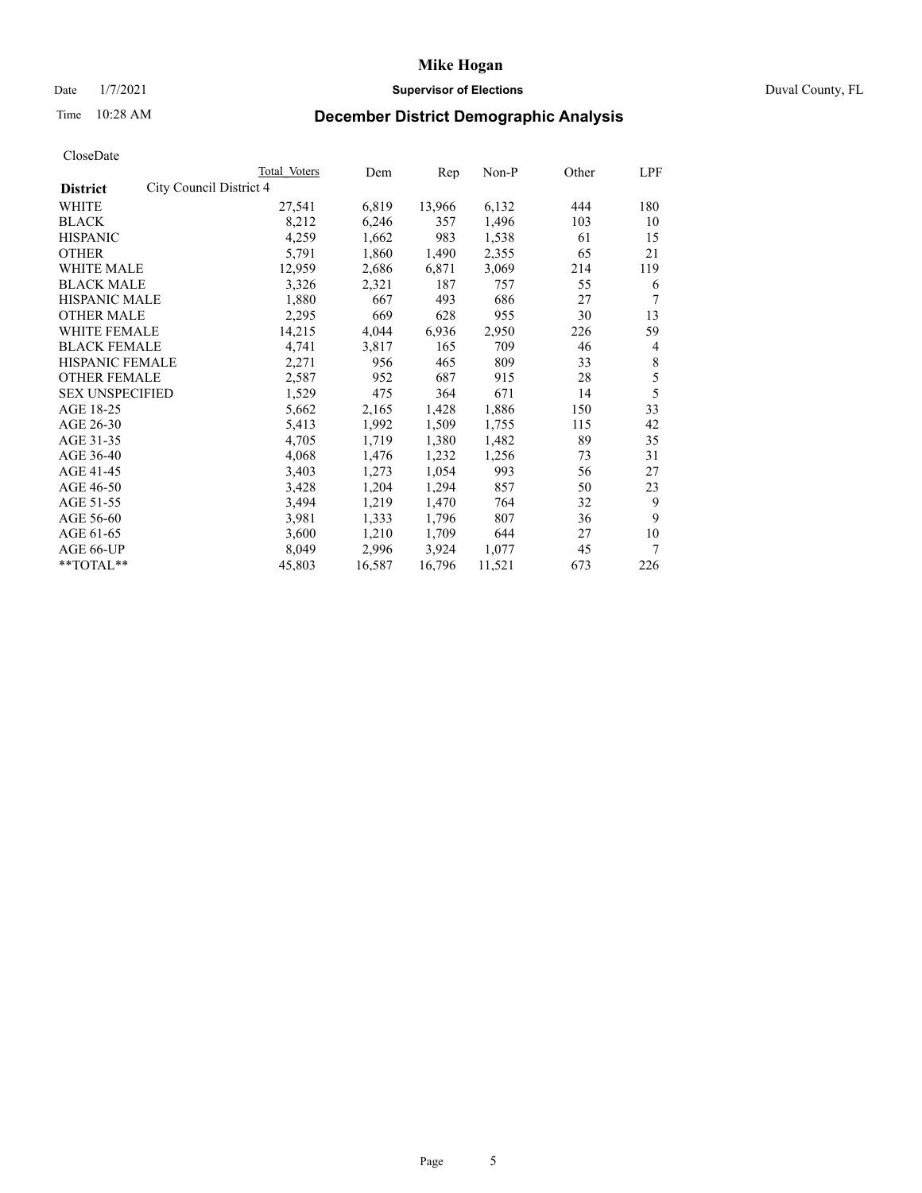# Mike Hogan

Date 1/7/2021 **Supervisor of Elections** Duval County, FL

Time 10:28 AM **December District Demographic Analysis**

CloseDate

| **District** | City Council District 4 | Total Voters | Dem | Rep | Non-P | Other | LPF |
|---|---|---|---|---|---|---|---|
| WHITE | | 27,541 | 6,819 | 13,966 | 6,132 | 444 | 180 |
| BLACK | | 8,212 | 6,246 | 357 | 1,496 | 103 | 10 |
| HISPANIC | | 4,259 | 1,662 | 983 | 1,538 | 61 | 15 |
| OTHER | | 5,791 | 1,860 | 1,490 | 2,355 | 65 | 21 |
| WHITE MALE | | 12,959 | 2,686 | 6,871 | 3,069 | 214 | 119 |
| BLACK MALE | | 3,326 | 2,321 | 187 | 757 | 55 | 6 |
| HISPANIC MALE | | 1,880 | 667 | 493 | 686 | 27 | 7 |
| OTHER MALE | | 2,295 | 669 | 628 | 955 | 30 | 13 |
| WHITE FEMALE | | 14,215 | 4,044 | 6,936 | 2,950 | 226 | 59 |
| BLACK FEMALE | | 4,741 | 3,817 | 165 | 709 | 46 | 4 |
| HISPANIC FEMALE | | 2,271 | 956 | 465 | 809 | 33 | 8 |
| OTHER FEMALE | | 2,587 | 952 | 687 | 915 | 28 | 5 |
| SEX UNSPECIFIED | | 1,529 | 475 | 364 | 671 | 14 | 5 |
| AGE 18-25 | | 5,662 | 2,165 | 1,428 | 1,886 | 150 | 33 |
| AGE 26-30 | | 5,413 | 1,992 | 1,509 | 1,755 | 115 | 42 |
| AGE 31-35 | | 4,705 | 1,719 | 1,380 | 1,482 | 89 | 35 |
| AGE 36-40 | | 4,068 | 1,476 | 1,232 | 1,256 | 73 | 31 |
| AGE 41-45 | | 3,403 | 1,273 | 1,054 | 993 | 56 | 27 |
| AGE 46-50 | | 3,428 | 1,204 | 1,294 | 857 | 50 | 23 |
| AGE 51-55 | | 3,494 | 1,219 | 1,470 | 764 | 32 | 9 |
| AGE 56-60 | | 3,981 | 1,333 | 1,796 | 807 | 36 | 9 |
| AGE 61-65 | | 3,600 | 1,210 | 1,709 | 644 | 27 | 10 |
| AGE 66-UP | | 8,049 | 2,996 | 3,924 | 1,077 | 45 | 7 |
| **TOTAL** | | 45,803 | 16,587 | 16,796 | 11,521 | 673 | 226 |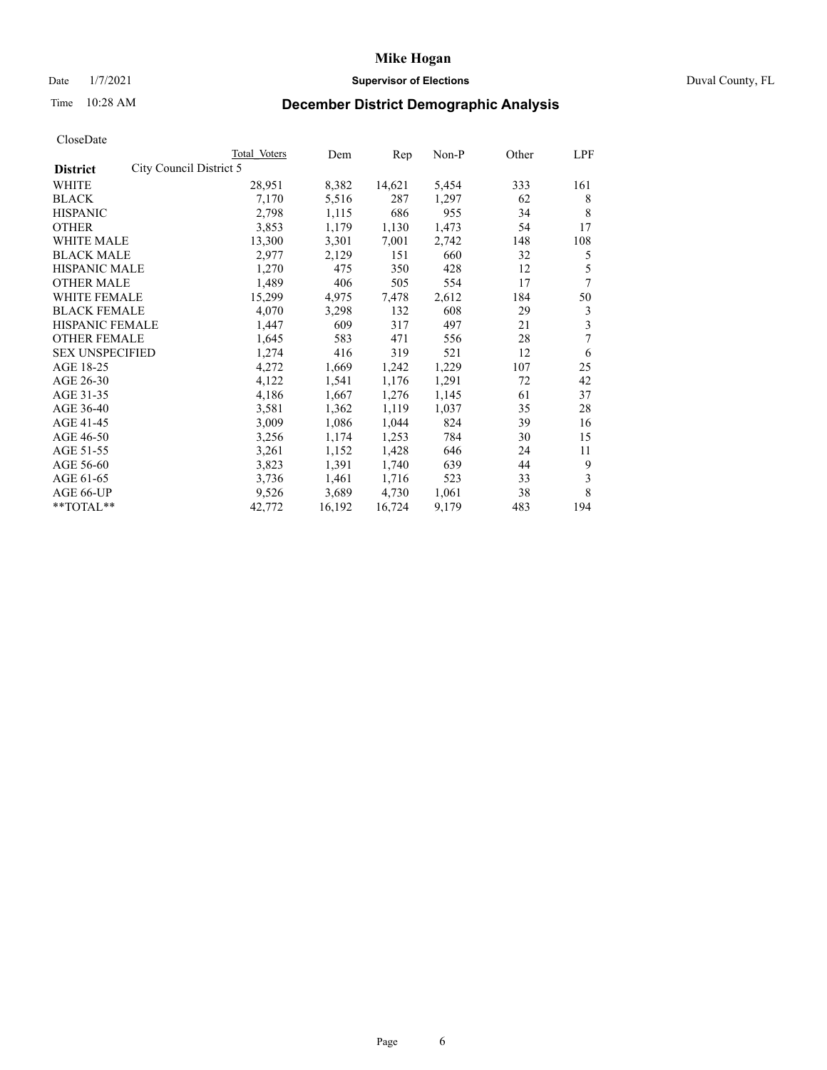# Mike Hogan

Date 1/7/2021 **Supervisor of Elections** Duval County, FL

Time 10:28 AM **December District Demographic Analysis**

CloseDate

| | Total Voters | Dem | Rep | Non-P | Other | LPF |
|---|---|---|---|---|---|---|
| **District** City Council District 5 | | | | | | |
| WHITE | 28,951 | 8,382 | 14,621 | 5,454 | 333 | 161 |
| BLACK | 7,170 | 5,516 | 287 | 1,297 | 62 | 8 |
| HISPANIC | 2,798 | 1,115 | 686 | 955 | 34 | 8 |
| OTHER | 3,853 | 1,179 | 1,130 | 1,473 | 54 | 17 |
| WHITE MALE | 13,300 | 3,301 | 7,001 | 2,742 | 148 | 108 |
| BLACK MALE | 2,977 | 2,129 | 151 | 660 | 32 | 5 |
| HISPANIC MALE | 1,270 | 475 | 350 | 428 | 12 | 5 |
| OTHER MALE | 1,489 | 406 | 505 | 554 | 17 | 7 |
| WHITE FEMALE | 15,299 | 4,975 | 7,478 | 2,612 | 184 | 50 |
| BLACK FEMALE | 4,070 | 3,298 | 132 | 608 | 29 | 3 |
| HISPANIC FEMALE | 1,447 | 609 | 317 | 497 | 21 | 3 |
| OTHER FEMALE | 1,645 | 583 | 471 | 556 | 28 | 7 |
| SEX UNSPECIFIED | 1,274 | 416 | 319 | 521 | 12 | 6 |
| AGE 18-25 | 4,272 | 1,669 | 1,242 | 1,229 | 107 | 25 |
| AGE 26-30 | 4,122 | 1,541 | 1,176 | 1,291 | 72 | 42 |
| AGE 31-35 | 4,186 | 1,667 | 1,276 | 1,145 | 61 | 37 |
| AGE 36-40 | 3,581 | 1,362 | 1,119 | 1,037 | 35 | 28 |
| AGE 41-45 | 3,009 | 1,086 | 1,044 | 824 | 39 | 16 |
| AGE 46-50 | 3,256 | 1,174 | 1,253 | 784 | 30 | 15 |
| AGE 51-55 | 3,261 | 1,152 | 1,428 | 646 | 24 | 11 |
| AGE 56-60 | 3,823 | 1,391 | 1,740 | 639 | 44 | 9 |
| AGE 61-65 | 3,736 | 1,461 | 1,716 | 523 | 33 | 3 |
| AGE 66-UP | 9,526 | 3,689 | 4,730 | 1,061 | 38 | 8 |
| **TOTAL** | 42,772 | 16,192 | 16,724 | 9,179 | 483 | 194 |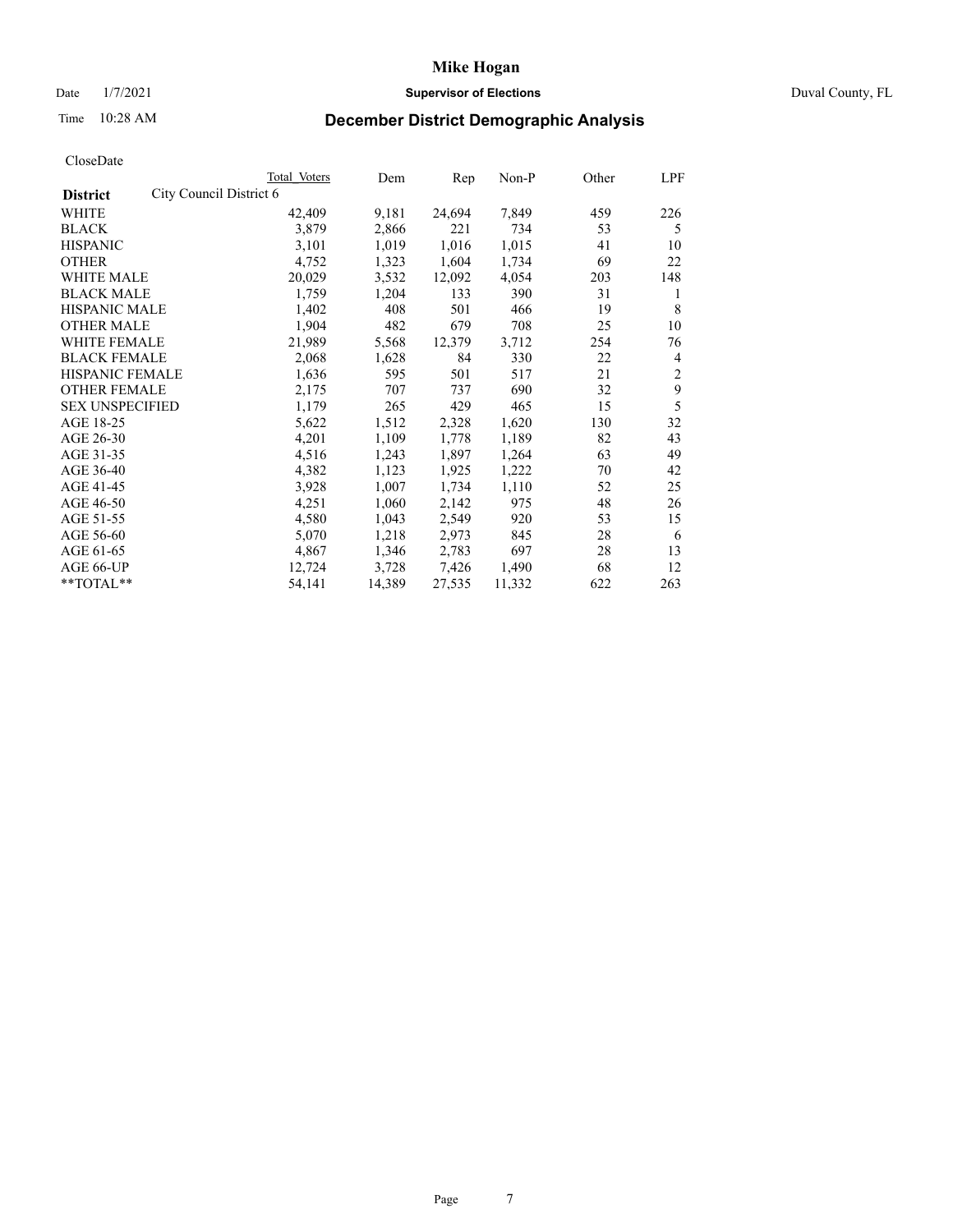# Mike Hogan

Date 1/7/2021 **Supervisor of Elections** Duval County, FL

Time 10:28 AM **December District Demographic Analysis**

CloseDate

| **District** | City Council District 6 Total Voters | Dem | Rep | Non-P | Other | LPF |
|---|---|---|---|---|---|---|
| WHITE | 42,409 | 9,181 | 24,694 | 7,849 | 459 | 226 |
| BLACK | 3,879 | 2,866 | 221 | 734 | 53 | 5 |
| HISPANIC | 3,101 | 1,019 | 1,016 | 1,015 | 41 | 10 |
| OTHER | 4,752 | 1,323 | 1,604 | 1,734 | 69 | 22 |
| WHITE MALE | 20,029 | 3,532 | 12,092 | 4,054 | 203 | 148 |
| BLACK MALE | 1,759 | 1,204 | 133 | 390 | 31 | 1 |
| HISPANIC MALE | 1,402 | 408 | 501 | 466 | 19 | 8 |
| OTHER MALE | 1,904 | 482 | 679 | 708 | 25 | 10 |
| WHITE FEMALE | 21,989 | 5,568 | 12,379 | 3,712 | 254 | 76 |
| BLACK FEMALE | 2,068 | 1,628 | 84 | 330 | 22 | 4 |
| HISPANIC FEMALE | 1,636 | 595 | 501 | 517 | 21 | 2 |
| OTHER FEMALE | 2,175 | 707 | 737 | 690 | 32 | 9 |
| SEX UNSPECIFIED | 1,179 | 265 | 429 | 465 | 15 | 5 |
| AGE 18-25 | 5,622 | 1,512 | 2,328 | 1,620 | 130 | 32 |
| AGE 26-30 | 4,201 | 1,109 | 1,778 | 1,189 | 82 | 43 |
| AGE 31-35 | 4,516 | 1,243 | 1,897 | 1,264 | 63 | 49 |
| AGE 36-40 | 4,382 | 1,123 | 1,925 | 1,222 | 70 | 42 |
| AGE 41-45 | 3,928 | 1,007 | 1,734 | 1,110 | 52 | 25 |
| AGE 46-50 | 4,251 | 1,060 | 2,142 | 975 | 48 | 26 |
| AGE 51-55 | 4,580 | 1,043 | 2,549 | 920 | 53 | 15 |
| AGE 56-60 | 5,070 | 1,218 | 2,973 | 845 | 28 | 6 |
| AGE 61-65 | 4,867 | 1,346 | 2,783 | 697 | 28 | 13 |
| AGE 66-UP | 12,724 | 3,728 | 7,426 | 1,490 | 68 | 12 |
| **TOTAL** | 54,141 | 14,389 | 27,535 | 11,332 | 622 | 263 |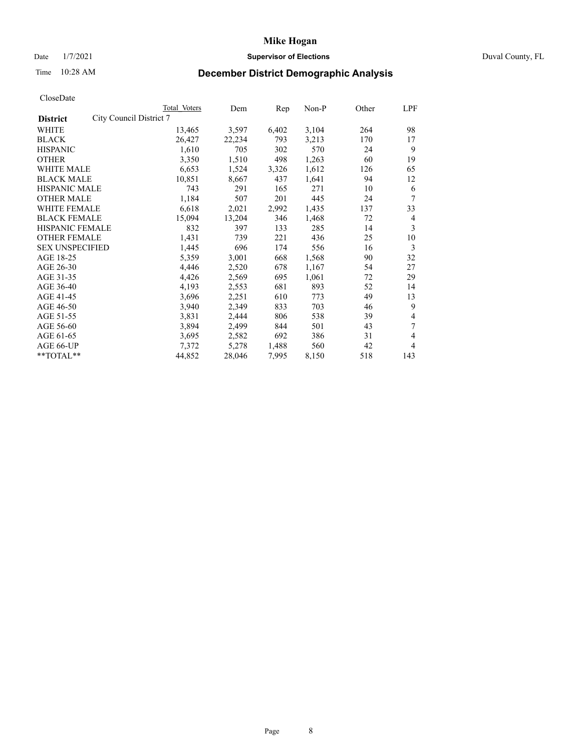# Mike Hogan

Date 1/7/2021 **Supervisor of Elections** Duval County, FL

Time 10:28 AM

## December District Demographic Analysis

CloseDate

| | Total Voters | Dem | Rep | Non-P | Other | LPF |
|---|---|---|---|---|---|---|
| **District** City Council District 7 | | | | | | |
| WHITE | 13,465 | 3,597 | 6,402 | 3,104 | 264 | 98 |
| BLACK | 26,427 | 22,234 | 793 | 3,213 | 170 | 17 |
| HISPANIC | 1,610 | 705 | 302 | 570 | 24 | 9 |
| OTHER | 3,350 | 1,510 | 498 | 1,263 | 60 | 19 |
| WHITE MALE | 6,653 | 1,524 | 3,326 | 1,612 | 126 | 65 |
| BLACK MALE | 10,851 | 8,667 | 437 | 1,641 | 94 | 12 |
| HISPANIC MALE | 743 | 291 | 165 | 271 | 10 | 6 |
| OTHER MALE | 1,184 | 507 | 201 | 445 | 24 | 7 |
| WHITE FEMALE | 6,618 | 2,021 | 2,992 | 1,435 | 137 | 33 |
| BLACK FEMALE | 15,094 | 13,204 | 346 | 1,468 | 72 | 4 |
| HISPANIC FEMALE | 832 | 397 | 133 | 285 | 14 | 3 |
| OTHER FEMALE | 1,431 | 739 | 221 | 436 | 25 | 10 |
| SEX UNSPECIFIED | 1,445 | 696 | 174 | 556 | 16 | 3 |
| AGE 18-25 | 5,359 | 3,001 | 668 | 1,568 | 90 | 32 |
| AGE 26-30 | 4,446 | 2,520 | 678 | 1,167 | 54 | 27 |
| AGE 31-35 | 4,426 | 2,569 | 695 | 1,061 | 72 | 29 |
| AGE 36-40 | 4,193 | 2,553 | 681 | 893 | 52 | 14 |
| AGE 41-45 | 3,696 | 2,251 | 610 | 773 | 49 | 13 |
| AGE 46-50 | 3,940 | 2,349 | 833 | 703 | 46 | 9 |
| AGE 51-55 | 3,831 | 2,444 | 806 | 538 | 39 | 4 |
| AGE 56-60 | 3,894 | 2,499 | 844 | 501 | 43 | 7 |
| AGE 61-65 | 3,695 | 2,582 | 692 | 386 | 31 | 4 |
| AGE 66-UP | 7,372 | 5,278 | 1,488 | 560 | 42 | 4 |
| **TOTAL** | 44,852 | 28,046 | 7,995 | 8,150 | 518 | 143 |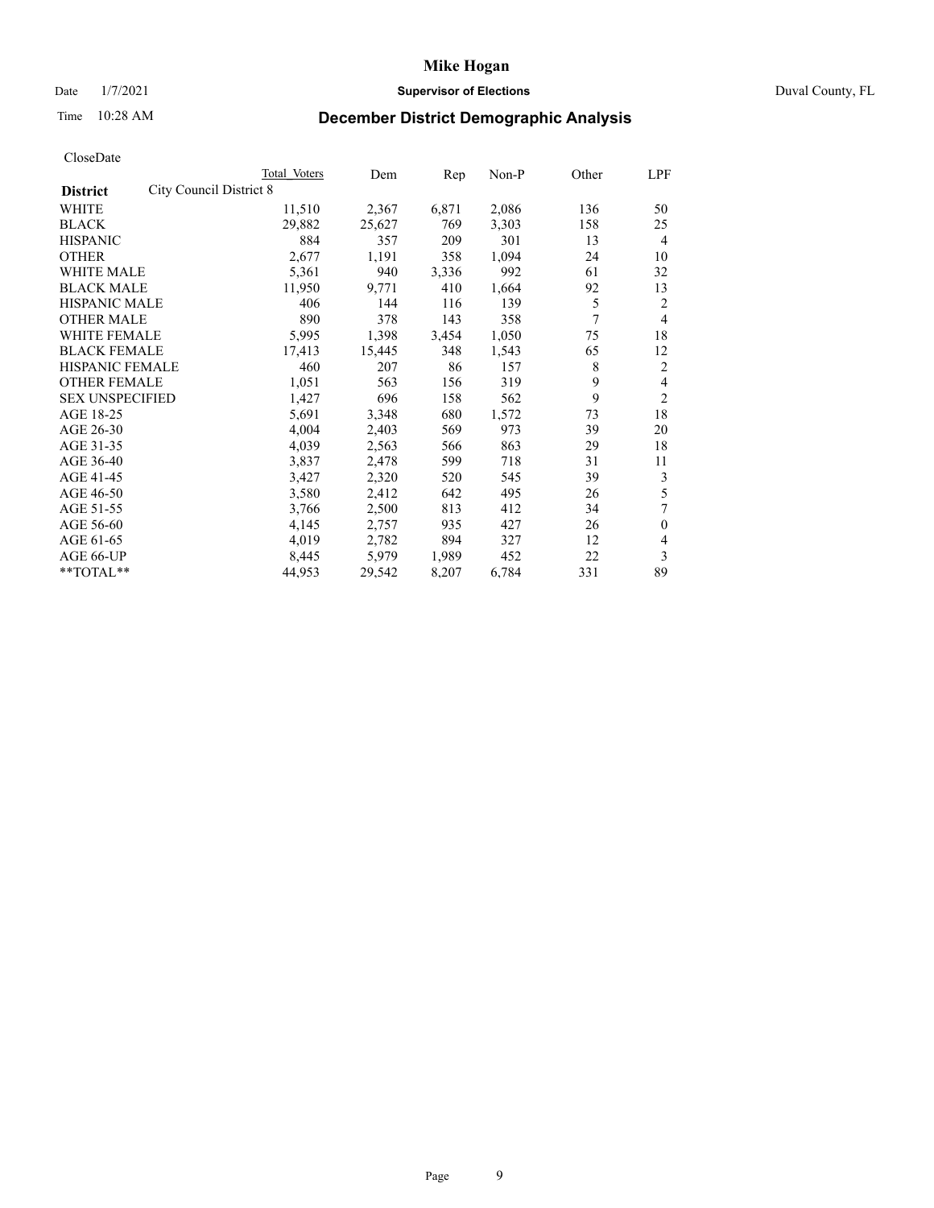# Mike Hogan

Date 1/7/2021 **Supervisor of Elections** Duval County, FL

Time 10:28 AM **December District Demographic Analysis**

CloseDate

| **District** City Council District 8 | Total Voters | Dem | Rep | Non-P | Other | LPF |
|---|---|---|---|---|---|---|
| WHITE | 11,510 | 2,367 | 6,871 | 2,086 | 136 | 50 |
| BLACK | 29,882 | 25,627 | 769 | 3,303 | 158 | 25 |
| HISPANIC | 884 | 357 | 209 | 301 | 13 | 4 |
| OTHER | 2,677 | 1,191 | 358 | 1,094 | 24 | 10 |
| WHITE MALE | 5,361 | 940 | 3,336 | 992 | 61 | 32 |
| BLACK MALE | 11,950 | 9,771 | 410 | 1,664 | 92 | 13 |
| HISPANIC MALE | 406 | 144 | 116 | 139 | 5 | 2 |
| OTHER MALE | 890 | 378 | 143 | 358 | 7 | 4 |
| WHITE FEMALE | 5,995 | 1,398 | 3,454 | 1,050 | 75 | 18 |
| BLACK FEMALE | 17,413 | 15,445 | 348 | 1,543 | 65 | 12 |
| HISPANIC FEMALE | 460 | 207 | 86 | 157 | 8 | 2 |
| OTHER FEMALE | 1,051 | 563 | 156 | 319 | 9 | 4 |
| SEX UNSPECIFIED | 1,427 | 696 | 158 | 562 | 9 | 2 |
| AGE 18-25 | 5,691 | 3,348 | 680 | 1,572 | 73 | 18 |
| AGE 26-30 | 4,004 | 2,403 | 569 | 973 | 39 | 20 |
| AGE 31-35 | 4,039 | 2,563 | 566 | 863 | 29 | 18 |
| AGE 36-40 | 3,837 | 2,478 | 599 | 718 | 31 | 11 |
| AGE 41-45 | 3,427 | 2,320 | 520 | 545 | 39 | 3 |
| AGE 46-50 | 3,580 | 2,412 | 642 | 495 | 26 | 5 |
| AGE 51-55 | 3,766 | 2,500 | 813 | 412 | 34 | 7 |
| AGE 56-60 | 4,145 | 2,757 | 935 | 427 | 26 | 0 |
| AGE 61-65 | 4,019 | 2,782 | 894 | 327 | 12 | 4 |
| AGE 66-UP | 8,445 | 5,979 | 1,989 | 452 | 22 | 3 |
| **TOTAL** | 44,953 | 29,542 | 8,207 | 6,784 | 331 | 89 |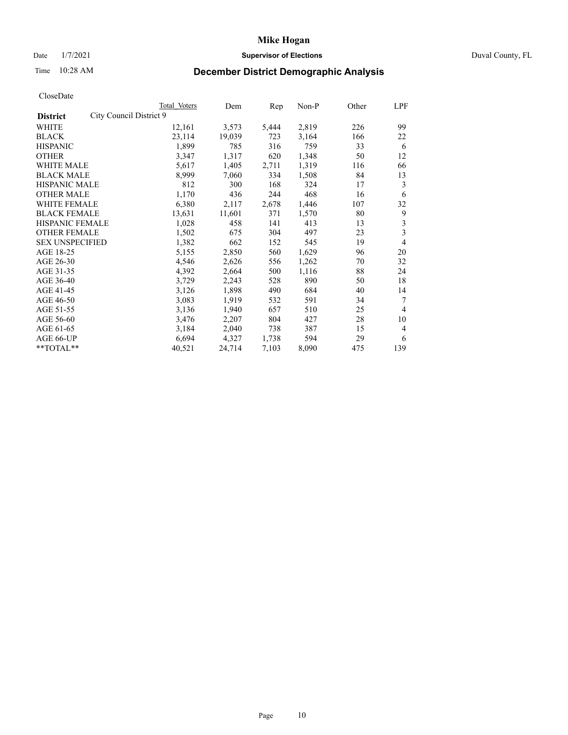# Mike Hogan

Date 1/7/2021 **Supervisor of Elections** Duval County, FL

Time 10:28 AM **December District Demographic Analysis**

CloseDate

| **District** | City Council District 9 | Total Voters | Dem | Rep | Non-P | Other | LPF |
|---|---|---|---|---|---|---|---|
| WHITE | | 12,161 | 3,573 | 5,444 | 2,819 | 226 | 99 |
| BLACK | | 23,114 | 19,039 | 723 | 3,164 | 166 | 22 |
| HISPANIC | | 1,899 | 785 | 316 | 759 | 33 | 6 |
| OTHER | | 3,347 | 1,317 | 620 | 1,348 | 50 | 12 |
| WHITE MALE | | 5,617 | 1,405 | 2,711 | 1,319 | 116 | 66 |
| BLACK MALE | | 8,999 | 7,060 | 334 | 1,508 | 84 | 13 |
| HISPANIC MALE | | 812 | 300 | 168 | 324 | 17 | 3 |
| OTHER MALE | | 1,170 | 436 | 244 | 468 | 16 | 6 |
| WHITE FEMALE | | 6,380 | 2,117 | 2,678 | 1,446 | 107 | 32 |
| BLACK FEMALE | | 13,631 | 11,601 | 371 | 1,570 | 80 | 9 |
| HISPANIC FEMALE | | 1,028 | 458 | 141 | 413 | 13 | 3 |
| OTHER FEMALE | | 1,502 | 675 | 304 | 497 | 23 | 3 |
| SEX UNSPECIFIED | | 1,382 | 662 | 152 | 545 | 19 | 4 |
| AGE 18-25 | | 5,155 | 2,850 | 560 | 1,629 | 96 | 20 |
| AGE 26-30 | | 4,546 | 2,626 | 556 | 1,262 | 70 | 32 |
| AGE 31-35 | | 4,392 | 2,664 | 500 | 1,116 | 88 | 24 |
| AGE 36-40 | | 3,729 | 2,243 | 528 | 890 | 50 | 18 |
| AGE 41-45 | | 3,126 | 1,898 | 490 | 684 | 40 | 14 |
| AGE 46-50 | | 3,083 | 1,919 | 532 | 591 | 34 | 7 |
| AGE 51-55 | | 3,136 | 1,940 | 657 | 510 | 25 | 4 |
| AGE 56-60 | | 3,476 | 2,207 | 804 | 427 | 28 | 10 |
| AGE 61-65 | | 3,184 | 2,040 | 738 | 387 | 15 | 4 |
| AGE 66-UP | | 6,694 | 4,327 | 1,738 | 594 | 29 | 6 |
| **TOTAL** | | 40,521 | 24,714 | 7,103 | 8,090 | 475 | 139 |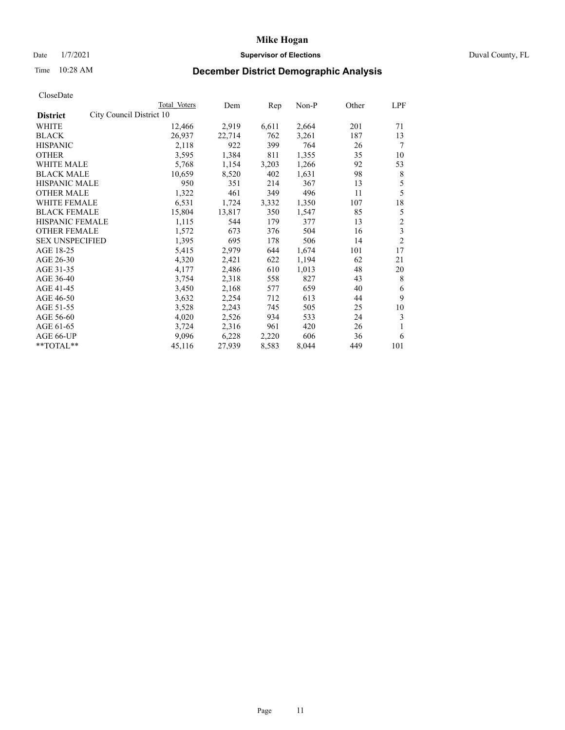# Mike Hogan

Date 1/7/2021 **Supervisor of Elections** Duval County, FL

Time 10:28 AM **December District Demographic Analysis**

CloseDate

| **District** | City Council District 10 | Total Voters | Dem | Rep | Non-P | Other | LPF |
|---|---|---|---|---|---|---|---|
| WHITE | | 12,466 | 2,919 | 6,611 | 2,664 | 201 | 71 |
| BLACK | | 26,937 | 22,714 | 762 | 3,261 | 187 | 13 |
| HISPANIC | | 2,118 | 922 | 399 | 764 | 26 | 7 |
| OTHER | | 3,595 | 1,384 | 811 | 1,355 | 35 | 10 |
| WHITE MALE | | 5,768 | 1,154 | 3,203 | 1,266 | 92 | 53 |
| BLACK MALE | | 10,659 | 8,520 | 402 | 1,631 | 98 | 8 |
| HISPANIC MALE | | 950 | 351 | 214 | 367 | 13 | 5 |
| OTHER MALE | | 1,322 | 461 | 349 | 496 | 11 | 5 |
| WHITE FEMALE | | 6,531 | 1,724 | 3,332 | 1,350 | 107 | 18 |
| BLACK FEMALE | | 15,804 | 13,817 | 350 | 1,547 | 85 | 5 |
| HISPANIC FEMALE | | 1,115 | 544 | 179 | 377 | 13 | 2 |
| OTHER FEMALE | | 1,572 | 673 | 376 | 504 | 16 | 3 |
| SEX UNSPECIFIED | | 1,395 | 695 | 178 | 506 | 14 | 2 |
| AGE 18-25 | | 5,415 | 2,979 | 644 | 1,674 | 101 | 17 |
| AGE 26-30 | | 4,320 | 2,421 | 622 | 1,194 | 62 | 21 |
| AGE 31-35 | | 4,177 | 2,486 | 610 | 1,013 | 48 | 20 |
| AGE 36-40 | | 3,754 | 2,318 | 558 | 827 | 43 | 8 |
| AGE 41-45 | | 3,450 | 2,168 | 577 | 659 | 40 | 6 |
| AGE 46-50 | | 3,632 | 2,254 | 712 | 613 | 44 | 9 |
| AGE 51-55 | | 3,528 | 2,243 | 745 | 505 | 25 | 10 |
| AGE 56-60 | | 4,020 | 2,526 | 934 | 533 | 24 | 3 |
| AGE 61-65 | | 3,724 | 2,316 | 961 | 420 | 26 | 1 |
| AGE 66-UP | | 9,096 | 6,228 | 2,220 | 606 | 36 | 6 |
| **TOTAL** | | 45,116 | 27,939 | 8,583 | 8,044 | 449 | 101 |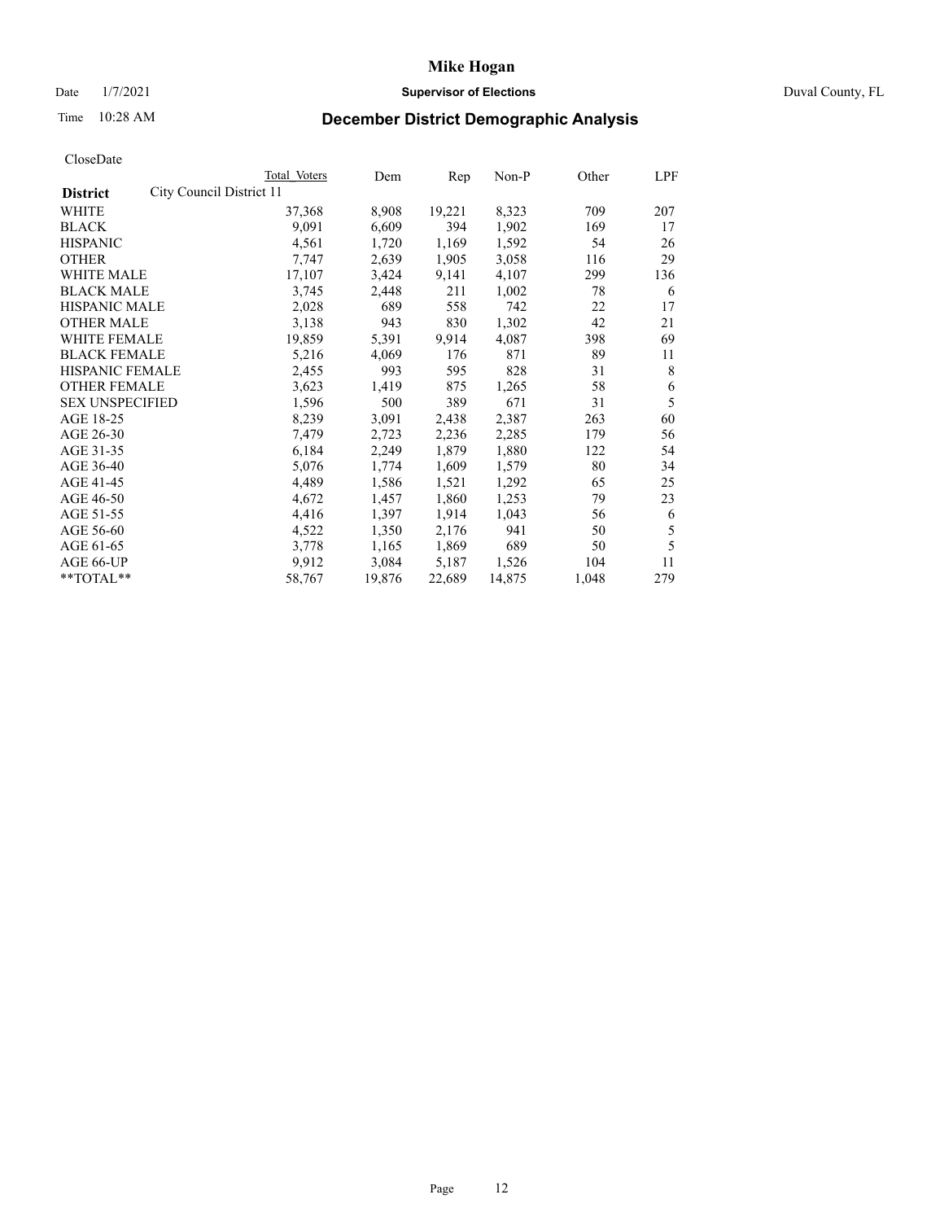# Mike Hogan

Date 1/7/2021 **Supervisor of Elections** Duval County, FL

Time 10:28 AM **December District Demographic Analysis**

CloseDate

| | Total Voters | Dem | Rep | Non-P | Other | LPF |
|---|---|---|---|---|---|---|
| **District** City Council District 11 | | | | | | |
| WHITE | 37,368 | 8,908 | 19,221 | 8,323 | 709 | 207 |
| BLACK | 9,091 | 6,609 | 394 | 1,902 | 169 | 17 |
| HISPANIC | 4,561 | 1,720 | 1,169 | 1,592 | 54 | 26 |
| OTHER | 7,747 | 2,639 | 1,905 | 3,058 | 116 | 29 |
| WHITE MALE | 17,107 | 3,424 | 9,141 | 4,107 | 299 | 136 |
| BLACK MALE | 3,745 | 2,448 | 211 | 1,002 | 78 | 6 |
| HISPANIC MALE | 2,028 | 689 | 558 | 742 | 22 | 17 |
| OTHER MALE | 3,138 | 943 | 830 | 1,302 | 42 | 21 |
| WHITE FEMALE | 19,859 | 5,391 | 9,914 | 4,087 | 398 | 69 |
| BLACK FEMALE | 5,216 | 4,069 | 176 | 871 | 89 | 11 |
| HISPANIC FEMALE | 2,455 | 993 | 595 | 828 | 31 | 8 |
| OTHER FEMALE | 3,623 | 1,419 | 875 | 1,265 | 58 | 6 |
| SEX UNSPECIFIED | 1,596 | 500 | 389 | 671 | 31 | 5 |
| AGE 18-25 | 8,239 | 3,091 | 2,438 | 2,387 | 263 | 60 |
| AGE 26-30 | 7,479 | 2,723 | 2,236 | 2,285 | 179 | 56 |
| AGE 31-35 | 6,184 | 2,249 | 1,879 | 1,880 | 122 | 54 |
| AGE 36-40 | 5,076 | 1,774 | 1,609 | 1,579 | 80 | 34 |
| AGE 41-45 | 4,489 | 1,586 | 1,521 | 1,292 | 65 | 25 |
| AGE 46-50 | 4,672 | 1,457 | 1,860 | 1,253 | 79 | 23 |
| AGE 51-55 | 4,416 | 1,397 | 1,914 | 1,043 | 56 | 6 |
| AGE 56-60 | 4,522 | 1,350 | 2,176 | 941 | 50 | 5 |
| AGE 61-65 | 3,778 | 1,165 | 1,869 | 689 | 50 | 5 |
| AGE 66-UP | 9,912 | 3,084 | 5,187 | 1,526 | 104 | 11 |
| **TOTAL** | 58,767 | 19,876 | 22,689 | 14,875 | 1,048 | 279 |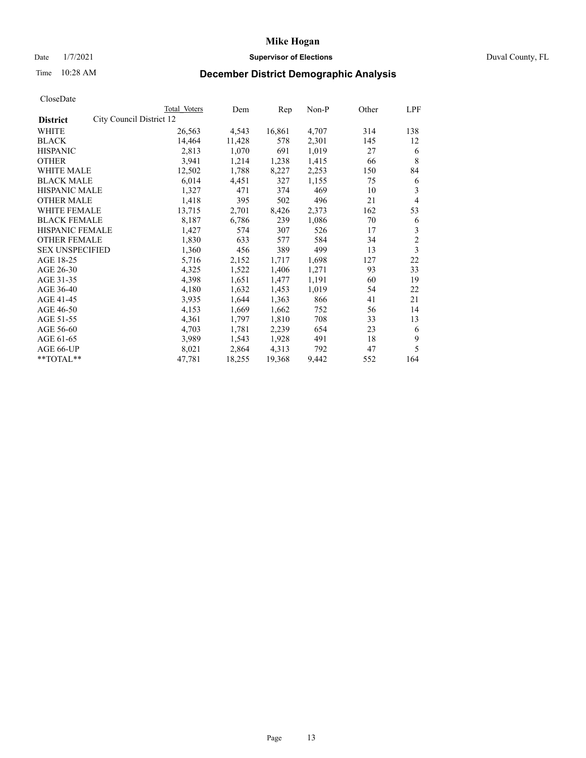# Mike Hogan

Date 1/7/2021 **Supervisor of Elections** Duval County, FL

Time 10:28 AM **December District Demographic Analysis**

CloseDate

| **District** City Council District 12 | Total Voters | Dem | Rep | Non-P | Other | LPF |
|---|---|---|---|---|---|---|
| WHITE | 26,563 | 4,543 | 16,861 | 4,707 | 314 | 138 |
| BLACK | 14,464 | 11,428 | 578 | 2,301 | 145 | 12 |
| HISPANIC | 2,813 | 1,070 | 691 | 1,019 | 27 | 6 |
| OTHER | 3,941 | 1,214 | 1,238 | 1,415 | 66 | 8 |
| WHITE MALE | 12,502 | 1,788 | 8,227 | 2,253 | 150 | 84 |
| BLACK MALE | 6,014 | 4,451 | 327 | 1,155 | 75 | 6 |
| HISPANIC MALE | 1,327 | 471 | 374 | 469 | 10 | 3 |
| OTHER MALE | 1,418 | 395 | 502 | 496 | 21 | 4 |
| WHITE FEMALE | 13,715 | 2,701 | 8,426 | 2,373 | 162 | 53 |
| BLACK FEMALE | 8,187 | 6,786 | 239 | 1,086 | 70 | 6 |
| HISPANIC FEMALE | 1,427 | 574 | 307 | 526 | 17 | 3 |
| OTHER FEMALE | 1,830 | 633 | 577 | 584 | 34 | 2 |
| SEX UNSPECIFIED | 1,360 | 456 | 389 | 499 | 13 | 3 |
| AGE 18-25 | 5,716 | 2,152 | 1,717 | 1,698 | 127 | 22 |
| AGE 26-30 | 4,325 | 1,522 | 1,406 | 1,271 | 93 | 33 |
| AGE 31-35 | 4,398 | 1,651 | 1,477 | 1,191 | 60 | 19 |
| AGE 36-40 | 4,180 | 1,632 | 1,453 | 1,019 | 54 | 22 |
| AGE 41-45 | 3,935 | 1,644 | 1,363 | 866 | 41 | 21 |
| AGE 46-50 | 4,153 | 1,669 | 1,662 | 752 | 56 | 14 |
| AGE 51-55 | 4,361 | 1,797 | 1,810 | 708 | 33 | 13 |
| AGE 56-60 | 4,703 | 1,781 | 2,239 | 654 | 23 | 6 |
| AGE 61-65 | 3,989 | 1,543 | 1,928 | 491 | 18 | 9 |
| AGE 66-UP | 8,021 | 2,864 | 4,313 | 792 | 47 | 5 |
| **TOTAL** | 47,781 | 18,255 | 19,368 | 9,442 | 552 | 164 |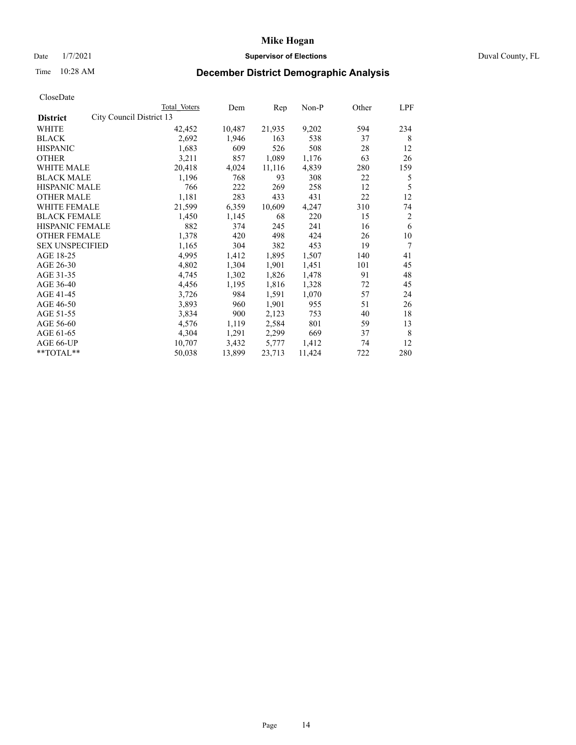# Mike Hogan

Date 1/7/2021 **Supervisor of Elections** Duval County, FL

Time 10:28 AM **December District Demographic Analysis**

CloseDate

| District | Total Voters | Dem | Rep | Non-P | Other | LPF |
|---|---|---|---|---|---|---|
| City Council District 13 | | | | | | |
| WHITE | 42,452 | 10,487 | 21,935 | 9,202 | 594 | 234 |
| BLACK | 2,692 | 1,946 | 163 | 538 | 37 | 8 |
| HISPANIC | 1,683 | 609 | 526 | 508 | 28 | 12 |
| OTHER | 3,211 | 857 | 1,089 | 1,176 | 63 | 26 |
| WHITE MALE | 20,418 | 4,024 | 11,116 | 4,839 | 280 | 159 |
| BLACK MALE | 1,196 | 768 | 93 | 308 | 22 | 5 |
| HISPANIC MALE | 766 | 222 | 269 | 258 | 12 | 5 |
| OTHER MALE | 1,181 | 283 | 433 | 431 | 22 | 12 |
| WHITE FEMALE | 21,599 | 6,359 | 10,609 | 4,247 | 310 | 74 |
| BLACK FEMALE | 1,450 | 1,145 | 68 | 220 | 15 | 2 |
| HISPANIC FEMALE | 882 | 374 | 245 | 241 | 16 | 6 |
| OTHER FEMALE | 1,378 | 420 | 498 | 424 | 26 | 10 |
| SEX UNSPECIFIED | 1,165 | 304 | 382 | 453 | 19 | 7 |
| AGE 18-25 | 4,995 | 1,412 | 1,895 | 1,507 | 140 | 41 |
| AGE 26-30 | 4,802 | 1,304 | 1,901 | 1,451 | 101 | 45 |
| AGE 31-35 | 4,745 | 1,302 | 1,826 | 1,478 | 91 | 48 |
| AGE 36-40 | 4,456 | 1,195 | 1,816 | 1,328 | 72 | 45 |
| AGE 41-45 | 3,726 | 984 | 1,591 | 1,070 | 57 | 24 |
| AGE 46-50 | 3,893 | 960 | 1,901 | 955 | 51 | 26 |
| AGE 51-55 | 3,834 | 900 | 2,123 | 753 | 40 | 18 |
| AGE 56-60 | 4,576 | 1,119 | 2,584 | 801 | 59 | 13 |
| AGE 61-65 | 4,304 | 1,291 | 2,299 | 669 | 37 | 8 |
| AGE 66-UP | 10,707 | 3,432 | 5,777 | 1,412 | 74 | 12 |
| **TOTAL** | 50,038 | 13,899 | 23,713 | 11,424 | 722 | 280 |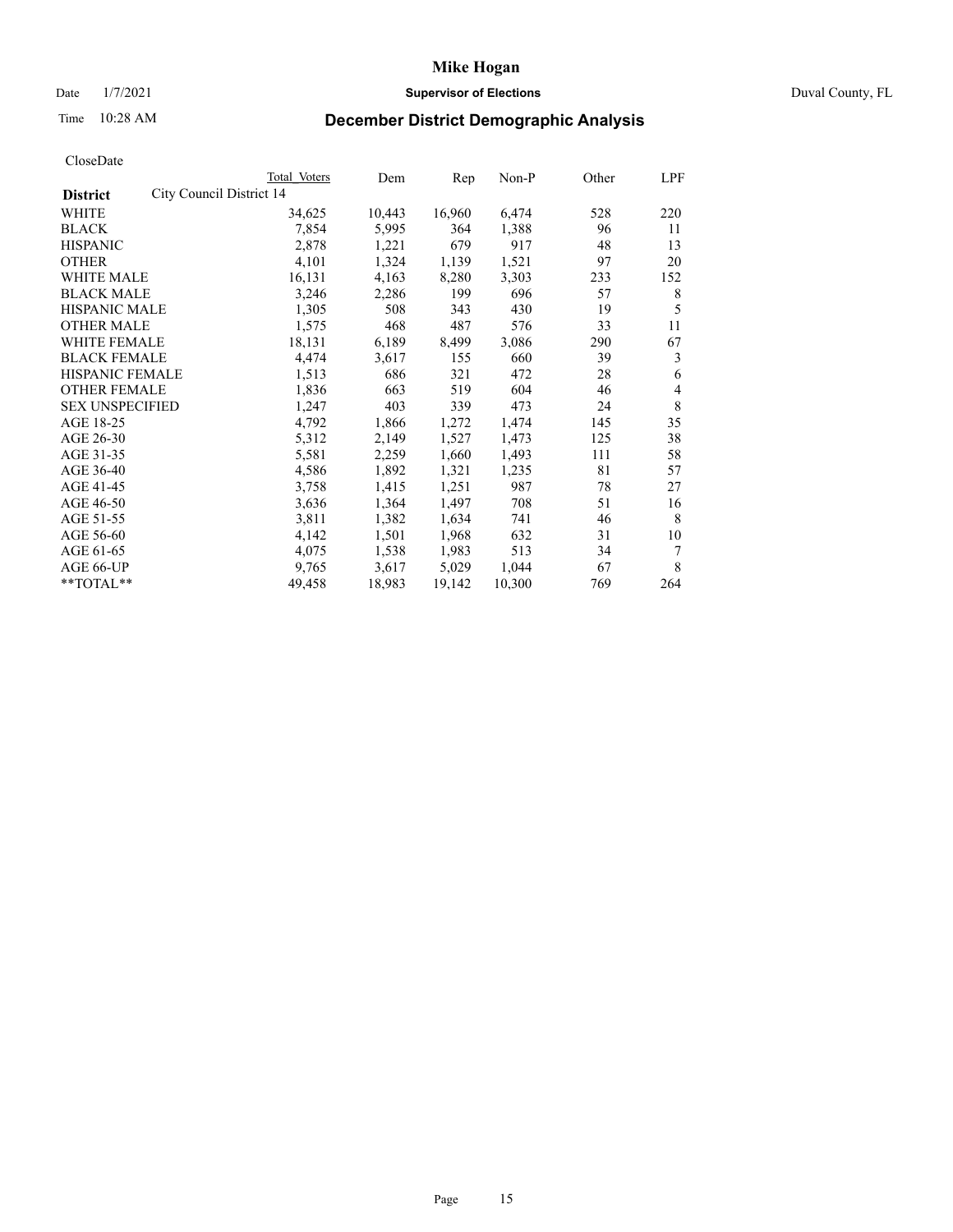# Mike Hogan

Date 1/7/2021 **Supervisor of Elections** Duval County, FL

Time 10:28 AM **December District Demographic Analysis**

CloseDate

| | Total Voters | Dem | Rep | Non-P | Other | LPF |
|---|---|---|---|---|---|---|
| **District** City Council District 14 | | | | | | |
| WHITE | 34,625 | 10,443 | 16,960 | 6,474 | 528 | 220 |
| BLACK | 7,854 | 5,995 | 364 | 1,388 | 96 | 11 |
| HISPANIC | 2,878 | 1,221 | 679 | 917 | 48 | 13 |
| OTHER | 4,101 | 1,324 | 1,139 | 1,521 | 97 | 20 |
| WHITE MALE | 16,131 | 4,163 | 8,280 | 3,303 | 233 | 152 |
| BLACK MALE | 3,246 | 2,286 | 199 | 696 | 57 | 8 |
| HISPANIC MALE | 1,305 | 508 | 343 | 430 | 19 | 5 |
| OTHER MALE | 1,575 | 468 | 487 | 576 | 33 | 11 |
| WHITE FEMALE | 18,131 | 6,189 | 8,499 | 3,086 | 290 | 67 |
| BLACK FEMALE | 4,474 | 3,617 | 155 | 660 | 39 | 3 |
| HISPANIC FEMALE | 1,513 | 686 | 321 | 472 | 28 | 6 |
| OTHER FEMALE | 1,836 | 663 | 519 | 604 | 46 | 4 |
| SEX UNSPECIFIED | 1,247 | 403 | 339 | 473 | 24 | 8 |
| AGE 18-25 | 4,792 | 1,866 | 1,272 | 1,474 | 145 | 35 |
| AGE 26-30 | 5,312 | 2,149 | 1,527 | 1,473 | 125 | 38 |
| AGE 31-35 | 5,581 | 2,259 | 1,660 | 1,493 | 111 | 58 |
| AGE 36-40 | 4,586 | 1,892 | 1,321 | 1,235 | 81 | 57 |
| AGE 41-45 | 3,758 | 1,415 | 1,251 | 987 | 78 | 27 |
| AGE 46-50 | 3,636 | 1,364 | 1,497 | 708 | 51 | 16 |
| AGE 51-55 | 3,811 | 1,382 | 1,634 | 741 | 46 | 8 |
| AGE 56-60 | 4,142 | 1,501 | 1,968 | 632 | 31 | 10 |
| AGE 61-65 | 4,075 | 1,538 | 1,983 | 513 | 34 | 7 |
| AGE 66-UP | 9,765 | 3,617 | 5,029 | 1,044 | 67 | 8 |
| **TOTAL** | 49,458 | 18,983 | 19,142 | 10,300 | 769 | 264 |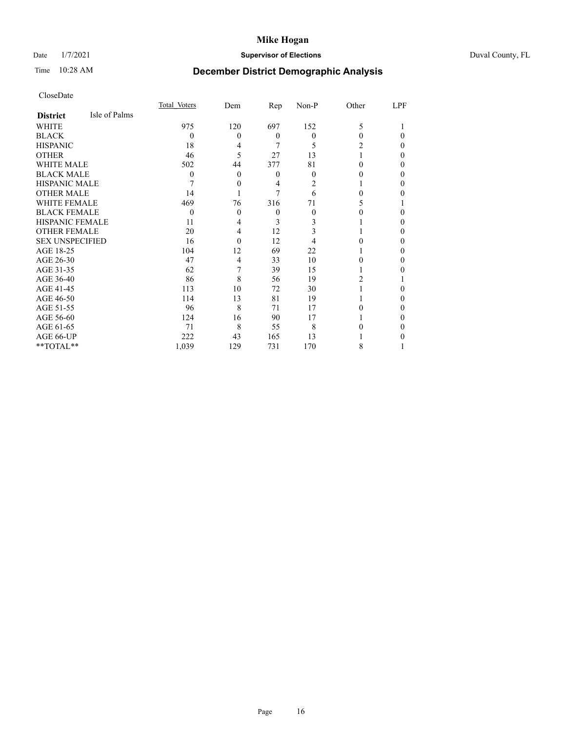# Mike Hogan

Date 1/7/2021 **Supervisor of Elections** Duval County, FL

Time 10:28 AM **December District Demographic Analysis**

CloseDate

| **District** Isle of Palms | Total Voters | Dem | Rep | Non-P | Other | LPF |
|---|---|---|---|---|---|---|
| WHITE | 975 | 120 | 697 | 152 | 5 | 1 |
| BLACK | 0 | 0 | 0 | 0 | 0 | 0 |
| HISPANIC | 18 | 4 | 7 | 5 | 2 | 0 |
| OTHER | 46 | 5 | 27 | 13 | 1 | 0 |
| WHITE MALE | 502 | 44 | 377 | 81 | 0 | 0 |
| BLACK MALE | 0 | 0 | 0 | 0 | 0 | 0 |
| HISPANIC MALE | 7 | 0 | 4 | 2 | 1 | 0 |
| OTHER MALE | 14 | 1 | 7 | 6 | 0 | 0 |
| WHITE FEMALE | 469 | 76 | 316 | 71 | 5 | 1 |
| BLACK FEMALE | 0 | 0 | 0 | 0 | 0 | 0 |
| HISPANIC FEMALE | 11 | 4 | 3 | 3 | 1 | 0 |
| OTHER FEMALE | 20 | 4 | 12 | 3 | 1 | 0 |
| SEX UNSPECIFIED | 16 | 0 | 12 | 4 | 0 | 0 |
| AGE 18-25 | 104 | 12 | 69 | 22 | 1 | 0 |
| AGE 26-30 | 47 | 4 | 33 | 10 | 0 | 0 |
| AGE 31-35 | 62 | 7 | 39 | 15 | 1 | 0 |
| AGE 36-40 | 86 | 8 | 56 | 19 | 2 | 1 |
| AGE 41-45 | 113 | 10 | 72 | 30 | 1 | 0 |
| AGE 46-50 | 114 | 13 | 81 | 19 | 1 | 0 |
| AGE 51-55 | 96 | 8 | 71 | 17 | 0 | 0 |
| AGE 56-60 | 124 | 16 | 90 | 17 | 1 | 0 |
| AGE 61-65 | 71 | 8 | 55 | 8 | 0 | 0 |
| AGE 66-UP | 222 | 43 | 165 | 13 | 1 | 0 |
| **TOTAL** | 1,039 | 129 | 731 | 170 | 8 | 1 |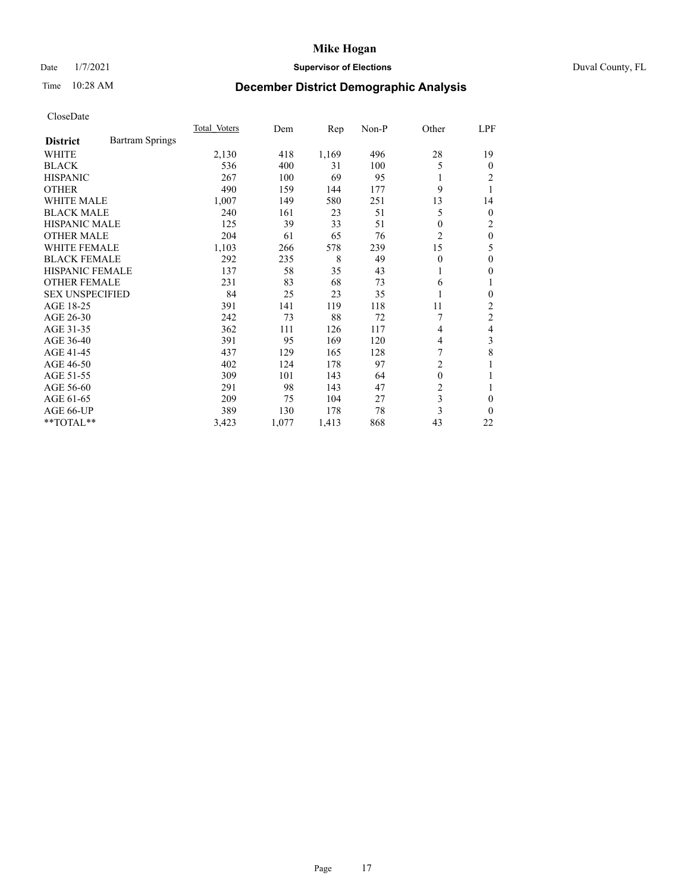# Mike Hogan

Date 1/7/2021 **Supervisor of Elections** Duval County, FL

Time 10:28 AM **December District Demographic Analysis**

CloseDate

| **District** Bartram Springs | Total Voters | Dem | Rep | Non-P | Other | LPF |
|---|---|---|---|---|---|---|
| WHITE | 2,130 | 418 | 1,169 | 496 | 28 | 19 |
| BLACK | 536 | 400 | 31 | 100 | 5 | 0 |
| HISPANIC | 267 | 100 | 69 | 95 | 1 | 2 |
| OTHER | 490 | 159 | 144 | 177 | 9 | 1 |
| WHITE MALE | 1,007 | 149 | 580 | 251 | 13 | 14 |
| BLACK MALE | 240 | 161 | 23 | 51 | 5 | 0 |
| HISPANIC MALE | 125 | 39 | 33 | 51 | 0 | 2 |
| OTHER MALE | 204 | 61 | 65 | 76 | 2 | 0 |
| WHITE FEMALE | 1,103 | 266 | 578 | 239 | 15 | 5 |
| BLACK FEMALE | 292 | 235 | 8 | 49 | 0 | 0 |
| HISPANIC FEMALE | 137 | 58 | 35 | 43 | 1 | 0 |
| OTHER FEMALE | 231 | 83 | 68 | 73 | 6 | 1 |
| SEX UNSPECIFIED | 84 | 25 | 23 | 35 | 1 | 0 |
| AGE 18-25 | 391 | 141 | 119 | 118 | 11 | 2 |
| AGE 26-30 | 242 | 73 | 88 | 72 | 7 | 2 |
| AGE 31-35 | 362 | 111 | 126 | 117 | 4 | 4 |
| AGE 36-40 | 391 | 95 | 169 | 120 | 4 | 3 |
| AGE 41-45 | 437 | 129 | 165 | 128 | 7 | 8 |
| AGE 46-50 | 402 | 124 | 178 | 97 | 2 | 1 |
| AGE 51-55 | 309 | 101 | 143 | 64 | 0 | 1 |
| AGE 56-60 | 291 | 98 | 143 | 47 | 2 | 1 |
| AGE 61-65 | 209 | 75 | 104 | 27 | 3 | 0 |
| AGE 66-UP | 389 | 130 | 178 | 78 | 3 | 0 |
| **TOTAL** | 3,423 | 1,077 | 1,413 | 868 | 43 | 22 |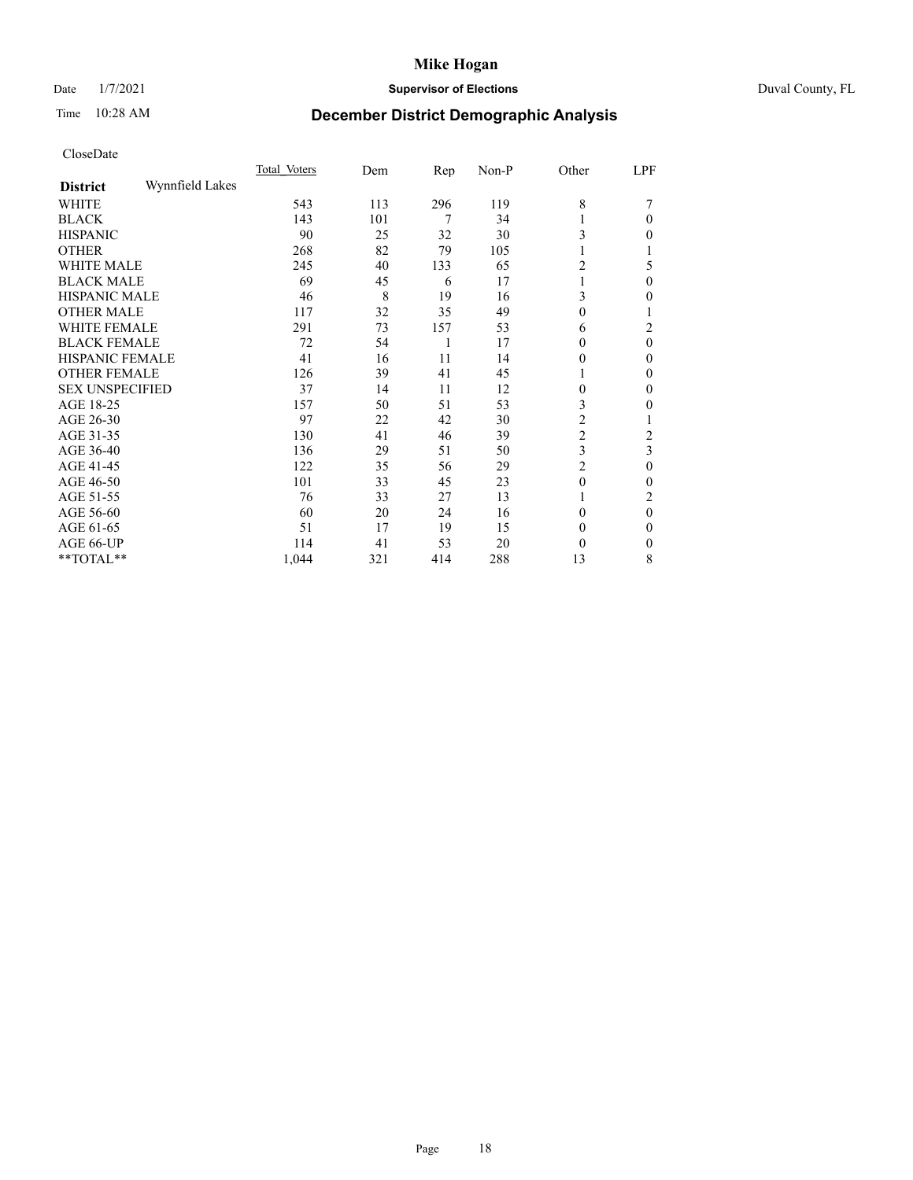# Mike Hogan

Date 1/7/2021 **Supervisor of Elections** Duval County, FL

Time 10:28 AM **December District Demographic Analysis**

CloseDate

| **District** Wynnfield Lakes | Total Voters | Dem | Rep | Non-P | Other | LPF |
|---|---|---|---|---|---|---|
| WHITE | 543 | 113 | 296 | 119 | 8 | 7 |
| BLACK | 143 | 101 | 7 | 34 | 1 | 0 |
| HISPANIC | 90 | 25 | 32 | 30 | 3 | 0 |
| OTHER | 268 | 82 | 79 | 105 | 1 | 1 |
| WHITE MALE | 245 | 40 | 133 | 65 | 2 | 5 |
| BLACK MALE | 69 | 45 | 6 | 17 | 1 | 0 |
| HISPANIC MALE | 46 | 8 | 19 | 16 | 3 | 0 |
| OTHER MALE | 117 | 32 | 35 | 49 | 0 | 1 |
| WHITE FEMALE | 291 | 73 | 157 | 53 | 6 | 2 |
| BLACK FEMALE | 72 | 54 | 1 | 17 | 0 | 0 |
| HISPANIC FEMALE | 41 | 16 | 11 | 14 | 0 | 0 |
| OTHER FEMALE | 126 | 39 | 41 | 45 | 1 | 0 |
| SEX UNSPECIFIED | 37 | 14 | 11 | 12 | 0 | 0 |
| AGE 18-25 | 157 | 50 | 51 | 53 | 3 | 0 |
| AGE 26-30 | 97 | 22 | 42 | 30 | 2 | 1 |
| AGE 31-35 | 130 | 41 | 46 | 39 | 2 | 2 |
| AGE 36-40 | 136 | 29 | 51 | 50 | 3 | 3 |
| AGE 41-45 | 122 | 35 | 56 | 29 | 2 | 0 |
| AGE 46-50 | 101 | 33 | 45 | 23 | 0 | 0 |
| AGE 51-55 | 76 | 33 | 27 | 13 | 1 | 2 |
| AGE 56-60 | 60 | 20 | 24 | 16 | 0 | 0 |
| AGE 61-65 | 51 | 17 | 19 | 15 | 0 | 0 |
| AGE 66-UP | 114 | 41 | 53 | 20 | 0 | 0 |
| **TOTAL** | 1,044 | 321 | 414 | 288 | 13 | 8 |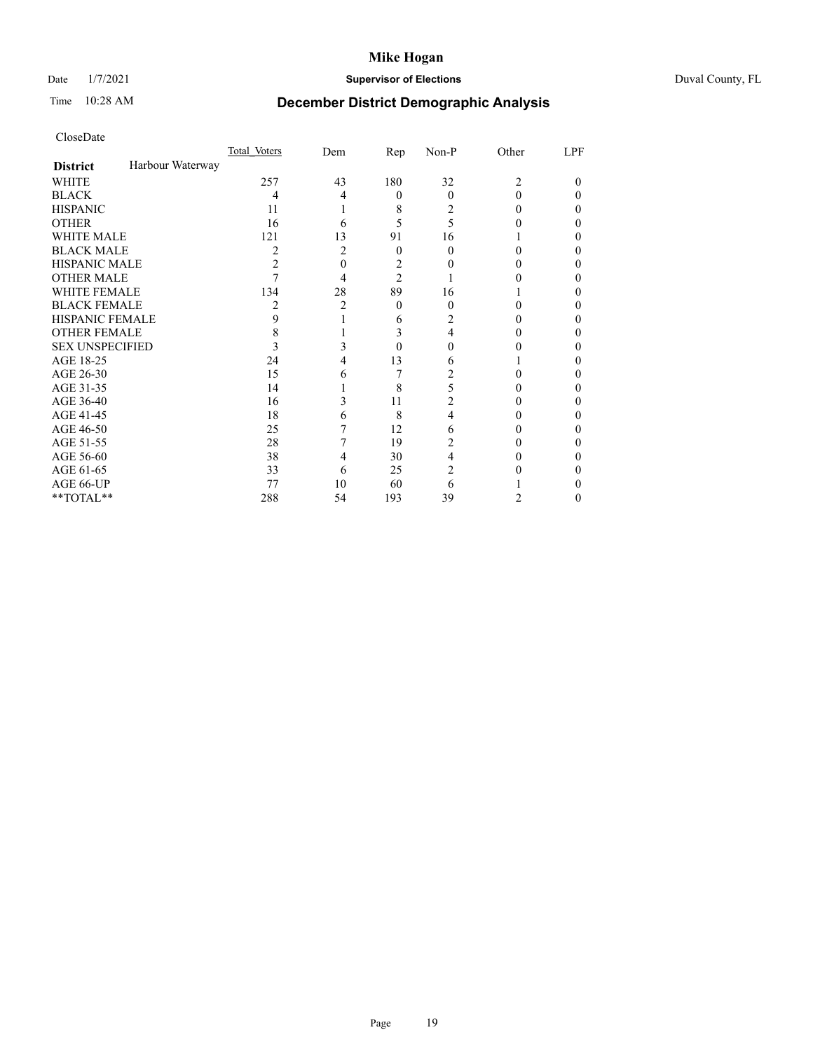# December District Demographic Analysis

CloseDate

| District: Harbour Waterway | Total Voters | Dem | Rep | Non-P | Other | LPF |
|---|---|---|---|---|---|---|
| WHITE | 257 | 43 | 180 | 32 | 2 | 0 |
| BLACK | 4 | 4 | 0 | 0 | 0 | 0 |
| HISPANIC | 11 | 1 | 8 | 2 | 0 | 0 |
| OTHER | 16 | 6 | 5 | 5 | 0 | 0 |
| WHITE MALE | 121 | 13 | 91 | 16 | 1 | 0 |
| BLACK MALE | 2 | 2 | 0 | 0 | 0 | 0 |
| HISPANIC MALE | 2 | 0 | 2 | 0 | 0 | 0 |
| OTHER MALE | 7 | 4 | 2 | 1 | 0 | 0 |
| WHITE FEMALE | 134 | 28 | 89 | 16 | 1 | 0 |
| BLACK FEMALE | 2 | 2 | 0 | 0 | 0 | 0 |
| HISPANIC FEMALE | 9 | 1 | 6 | 2 | 0 | 0 |
| OTHER FEMALE | 8 | 1 | 3 | 4 | 0 | 0 |
| SEX UNSPECIFIED | 3 | 3 | 0 | 0 | 0 | 0 |
| AGE 18-25 | 24 | 4 | 13 | 6 | 1 | 0 |
| AGE 26-30 | 15 | 6 | 7 | 2 | 0 | 0 |
| AGE 31-35 | 14 | 1 | 8 | 5 | 0 | 0 |
| AGE 36-40 | 16 | 3 | 11 | 2 | 0 | 0 |
| AGE 41-45 | 18 | 6 | 8 | 4 | 0 | 0 |
| AGE 46-50 | 25 | 7 | 12 | 6 | 0 | 0 |
| AGE 51-55 | 28 | 7 | 19 | 2 | 0 | 0 |
| AGE 56-60 | 38 | 4 | 30 | 4 | 0 | 0 |
| AGE 61-65 | 33 | 6 | 25 | 2 | 0 | 0 |
| AGE 66-UP | 77 | 10 | 60 | 6 | 1 | 0 |
| **TOTAL** | 288 | 54 | 193 | 39 | 2 | 0 |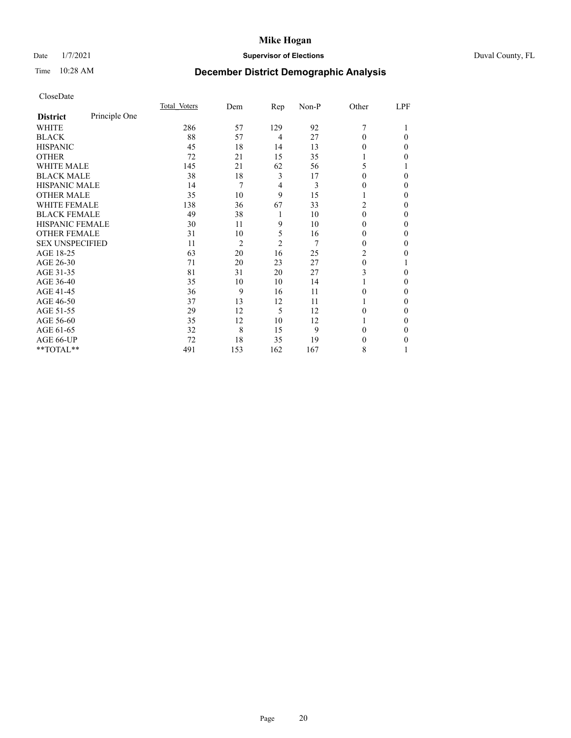# Mike Hogan

Date 1/7/2021 **Supervisor of Elections** Duval County, FL

Time 10:28 AM

## December District Demographic Analysis

CloseDate

| **District** Principle One | Total Voters | Dem | Rep | Non-P | Other | LPF |
|---|---|---|---|---|---|---|
| WHITE | 286 | 57 | 129 | 92 | 7 | 1 |
| BLACK | 88 | 57 | 4 | 27 | 0 | 0 |
| HISPANIC | 45 | 18 | 14 | 13 | 0 | 0 |
| OTHER | 72 | 21 | 15 | 35 | 1 | 0 |
| WHITE MALE | 145 | 21 | 62 | 56 | 5 | 1 |
| BLACK MALE | 38 | 18 | 3 | 17 | 0 | 0 |
| HISPANIC MALE | 14 | 7 | 4 | 3 | 0 | 0 |
| OTHER MALE | 35 | 10 | 9 | 15 | 1 | 0 |
| WHITE FEMALE | 138 | 36 | 67 | 33 | 2 | 0 |
| BLACK FEMALE | 49 | 38 | 1 | 10 | 0 | 0 |
| HISPANIC FEMALE | 30 | 11 | 9 | 10 | 0 | 0 |
| OTHER FEMALE | 31 | 10 | 5 | 16 | 0 | 0 |
| SEX UNSPECIFIED | 11 | 2 | 2 | 7 | 0 | 0 |
| AGE 18-25 | 63 | 20 | 16 | 25 | 2 | 0 |
| AGE 26-30 | 71 | 20 | 23 | 27 | 0 | 1 |
| AGE 31-35 | 81 | 31 | 20 | 27 | 3 | 0 |
| AGE 36-40 | 35 | 10 | 10 | 14 | 1 | 0 |
| AGE 41-45 | 36 | 9 | 16 | 11 | 0 | 0 |
| AGE 46-50 | 37 | 13 | 12 | 11 | 1 | 0 |
| AGE 51-55 | 29 | 12 | 5 | 12 | 0 | 0 |
| AGE 56-60 | 35 | 12 | 10 | 12 | 1 | 0 |
| AGE 61-65 | 32 | 8 | 15 | 9 | 0 | 0 |
| AGE 66-UP | 72 | 18 | 35 | 19 | 0 | 0 |
| **TOTAL** | 491 | 153 | 162 | 167 | 8 | 1 |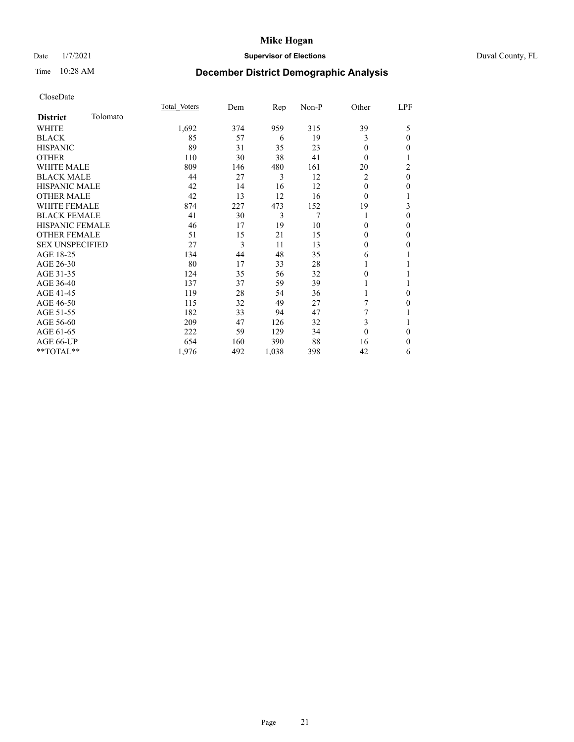# Mike Hogan

Date 1/7/2021 **Supervisor of Elections** Duval County, FL

Time 10:28 AM

## December District Demographic Analysis

CloseDate

| **District** Tolomato | Total Voters | Dem | Rep | Non-P | Other | LPF |
|---|---|---|---|---|---|---|
| WHITE | 1,692 | 374 | 959 | 315 | 39 | 5 |
| BLACK | 85 | 57 | 6 | 19 | 3 | 0 |
| HISPANIC | 89 | 31 | 35 | 23 | 0 | 0 |
| OTHER | 110 | 30 | 38 | 41 | 0 | 1 |
| WHITE MALE | 809 | 146 | 480 | 161 | 20 | 2 |
| BLACK MALE | 44 | 27 | 3 | 12 | 2 | 0 |
| HISPANIC MALE | 42 | 14 | 16 | 12 | 0 | 0 |
| OTHER MALE | 42 | 13 | 12 | 16 | 0 | 1 |
| WHITE FEMALE | 874 | 227 | 473 | 152 | 19 | 3 |
| BLACK FEMALE | 41 | 30 | 3 | 7 | 1 | 0 |
| HISPANIC FEMALE | 46 | 17 | 19 | 10 | 0 | 0 |
| OTHER FEMALE | 51 | 15 | 21 | 15 | 0 | 0 |
| SEX UNSPECIFIED | 27 | 3 | 11 | 13 | 0 | 0 |
| AGE 18-25 | 134 | 44 | 48 | 35 | 6 | 1 |
| AGE 26-30 | 80 | 17 | 33 | 28 | 1 | 1 |
| AGE 31-35 | 124 | 35 | 56 | 32 | 0 | 1 |
| AGE 36-40 | 137 | 37 | 59 | 39 | 1 | 1 |
| AGE 41-45 | 119 | 28 | 54 | 36 | 1 | 0 |
| AGE 46-50 | 115 | 32 | 49 | 27 | 7 | 0 |
| AGE 51-55 | 182 | 33 | 94 | 47 | 7 | 1 |
| AGE 56-60 | 209 | 47 | 126 | 32 | 3 | 1 |
| AGE 61-65 | 222 | 59 | 129 | 34 | 0 | 0 |
| AGE 66-UP | 654 | 160 | 390 | 88 | 16 | 0 |
| **TOTAL** | 1,976 | 492 | 1,038 | 398 | 42 | 6 |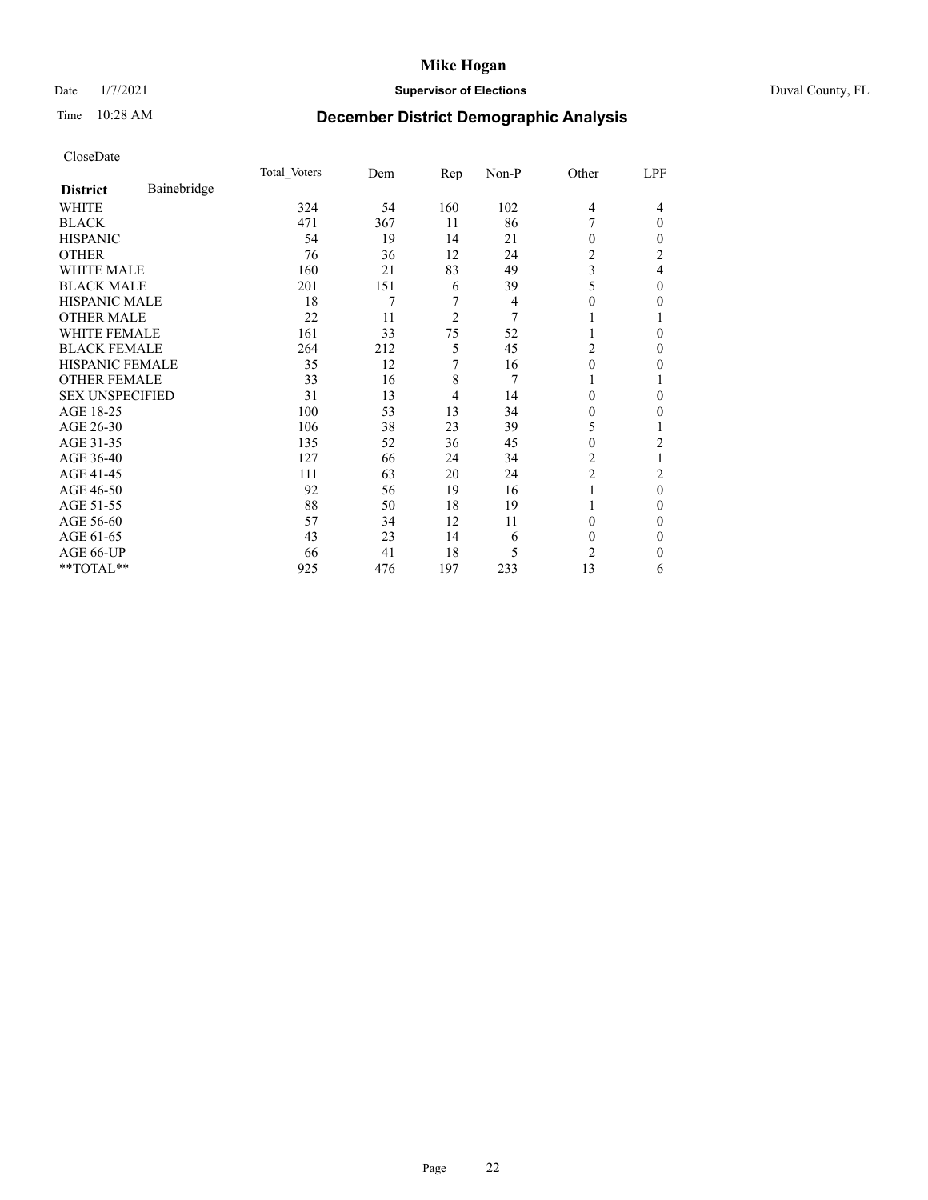# Mike Hogan

Date 1/7/2021 **Supervisor of Elections** Duval County, FL

Time 10:28 AM **December District Demographic Analysis**

CloseDate

| **District** Bainebridge | Total Voters | Dem | Rep | Non-P | Other | LPF |
|---|---|---|---|---|---|---|
| WHITE | 324 | 54 | 160 | 102 | 4 | 4 |
| BLACK | 471 | 367 | 11 | 86 | 7 | 0 |
| HISPANIC | 54 | 19 | 14 | 21 | 0 | 0 |
| OTHER | 76 | 36 | 12 | 24 | 2 | 2 |
| WHITE MALE | 160 | 21 | 83 | 49 | 3 | 4 |
| BLACK MALE | 201 | 151 | 6 | 39 | 5 | 0 |
| HISPANIC MALE | 18 | 7 | 7 | 4 | 0 | 0 |
| OTHER MALE | 22 | 11 | 2 | 7 | 1 | 1 |
| WHITE FEMALE | 161 | 33 | 75 | 52 | 1 | 0 |
| BLACK FEMALE | 264 | 212 | 5 | 45 | 2 | 0 |
| HISPANIC FEMALE | 35 | 12 | 7 | 16 | 0 | 0 |
| OTHER FEMALE | 33 | 16 | 8 | 7 | 1 | 1 |
| SEX UNSPECIFIED | 31 | 13 | 4 | 14 | 0 | 0 |
| AGE 18-25 | 100 | 53 | 13 | 34 | 0 | 0 |
| AGE 26-30 | 106 | 38 | 23 | 39 | 5 | 1 |
| AGE 31-35 | 135 | 52 | 36 | 45 | 0 | 2 |
| AGE 36-40 | 127 | 66 | 24 | 34 | 2 | 1 |
| AGE 41-45 | 111 | 63 | 20 | 24 | 2 | 2 |
| AGE 46-50 | 92 | 56 | 19 | 16 | 1 | 0 |
| AGE 51-55 | 88 | 50 | 18 | 19 | 1 | 0 |
| AGE 56-60 | 57 | 34 | 12 | 11 | 0 | 0 |
| AGE 61-65 | 43 | 23 | 14 | 6 | 0 | 0 |
| AGE 66-UP | 66 | 41 | 18 | 5 | 2 | 0 |
| **TOTAL** | 925 | 476 | 197 | 233 | 13 | 6 |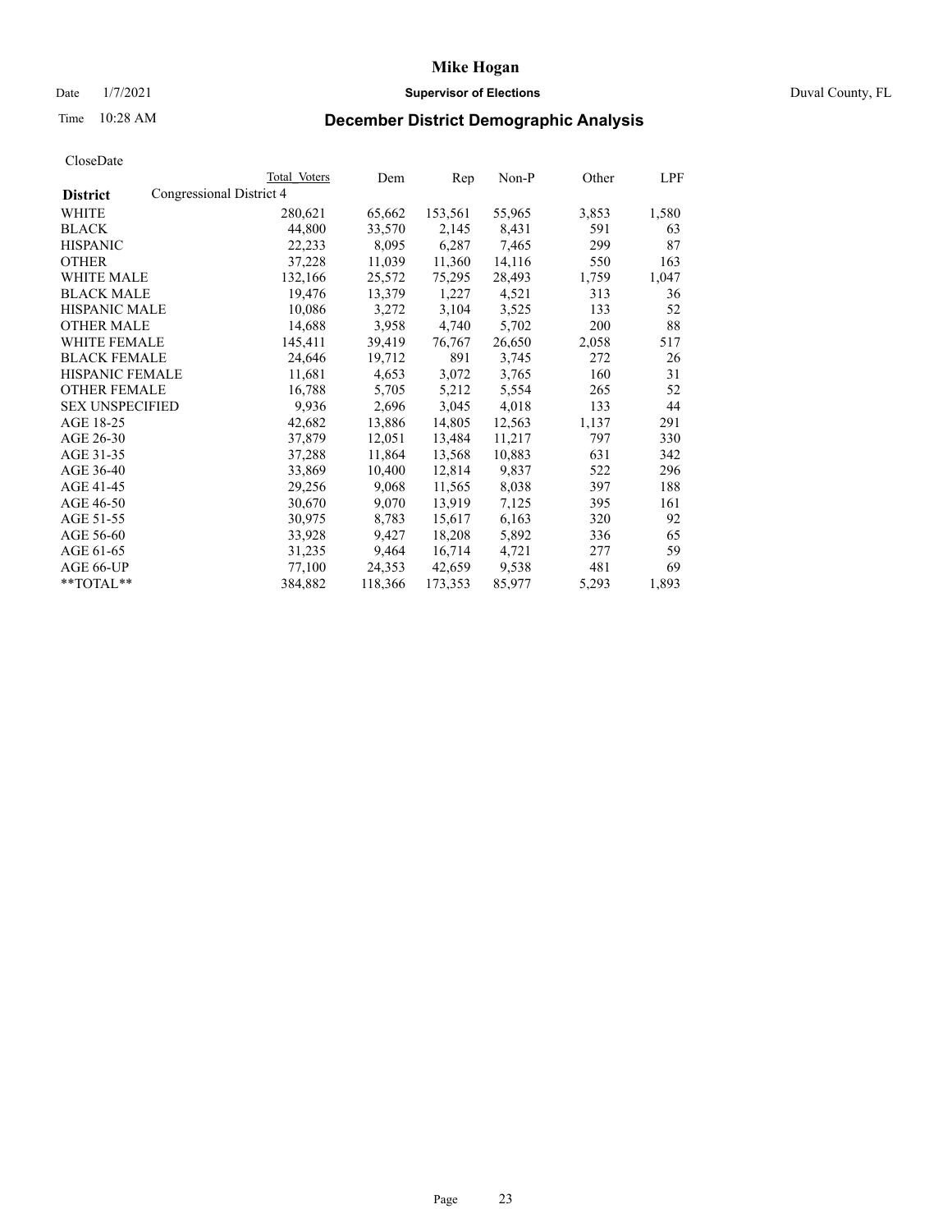# Mike Hogan

Date 1/7/2021 **Supervisor of Elections** Duval County, FL

Time 10:28 AM **December District Demographic Analysis**

CloseDate

| District | Congressional District 4 Total Voters | Dem | Rep | Non-P | Other | LPF |
|---|---|---|---|---|---|---|
| WHITE | 280,621 | 65,662 | 153,561 | 55,965 | 3,853 | 1,580 |
| BLACK | 44,800 | 33,570 | 2,145 | 8,431 | 591 | 63 |
| HISPANIC | 22,233 | 8,095 | 6,287 | 7,465 | 299 | 87 |
| OTHER | 37,228 | 11,039 | 11,360 | 14,116 | 550 | 163 |
| WHITE MALE | 132,166 | 25,572 | 75,295 | 28,493 | 1,759 | 1,047 |
| BLACK MALE | 19,476 | 13,379 | 1,227 | 4,521 | 313 | 36 |
| HISPANIC MALE | 10,086 | 3,272 | 3,104 | 3,525 | 133 | 52 |
| OTHER MALE | 14,688 | 3,958 | 4,740 | 5,702 | 200 | 88 |
| WHITE FEMALE | 145,411 | 39,419 | 76,767 | 26,650 | 2,058 | 517 |
| BLACK FEMALE | 24,646 | 19,712 | 891 | 3,745 | 272 | 26 |
| HISPANIC FEMALE | 11,681 | 4,653 | 3,072 | 3,765 | 160 | 31 |
| OTHER FEMALE | 16,788 | 5,705 | 5,212 | 5,554 | 265 | 52 |
| SEX UNSPECIFIED | 9,936 | 2,696 | 3,045 | 4,018 | 133 | 44 |
| AGE 18-25 | 42,682 | 13,886 | 14,805 | 12,563 | 1,137 | 291 |
| AGE 26-30 | 37,879 | 12,051 | 13,484 | 11,217 | 797 | 330 |
| AGE 31-35 | 37,288 | 11,864 | 13,568 | 10,883 | 631 | 342 |
| AGE 36-40 | 33,869 | 10,400 | 12,814 | 9,837 | 522 | 296 |
| AGE 41-45 | 29,256 | 9,068 | 11,565 | 8,038 | 397 | 188 |
| AGE 46-50 | 30,670 | 9,070 | 13,919 | 7,125 | 395 | 161 |
| AGE 51-55 | 30,975 | 8,783 | 15,617 | 6,163 | 320 | 92 |
| AGE 56-60 | 33,928 | 9,427 | 18,208 | 5,892 | 336 | 65 |
| AGE 61-65 | 31,235 | 9,464 | 16,714 | 4,721 | 277 | 59 |
| AGE 66-UP | 77,100 | 24,353 | 42,659 | 9,538 | 481 | 69 |
| **TOTAL** | 384,882 | 118,366 | 173,353 | 85,977 | 5,293 | 1,893 |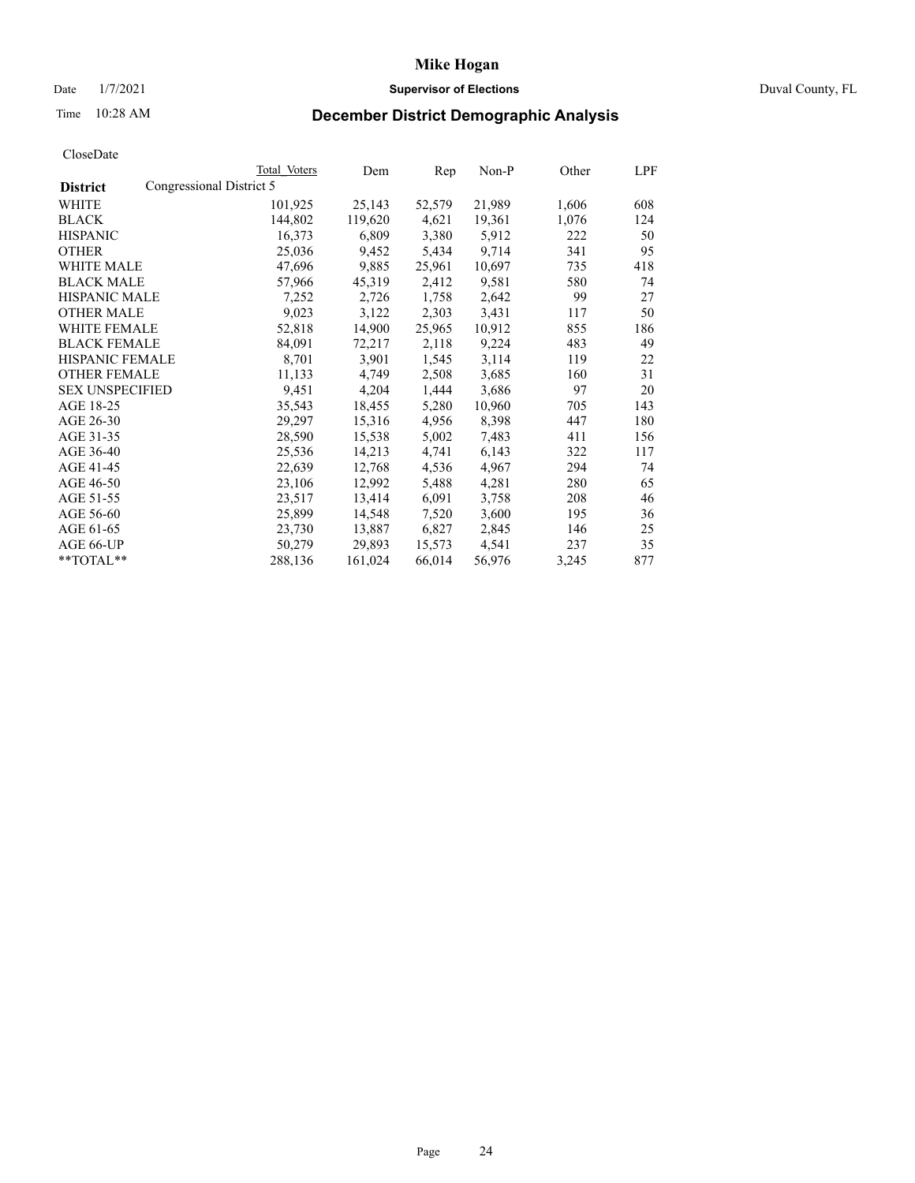# Mike Hogan

Date 1/7/2021 **Supervisor of Elections** Duval County, FL

Time 10:28 AM

## December District Demographic Analysis

CloseDate

| **District** | Total Voters | Dem | Rep | Non-P | Other | LPF |
|---|---|---|---|---|---|---|
| Congressional District 5 | | | | | | |
| WHITE | 101,925 | 25,143 | 52,579 | 21,989 | 1,606 | 608 |
| BLACK | 144,802 | 119,620 | 4,621 | 19,361 | 1,076 | 124 |
| HISPANIC | 16,373 | 6,809 | 3,380 | 5,912 | 222 | 50 |
| OTHER | 25,036 | 9,452 | 5,434 | 9,714 | 341 | 95 |
| WHITE MALE | 47,696 | 9,885 | 25,961 | 10,697 | 735 | 418 |
| BLACK MALE | 57,966 | 45,319 | 2,412 | 9,581 | 580 | 74 |
| HISPANIC MALE | 7,252 | 2,726 | 1,758 | 2,642 | 99 | 27 |
| OTHER MALE | 9,023 | 3,122 | 2,303 | 3,431 | 117 | 50 |
| WHITE FEMALE | 52,818 | 14,900 | 25,965 | 10,912 | 855 | 186 |
| BLACK FEMALE | 84,091 | 72,217 | 2,118 | 9,224 | 483 | 49 |
| HISPANIC FEMALE | 8,701 | 3,901 | 1,545 | 3,114 | 119 | 22 |
| OTHER FEMALE | 11,133 | 4,749 | 2,508 | 3,685 | 160 | 31 |
| SEX UNSPECIFIED | 9,451 | 4,204 | 1,444 | 3,686 | 97 | 20 |
| AGE 18-25 | 35,543 | 18,455 | 5,280 | 10,960 | 705 | 143 |
| AGE 26-30 | 29,297 | 15,316 | 4,956 | 8,398 | 447 | 180 |
| AGE 31-35 | 28,590 | 15,538 | 5,002 | 7,483 | 411 | 156 |
| AGE 36-40 | 25,536 | 14,213 | 4,741 | 6,143 | 322 | 117 |
| AGE 41-45 | 22,639 | 12,768 | 4,536 | 4,967 | 294 | 74 |
| AGE 46-50 | 23,106 | 12,992 | 5,488 | 4,281 | 280 | 65 |
| AGE 51-55 | 23,517 | 13,414 | 6,091 | 3,758 | 208 | 46 |
| AGE 56-60 | 25,899 | 14,548 | 7,520 | 3,600 | 195 | 36 |
| AGE 61-65 | 23,730 | 13,887 | 6,827 | 2,845 | 146 | 25 |
| AGE 66-UP | 50,279 | 29,893 | 15,573 | 4,541 | 237 | 35 |
| **TOTAL** | 288,136 | 161,024 | 66,014 | 56,976 | 3,245 | 877 |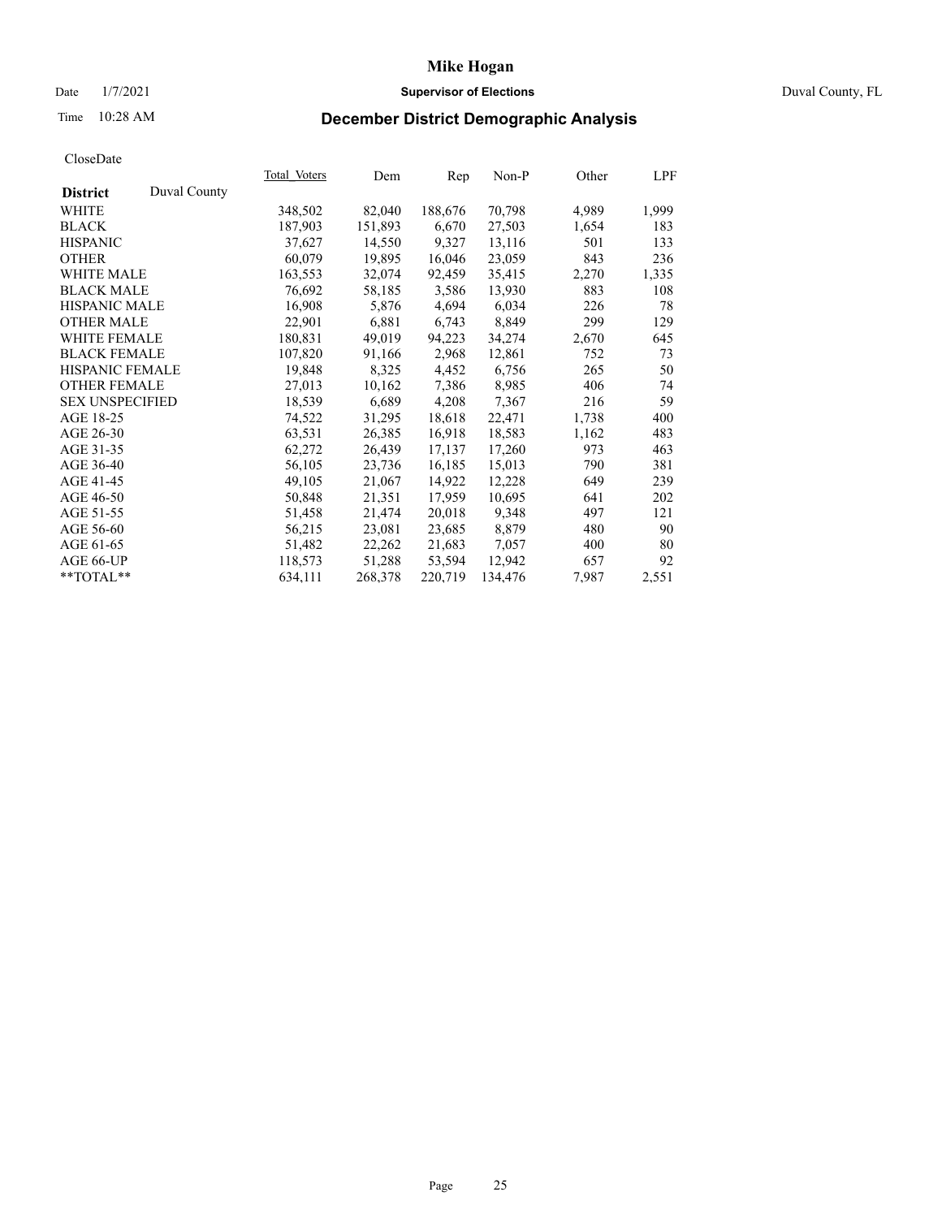# Mike Hogan

Date 1/7/2021 **Supervisor of Elections** Duval County, FL

Time 10:28 AM **December District Demographic Analysis**

CloseDate

| **District** Duval County | Total Voters | Dem | Rep | Non-P | Other | LPF |
|---|---|---|---|---|---|---|
| WHITE | 348,502 | 82,040 | 188,676 | 70,798 | 4,989 | 1,999 |
| BLACK | 187,903 | 151,893 | 6,670 | 27,503 | 1,654 | 183 |
| HISPANIC | 37,627 | 14,550 | 9,327 | 13,116 | 501 | 133 |
| OTHER | 60,079 | 19,895 | 16,046 | 23,059 | 843 | 236 |
| WHITE MALE | 163,553 | 32,074 | 92,459 | 35,415 | 2,270 | 1,335 |
| BLACK MALE | 76,692 | 58,185 | 3,586 | 13,930 | 883 | 108 |
| HISPANIC MALE | 16,908 | 5,876 | 4,694 | 6,034 | 226 | 78 |
| OTHER MALE | 22,901 | 6,881 | 6,743 | 8,849 | 299 | 129 |
| WHITE FEMALE | 180,831 | 49,019 | 94,223 | 34,274 | 2,670 | 645 |
| BLACK FEMALE | 107,820 | 91,166 | 2,968 | 12,861 | 752 | 73 |
| HISPANIC FEMALE | 19,848 | 8,325 | 4,452 | 6,756 | 265 | 50 |
| OTHER FEMALE | 27,013 | 10,162 | 7,386 | 8,985 | 406 | 74 |
| SEX UNSPECIFIED | 18,539 | 6,689 | 4,208 | 7,367 | 216 | 59 |
| AGE 18-25 | 74,522 | 31,295 | 18,618 | 22,471 | 1,738 | 400 |
| AGE 26-30 | 63,531 | 26,385 | 16,918 | 18,583 | 1,162 | 483 |
| AGE 31-35 | 62,272 | 26,439 | 17,137 | 17,260 | 973 | 463 |
| AGE 36-40 | 56,105 | 23,736 | 16,185 | 15,013 | 790 | 381 |
| AGE 41-45 | 49,105 | 21,067 | 14,922 | 12,228 | 649 | 239 |
| AGE 46-50 | 50,848 | 21,351 | 17,959 | 10,695 | 641 | 202 |
| AGE 51-55 | 51,458 | 21,474 | 20,018 | 9,348 | 497 | 121 |
| AGE 56-60 | 56,215 | 23,081 | 23,685 | 8,879 | 480 | 90 |
| AGE 61-65 | 51,482 | 22,262 | 21,683 | 7,057 | 400 | 80 |
| AGE 66-UP | 118,573 | 51,288 | 53,594 | 12,942 | 657 | 92 |
| **TOTAL** | 634,111 | 268,378 | 220,719 | 134,476 | 7,987 | 2,551 |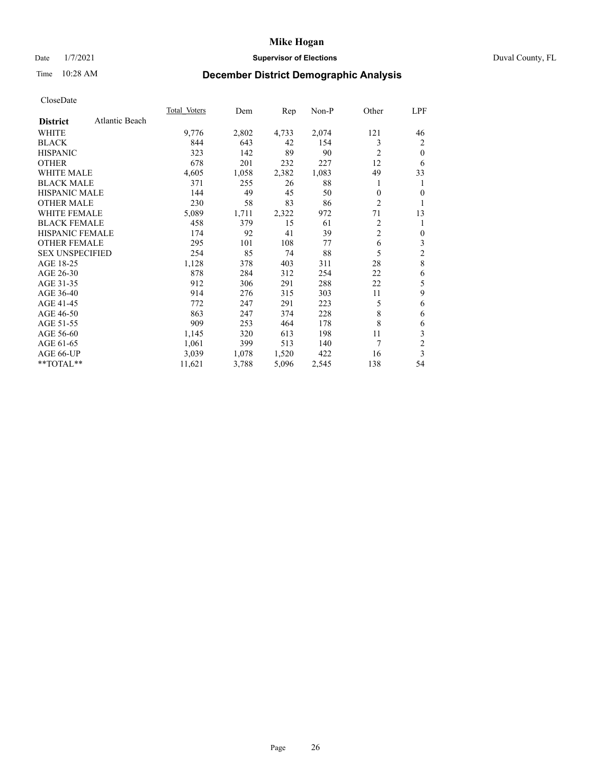# Mike Hogan

Date 1/7/2021 **Supervisor of Elections** Duval County, FL

Time 10:28 AM **December District Demographic Analysis**

CloseDate

| **District** Atlantic Beach | Total Voters | Dem | Rep | Non-P | Other | LPF |
|---|---|---|---|---|---|---|
| WHITE | 9,776 | 2,802 | 4,733 | 2,074 | 121 | 46 |
| BLACK | 844 | 643 | 42 | 154 | 3 | 2 |
| HISPANIC | 323 | 142 | 89 | 90 | 2 | 0 |
| OTHER | 678 | 201 | 232 | 227 | 12 | 6 |
| WHITE MALE | 4,605 | 1,058 | 2,382 | 1,083 | 49 | 33 |
| BLACK MALE | 371 | 255 | 26 | 88 | 1 | 1 |
| HISPANIC MALE | 144 | 49 | 45 | 50 | 0 | 0 |
| OTHER MALE | 230 | 58 | 83 | 86 | 2 | 1 |
| WHITE FEMALE | 5,089 | 1,711 | 2,322 | 972 | 71 | 13 |
| BLACK FEMALE | 458 | 379 | 15 | 61 | 2 | 1 |
| HISPANIC FEMALE | 174 | 92 | 41 | 39 | 2 | 0 |
| OTHER FEMALE | 295 | 101 | 108 | 77 | 6 | 3 |
| SEX UNSPECIFIED | 254 | 85 | 74 | 88 | 5 | 2 |
| AGE 18-25 | 1,128 | 378 | 403 | 311 | 28 | 8 |
| AGE 26-30 | 878 | 284 | 312 | 254 | 22 | 6 |
| AGE 31-35 | 912 | 306 | 291 | 288 | 22 | 5 |
| AGE 36-40 | 914 | 276 | 315 | 303 | 11 | 9 |
| AGE 41-45 | 772 | 247 | 291 | 223 | 5 | 6 |
| AGE 46-50 | 863 | 247 | 374 | 228 | 8 | 6 |
| AGE 51-55 | 909 | 253 | 464 | 178 | 8 | 6 |
| AGE 56-60 | 1,145 | 320 | 613 | 198 | 11 | 3 |
| AGE 61-65 | 1,061 | 399 | 513 | 140 | 7 | 2 |
| AGE 66-UP | 3,039 | 1,078 | 1,520 | 422 | 16 | 3 |
| **TOTAL** | 11,621 | 3,788 | 5,096 | 2,545 | 138 | 54 |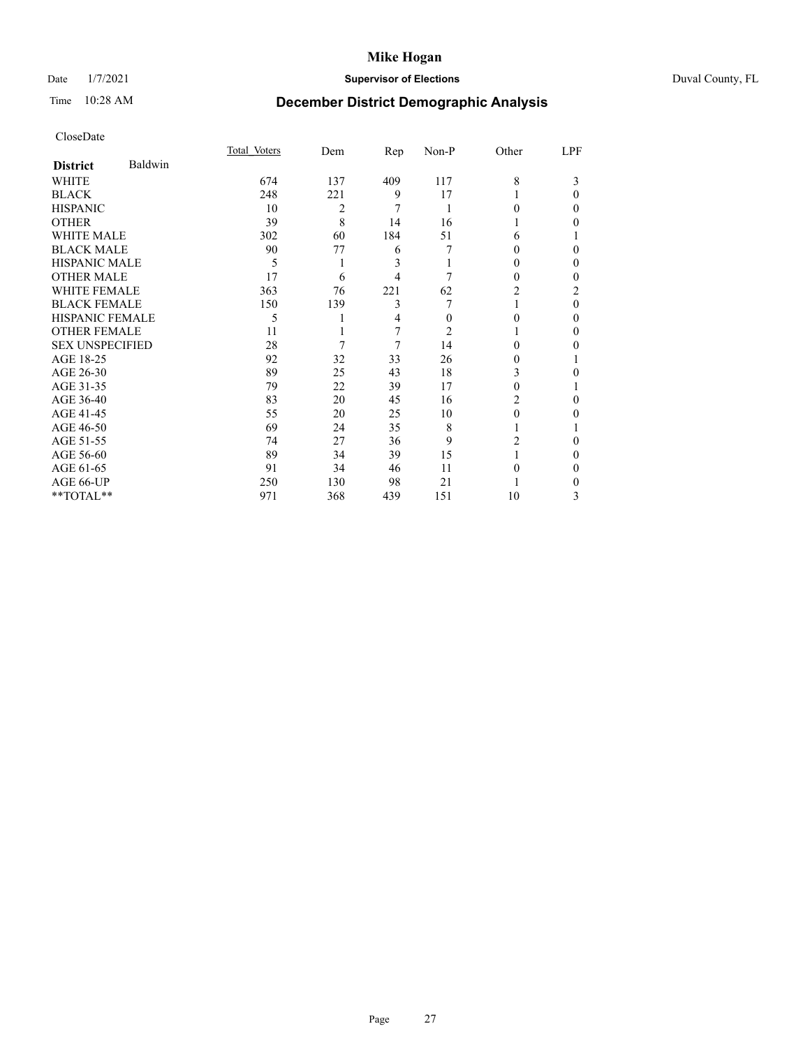# Mike Hogan

Date 1/7/2021 **Supervisor of Elections** Duval County, FL

Time 10:28 AM **December District Demographic Analysis**

CloseDate

| **District** Baldwin | Total Voters | Dem | Rep | Non-P | Other | LPF |
|---|---|---|---|---|---|---|
| WHITE | 674 | 137 | 409 | 117 | 8 | 3 |
| BLACK | 248 | 221 | 9 | 17 | 1 | 0 |
| HISPANIC | 10 | 2 | 7 | 1 | 0 | 0 |
| OTHER | 39 | 8 | 14 | 16 | 1 | 0 |
| WHITE MALE | 302 | 60 | 184 | 51 | 6 | 1 |
| BLACK MALE | 90 | 77 | 6 | 7 | 0 | 0 |
| HISPANIC MALE | 5 | 1 | 3 | 1 | 0 | 0 |
| OTHER MALE | 17 | 6 | 4 | 7 | 0 | 0 |
| WHITE FEMALE | 363 | 76 | 221 | 62 | 2 | 2 |
| BLACK FEMALE | 150 | 139 | 3 | 7 | 1 | 0 |
| HISPANIC FEMALE | 5 | 1 | 4 | 0 | 0 | 0 |
| OTHER FEMALE | 11 | 1 | 7 | 2 | 1 | 0 |
| SEX UNSPECIFIED | 28 | 7 | 7 | 14 | 0 | 0 |
| AGE 18-25 | 92 | 32 | 33 | 26 | 0 | 1 |
| AGE 26-30 | 89 | 25 | 43 | 18 | 3 | 0 |
| AGE 31-35 | 79 | 22 | 39 | 17 | 0 | 1 |
| AGE 36-40 | 83 | 20 | 45 | 16 | 2 | 0 |
| AGE 41-45 | 55 | 20 | 25 | 10 | 0 | 0 |
| AGE 46-50 | 69 | 24 | 35 | 8 | 1 | 1 |
| AGE 51-55 | 74 | 27 | 36 | 9 | 2 | 0 |
| AGE 56-60 | 89 | 34 | 39 | 15 | 1 | 0 |
| AGE 61-65 | 91 | 34 | 46 | 11 | 0 | 0 |
| AGE 66-UP | 250 | 130 | 98 | 21 | 1 | 0 |
| **TOTAL** | 971 | 368 | 439 | 151 | 10 | 3 |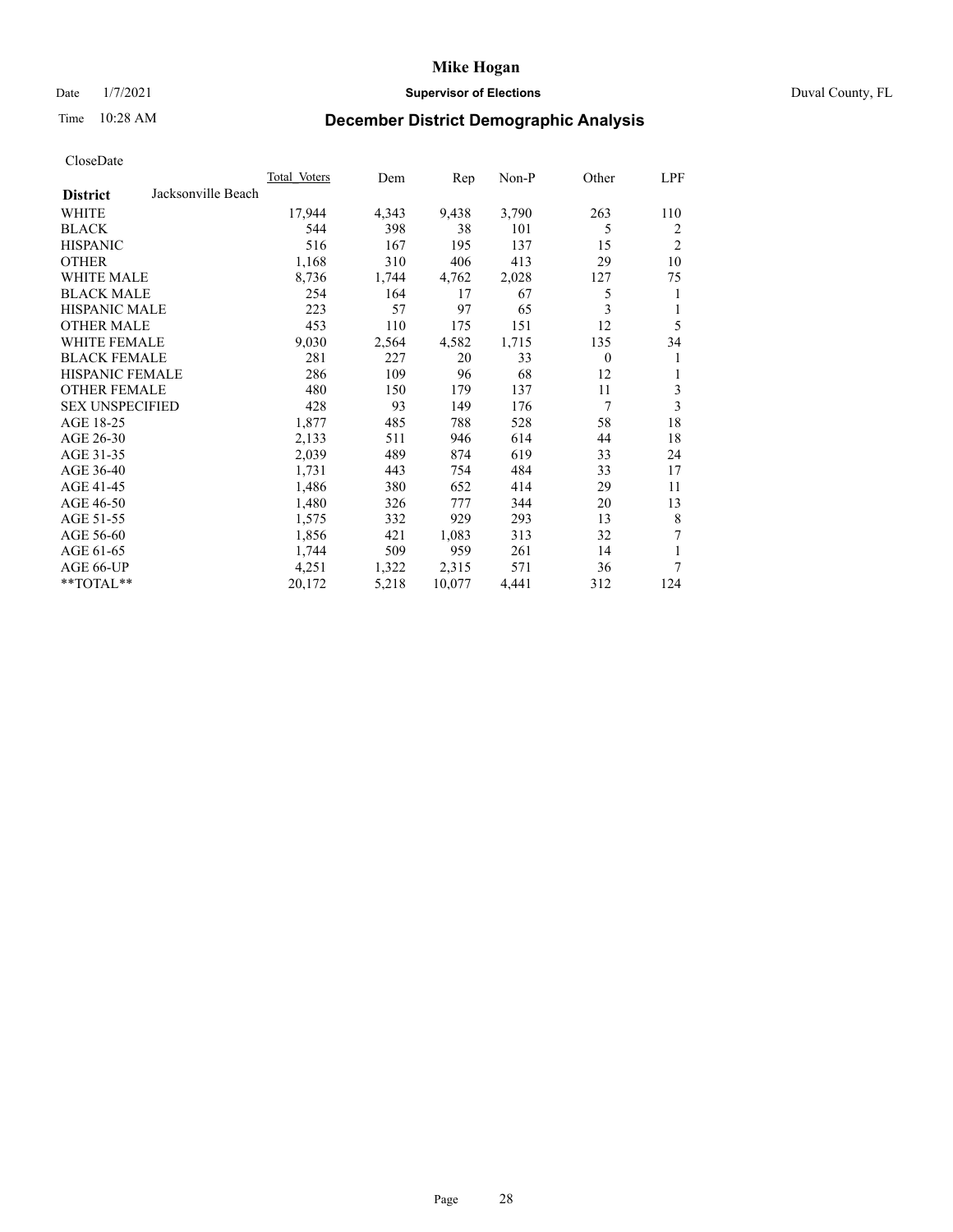# Mike Hogan

Date 1/7/2021 — **Supervisor of Elections** — Duval County, FL

Time 10:28 AM — **December District Demographic Analysis**

CloseDate

| | Total_Voters | Dem | Rep | Non-P | Other | LPF |
|---|---|---|---|---|---|---|
| **District** Jacksonville Beach | | | | | | |
| WHITE | 17,944 | 4,343 | 9,438 | 3,790 | 263 | 110 |
| BLACK | 544 | 398 | 38 | 101 | 5 | 2 |
| HISPANIC | 516 | 167 | 195 | 137 | 15 | 2 |
| OTHER | 1,168 | 310 | 406 | 413 | 29 | 10 |
| WHITE MALE | 8,736 | 1,744 | 4,762 | 2,028 | 127 | 75 |
| BLACK MALE | 254 | 164 | 17 | 67 | 5 | 1 |
| HISPANIC MALE | 223 | 57 | 97 | 65 | 3 | 1 |
| OTHER MALE | 453 | 110 | 175 | 151 | 12 | 5 |
| WHITE FEMALE | 9,030 | 2,564 | 4,582 | 1,715 | 135 | 34 |
| BLACK FEMALE | 281 | 227 | 20 | 33 | 0 | 1 |
| HISPANIC FEMALE | 286 | 109 | 96 | 68 | 12 | 1 |
| OTHER FEMALE | 480 | 150 | 179 | 137 | 11 | 3 |
| SEX UNSPECIFIED | 428 | 93 | 149 | 176 | 7 | 3 |
| AGE 18-25 | 1,877 | 485 | 788 | 528 | 58 | 18 |
| AGE 26-30 | 2,133 | 511 | 946 | 614 | 44 | 18 |
| AGE 31-35 | 2,039 | 489 | 874 | 619 | 33 | 24 |
| AGE 36-40 | 1,731 | 443 | 754 | 484 | 33 | 17 |
| AGE 41-45 | 1,486 | 380 | 652 | 414 | 29 | 11 |
| AGE 46-50 | 1,480 | 326 | 777 | 344 | 20 | 13 |
| AGE 51-55 | 1,575 | 332 | 929 | 293 | 13 | 8 |
| AGE 56-60 | 1,856 | 421 | 1,083 | 313 | 32 | 7 |
| AGE 61-65 | 1,744 | 509 | 959 | 261 | 14 | 1 |
| AGE 66-UP | 4,251 | 1,322 | 2,315 | 571 | 36 | 7 |
| **TOTAL** | 20,172 | 5,218 | 10,077 | 4,441 | 312 | 124 |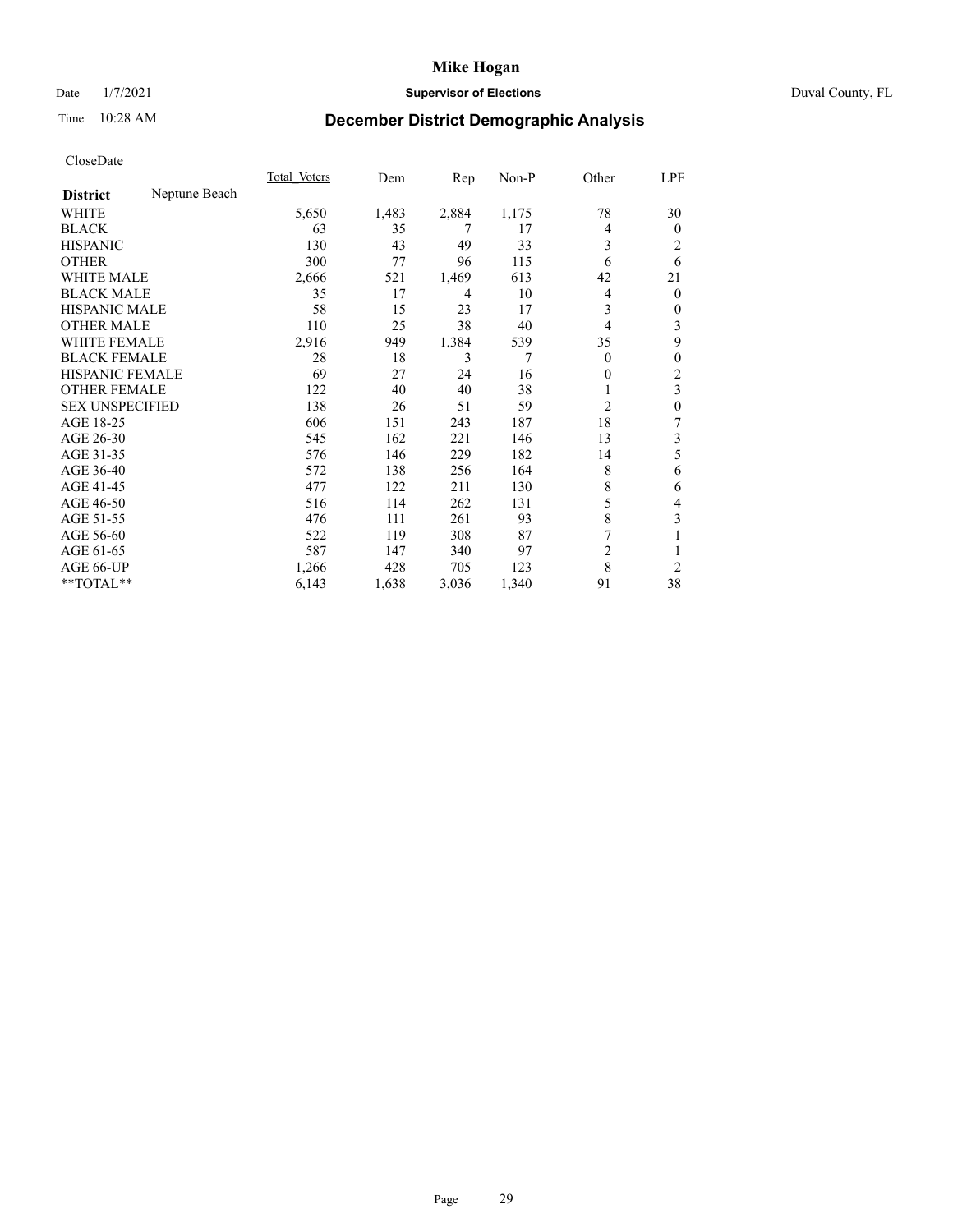# Mike Hogan

Date 1/7/2021 **Supervisor of Elections** Duval County, FL

Time 10:28 AM **December District Demographic Analysis**

CloseDate

| **District** Neptune Beach | Total Voters | Dem | Rep | Non-P | Other | LPF |
|---|---|---|---|---|---|---|
| WHITE | 5,650 | 1,483 | 2,884 | 1,175 | 78 | 30 |
| BLACK | 63 | 35 | 7 | 17 | 4 | 0 |
| HISPANIC | 130 | 43 | 49 | 33 | 3 | 2 |
| OTHER | 300 | 77 | 96 | 115 | 6 | 6 |
| WHITE MALE | 2,666 | 521 | 1,469 | 613 | 42 | 21 |
| BLACK MALE | 35 | 17 | 4 | 10 | 4 | 0 |
| HISPANIC MALE | 58 | 15 | 23 | 17 | 3 | 0 |
| OTHER MALE | 110 | 25 | 38 | 40 | 4 | 3 |
| WHITE FEMALE | 2,916 | 949 | 1,384 | 539 | 35 | 9 |
| BLACK FEMALE | 28 | 18 | 3 | 7 | 0 | 0 |
| HISPANIC FEMALE | 69 | 27 | 24 | 16 | 0 | 2 |
| OTHER FEMALE | 122 | 40 | 40 | 38 | 1 | 3 |
| SEX UNSPECIFIED | 138 | 26 | 51 | 59 | 2 | 0 |
| AGE 18-25 | 606 | 151 | 243 | 187 | 18 | 7 |
| AGE 26-30 | 545 | 162 | 221 | 146 | 13 | 3 |
| AGE 31-35 | 576 | 146 | 229 | 182 | 14 | 5 |
| AGE 36-40 | 572 | 138 | 256 | 164 | 8 | 6 |
| AGE 41-45 | 477 | 122 | 211 | 130 | 8 | 6 |
| AGE 46-50 | 516 | 114 | 262 | 131 | 5 | 4 |
| AGE 51-55 | 476 | 111 | 261 | 93 | 8 | 3 |
| AGE 56-60 | 522 | 119 | 308 | 87 | 7 | 1 |
| AGE 61-65 | 587 | 147 | 340 | 97 | 2 | 1 |
| AGE 66-UP | 1,266 | 428 | 705 | 123 | 8 | 2 |
| **TOTAL** | 6,143 | 1,638 | 3,036 | 1,340 | 91 | 38 |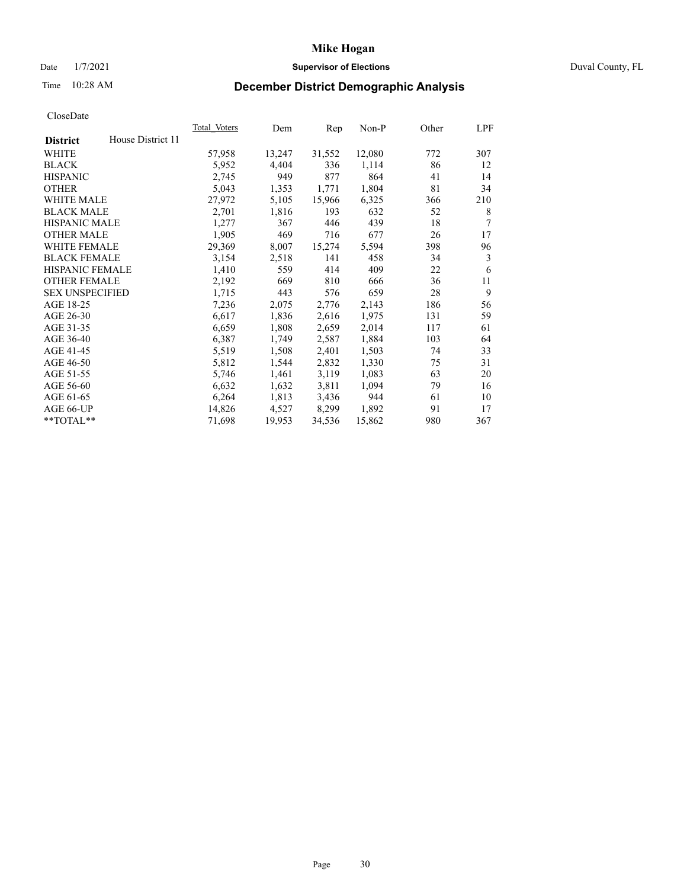# Mike Hogan

Date 1/7/2021 **Supervisor of Elections** Duval County, FL

Time 10:28 AM **December District Demographic Analysis**

CloseDate

| **District** House District 11 | Total Voters | Dem | Rep | Non-P | Other | LPF |
|---|---|---|---|---|---|---|
| WHITE | 57,958 | 13,247 | 31,552 | 12,080 | 772 | 307 |
| BLACK | 5,952 | 4,404 | 336 | 1,114 | 86 | 12 |
| HISPANIC | 2,745 | 949 | 877 | 864 | 41 | 14 |
| OTHER | 5,043 | 1,353 | 1,771 | 1,804 | 81 | 34 |
| WHITE MALE | 27,972 | 5,105 | 15,966 | 6,325 | 366 | 210 |
| BLACK MALE | 2,701 | 1,816 | 193 | 632 | 52 | 8 |
| HISPANIC MALE | 1,277 | 367 | 446 | 439 | 18 | 7 |
| OTHER MALE | 1,905 | 469 | 716 | 677 | 26 | 17 |
| WHITE FEMALE | 29,369 | 8,007 | 15,274 | 5,594 | 398 | 96 |
| BLACK FEMALE | 3,154 | 2,518 | 141 | 458 | 34 | 3 |
| HISPANIC FEMALE | 1,410 | 559 | 414 | 409 | 22 | 6 |
| OTHER FEMALE | 2,192 | 669 | 810 | 666 | 36 | 11 |
| SEX UNSPECIFIED | 1,715 | 443 | 576 | 659 | 28 | 9 |
| AGE 18-25 | 7,236 | 2,075 | 2,776 | 2,143 | 186 | 56 |
| AGE 26-30 | 6,617 | 1,836 | 2,616 | 1,975 | 131 | 59 |
| AGE 31-35 | 6,659 | 1,808 | 2,659 | 2,014 | 117 | 61 |
| AGE 36-40 | 6,387 | 1,749 | 2,587 | 1,884 | 103 | 64 |
| AGE 41-45 | 5,519 | 1,508 | 2,401 | 1,503 | 74 | 33 |
| AGE 46-50 | 5,812 | 1,544 | 2,832 | 1,330 | 75 | 31 |
| AGE 51-55 | 5,746 | 1,461 | 3,119 | 1,083 | 63 | 20 |
| AGE 56-60 | 6,632 | 1,632 | 3,811 | 1,094 | 79 | 16 |
| AGE 61-65 | 6,264 | 1,813 | 3,436 | 944 | 61 | 10 |
| AGE 66-UP | 14,826 | 4,527 | 8,299 | 1,892 | 91 | 17 |
| **TOTAL** | 71,698 | 19,953 | 34,536 | 15,862 | 980 | 367 |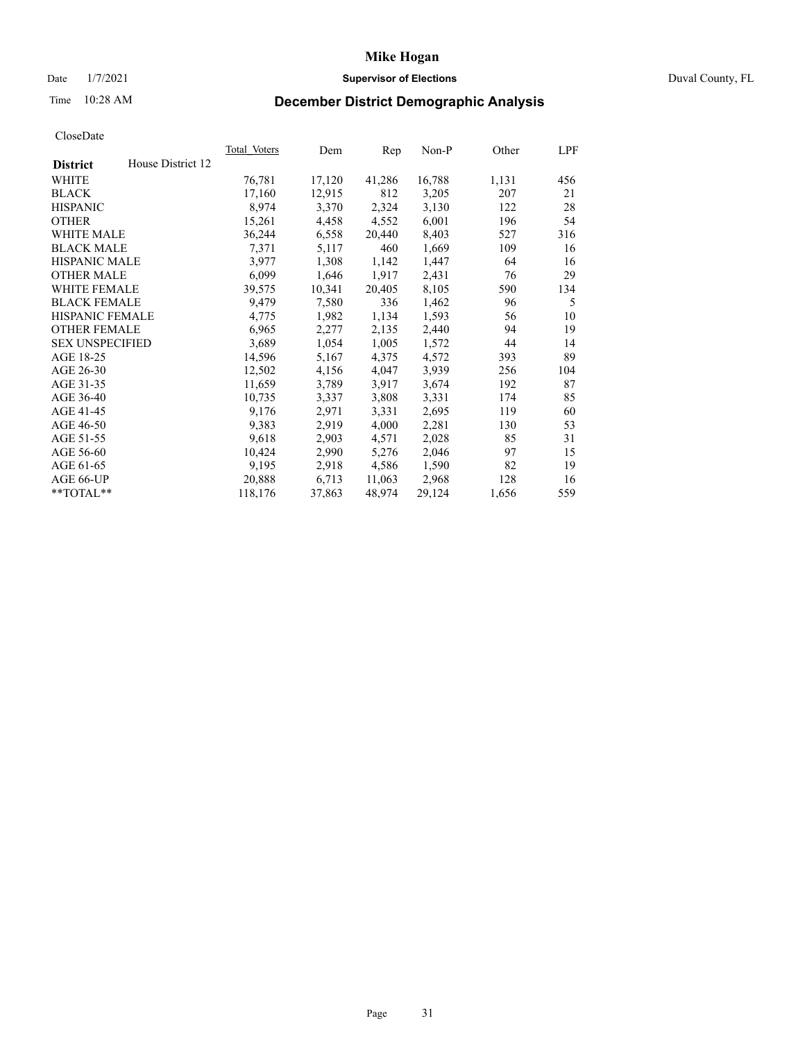# Mike Hogan

Date 1/7/2021 **Supervisor of Elections** Duval County, FL

Time 10:28 AM **December District Demographic Analysis**

CloseDate

| **District** House District 12 | Total_Voters | Dem | Rep | Non-P | Other | LPF |
|---|---|---|---|---|---|---|
| WHITE | 76,781 | 17,120 | 41,286 | 16,788 | 1,131 | 456 |
| BLACK | 17,160 | 12,915 | 812 | 3,205 | 207 | 21 |
| HISPANIC | 8,974 | 3,370 | 2,324 | 3,130 | 122 | 28 |
| OTHER | 15,261 | 4,458 | 4,552 | 6,001 | 196 | 54 |
| WHITE MALE | 36,244 | 6,558 | 20,440 | 8,403 | 527 | 316 |
| BLACK MALE | 7,371 | 5,117 | 460 | 1,669 | 109 | 16 |
| HISPANIC MALE | 3,977 | 1,308 | 1,142 | 1,447 | 64 | 16 |
| OTHER MALE | 6,099 | 1,646 | 1,917 | 2,431 | 76 | 29 |
| WHITE FEMALE | 39,575 | 10,341 | 20,405 | 8,105 | 590 | 134 |
| BLACK FEMALE | 9,479 | 7,580 | 336 | 1,462 | 96 | 5 |
| HISPANIC FEMALE | 4,775 | 1,982 | 1,134 | 1,593 | 56 | 10 |
| OTHER FEMALE | 6,965 | 2,277 | 2,135 | 2,440 | 94 | 19 |
| SEX UNSPECIFIED | 3,689 | 1,054 | 1,005 | 1,572 | 44 | 14 |
| AGE 18-25 | 14,596 | 5,167 | 4,375 | 4,572 | 393 | 89 |
| AGE 26-30 | 12,502 | 4,156 | 4,047 | 3,939 | 256 | 104 |
| AGE 31-35 | 11,659 | 3,789 | 3,917 | 3,674 | 192 | 87 |
| AGE 36-40 | 10,735 | 3,337 | 3,808 | 3,331 | 174 | 85 |
| AGE 41-45 | 9,176 | 2,971 | 3,331 | 2,695 | 119 | 60 |
| AGE 46-50 | 9,383 | 2,919 | 4,000 | 2,281 | 130 | 53 |
| AGE 51-55 | 9,618 | 2,903 | 4,571 | 2,028 | 85 | 31 |
| AGE 56-60 | 10,424 | 2,990 | 5,276 | 2,046 | 97 | 15 |
| AGE 61-65 | 9,195 | 2,918 | 4,586 | 1,590 | 82 | 19 |
| AGE 66-UP | 20,888 | 6,713 | 11,063 | 2,968 | 128 | 16 |
| **TOTAL** | 118,176 | 37,863 | 48,974 | 29,124 | 1,656 | 559 |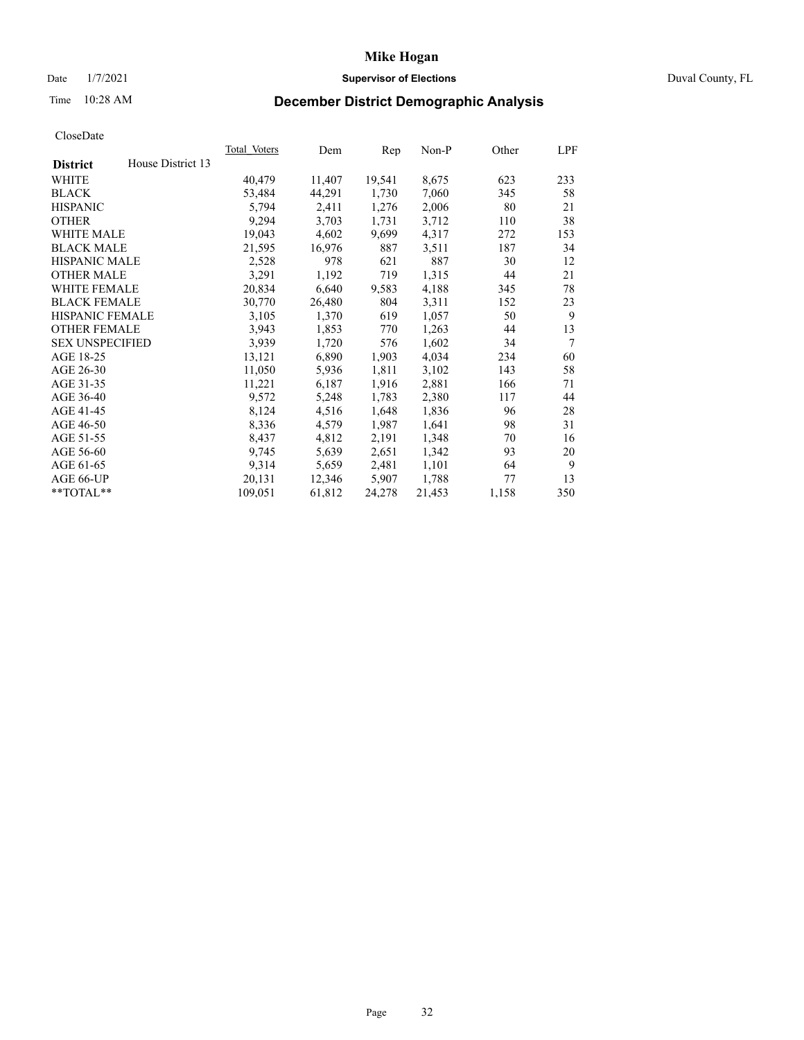# Mike Hogan

Date 1/7/2021 **Supervisor of Elections** Duval County, FL

Time 10:28 AM **December District Demographic Analysis**

CloseDate

| **District** House District 13 | Total Voters | Dem | Rep | Non-P | Other | LPF |
|---|---|---|---|---|---|---|
| WHITE | 40,479 | 11,407 | 19,541 | 8,675 | 623 | 233 |
| BLACK | 53,484 | 44,291 | 1,730 | 7,060 | 345 | 58 |
| HISPANIC | 5,794 | 2,411 | 1,276 | 2,006 | 80 | 21 |
| OTHER | 9,294 | 3,703 | 1,731 | 3,712 | 110 | 38 |
| WHITE MALE | 19,043 | 4,602 | 9,699 | 4,317 | 272 | 153 |
| BLACK MALE | 21,595 | 16,976 | 887 | 3,511 | 187 | 34 |
| HISPANIC MALE | 2,528 | 978 | 621 | 887 | 30 | 12 |
| OTHER MALE | 3,291 | 1,192 | 719 | 1,315 | 44 | 21 |
| WHITE FEMALE | 20,834 | 6,640 | 9,583 | 4,188 | 345 | 78 |
| BLACK FEMALE | 30,770 | 26,480 | 804 | 3,311 | 152 | 23 |
| HISPANIC FEMALE | 3,105 | 1,370 | 619 | 1,057 | 50 | 9 |
| OTHER FEMALE | 3,943 | 1,853 | 770 | 1,263 | 44 | 13 |
| SEX UNSPECIFIED | 3,939 | 1,720 | 576 | 1,602 | 34 | 7 |
| AGE 18-25 | 13,121 | 6,890 | 1,903 | 4,034 | 234 | 60 |
| AGE 26-30 | 11,050 | 5,936 | 1,811 | 3,102 | 143 | 58 |
| AGE 31-35 | 11,221 | 6,187 | 1,916 | 2,881 | 166 | 71 |
| AGE 36-40 | 9,572 | 5,248 | 1,783 | 2,380 | 117 | 44 |
| AGE 41-45 | 8,124 | 4,516 | 1,648 | 1,836 | 96 | 28 |
| AGE 46-50 | 8,336 | 4,579 | 1,987 | 1,641 | 98 | 31 |
| AGE 51-55 | 8,437 | 4,812 | 2,191 | 1,348 | 70 | 16 |
| AGE 56-60 | 9,745 | 5,639 | 2,651 | 1,342 | 93 | 20 |
| AGE 61-65 | 9,314 | 5,659 | 2,481 | 1,101 | 64 | 9 |
| AGE 66-UP | 20,131 | 12,346 | 5,907 | 1,788 | 77 | 13 |
| **TOTAL** | 109,051 | 61,812 | 24,278 | 21,453 | 1,158 | 350 |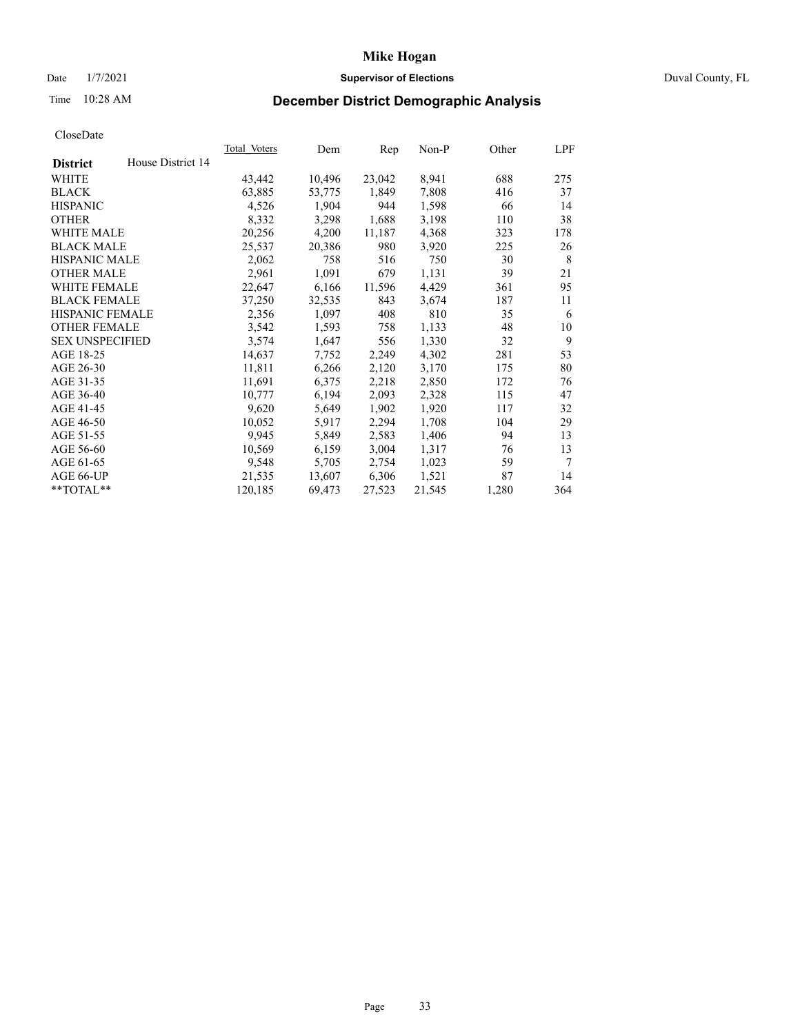# Mike Hogan

Date 1/7/2021 **Supervisor of Elections** Duval County, FL

Time 10:28 AM **December District Demographic Analysis**

CloseDate

| **District** House District 14 | Total Voters | Dem | Rep | Non-P | Other | LPF |
|---|---|---|---|---|---|---|
| WHITE | 43,442 | 10,496 | 23,042 | 8,941 | 688 | 275 |
| BLACK | 63,885 | 53,775 | 1,849 | 7,808 | 416 | 37 |
| HISPANIC | 4,526 | 1,904 | 944 | 1,598 | 66 | 14 |
| OTHER | 8,332 | 3,298 | 1,688 | 3,198 | 110 | 38 |
| WHITE MALE | 20,256 | 4,200 | 11,187 | 4,368 | 323 | 178 |
| BLACK MALE | 25,537 | 20,386 | 980 | 3,920 | 225 | 26 |
| HISPANIC MALE | 2,062 | 758 | 516 | 750 | 30 | 8 |
| OTHER MALE | 2,961 | 1,091 | 679 | 1,131 | 39 | 21 |
| WHITE FEMALE | 22,647 | 6,166 | 11,596 | 4,429 | 361 | 95 |
| BLACK FEMALE | 37,250 | 32,535 | 843 | 3,674 | 187 | 11 |
| HISPANIC FEMALE | 2,356 | 1,097 | 408 | 810 | 35 | 6 |
| OTHER FEMALE | 3,542 | 1,593 | 758 | 1,133 | 48 | 10 |
| SEX UNSPECIFIED | 3,574 | 1,647 | 556 | 1,330 | 32 | 9 |
| AGE 18-25 | 14,637 | 7,752 | 2,249 | 4,302 | 281 | 53 |
| AGE 26-30 | 11,811 | 6,266 | 2,120 | 3,170 | 175 | 80 |
| AGE 31-35 | 11,691 | 6,375 | 2,218 | 2,850 | 172 | 76 |
| AGE 36-40 | 10,777 | 6,194 | 2,093 | 2,328 | 115 | 47 |
| AGE 41-45 | 9,620 | 5,649 | 1,902 | 1,920 | 117 | 32 |
| AGE 46-50 | 10,052 | 5,917 | 2,294 | 1,708 | 104 | 29 |
| AGE 51-55 | 9,945 | 5,849 | 2,583 | 1,406 | 94 | 13 |
| AGE 56-60 | 10,569 | 6,159 | 3,004 | 1,317 | 76 | 13 |
| AGE 61-65 | 9,548 | 5,705 | 2,754 | 1,023 | 59 | 7 |
| AGE 66-UP | 21,535 | 13,607 | 6,306 | 1,521 | 87 | 14 |
| **TOTAL** | 120,185 | 69,473 | 27,523 | 21,545 | 1,280 | 364 |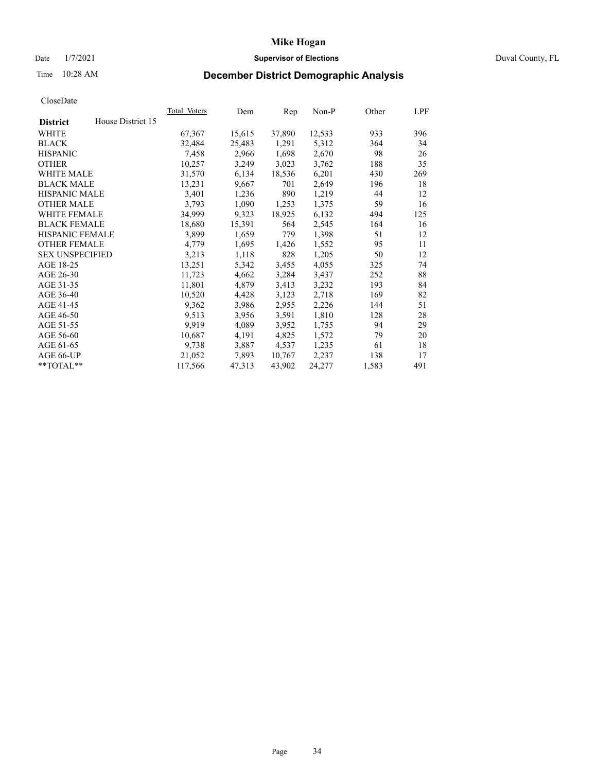# Mike Hogan

Date 1/7/2021 **Supervisor of Elections** Duval County, FL

Time 10:28 AM **December District Demographic Analysis**

CloseDate

| **District** House District 15 | Total Voters | Dem | Rep | Non-P | Other | LPF |
|---|---|---|---|---|---|---|
| WHITE | 67,367 | 15,615 | 37,890 | 12,533 | 933 | 396 |
| BLACK | 32,484 | 25,483 | 1,291 | 5,312 | 364 | 34 |
| HISPANIC | 7,458 | 2,966 | 1,698 | 2,670 | 98 | 26 |
| OTHER | 10,257 | 3,249 | 3,023 | 3,762 | 188 | 35 |
| WHITE MALE | 31,570 | 6,134 | 18,536 | 6,201 | 430 | 269 |
| BLACK MALE | 13,231 | 9,667 | 701 | 2,649 | 196 | 18 |
| HISPANIC MALE | 3,401 | 1,236 | 890 | 1,219 | 44 | 12 |
| OTHER MALE | 3,793 | 1,090 | 1,253 | 1,375 | 59 | 16 |
| WHITE FEMALE | 34,999 | 9,323 | 18,925 | 6,132 | 494 | 125 |
| BLACK FEMALE | 18,680 | 15,391 | 564 | 2,545 | 164 | 16 |
| HISPANIC FEMALE | 3,899 | 1,659 | 779 | 1,398 | 51 | 12 |
| OTHER FEMALE | 4,779 | 1,695 | 1,426 | 1,552 | 95 | 11 |
| SEX UNSPECIFIED | 3,213 | 1,118 | 828 | 1,205 | 50 | 12 |
| AGE 18-25 | 13,251 | 5,342 | 3,455 | 4,055 | 325 | 74 |
| AGE 26-30 | 11,723 | 4,662 | 3,284 | 3,437 | 252 | 88 |
| AGE 31-35 | 11,801 | 4,879 | 3,413 | 3,232 | 193 | 84 |
| AGE 36-40 | 10,520 | 4,428 | 3,123 | 2,718 | 169 | 82 |
| AGE 41-45 | 9,362 | 3,986 | 2,955 | 2,226 | 144 | 51 |
| AGE 46-50 | 9,513 | 3,956 | 3,591 | 1,810 | 128 | 28 |
| AGE 51-55 | 9,919 | 4,089 | 3,952 | 1,755 | 94 | 29 |
| AGE 56-60 | 10,687 | 4,191 | 4,825 | 1,572 | 79 | 20 |
| AGE 61-65 | 9,738 | 3,887 | 4,537 | 1,235 | 61 | 18 |
| AGE 66-UP | 21,052 | 7,893 | 10,767 | 2,237 | 138 | 17 |
| **TOTAL** | 117,566 | 47,313 | 43,902 | 24,277 | 1,583 | 491 |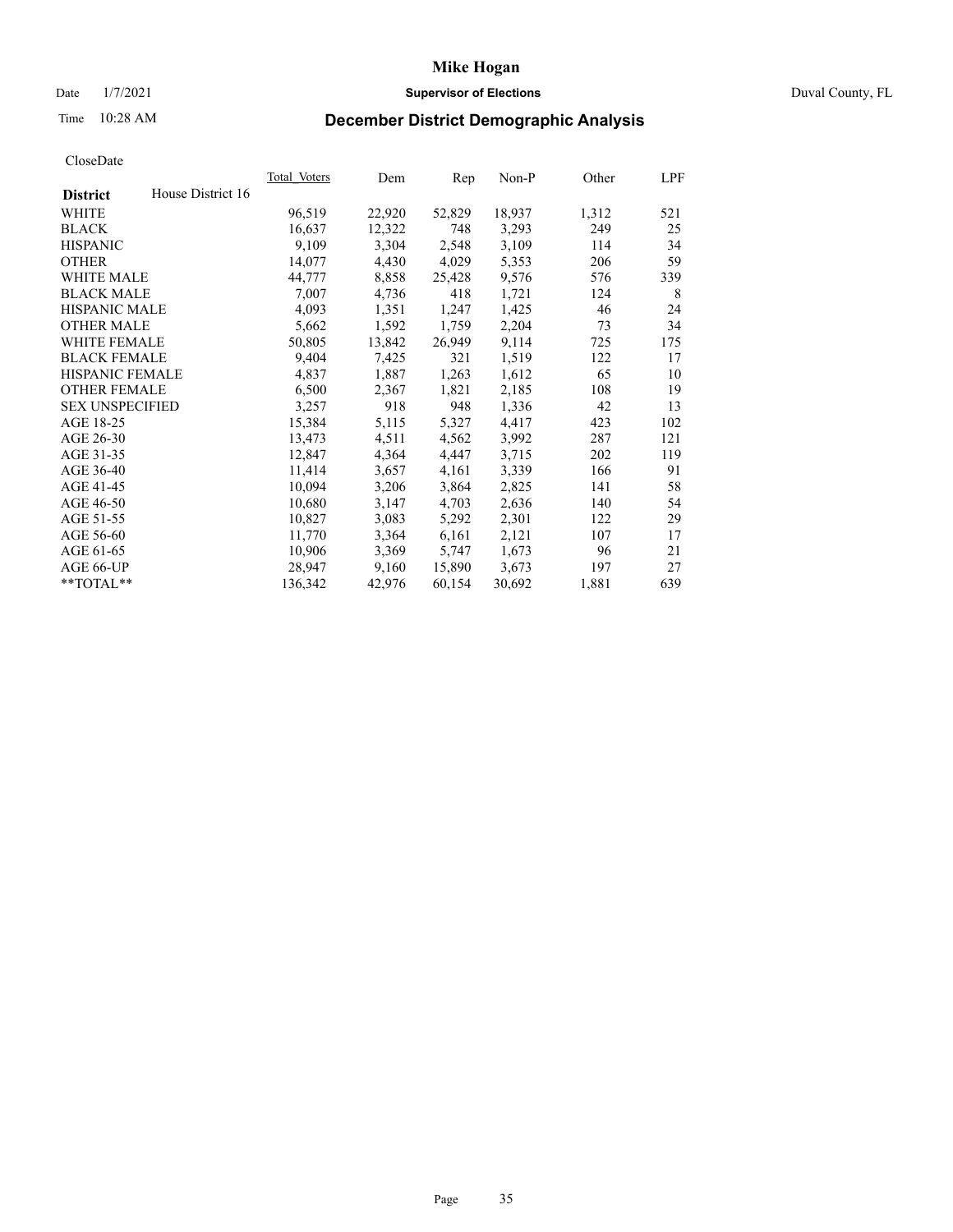# Mike Hogan

Date 1/7/2021 **Supervisor of Elections** Duval County, FL

Time 10:28 AM **December District Demographic Analysis**

CloseDate

| **District** House District 16 | Total Voters | Dem | Rep | Non-P | Other | LPF |
|---|---|---|---|---|---|---|
| WHITE | 96,519 | 22,920 | 52,829 | 18,937 | 1,312 | 521 |
| BLACK | 16,637 | 12,322 | 748 | 3,293 | 249 | 25 |
| HISPANIC | 9,109 | 3,304 | 2,548 | 3,109 | 114 | 34 |
| OTHER | 14,077 | 4,430 | 4,029 | 5,353 | 206 | 59 |
| WHITE MALE | 44,777 | 8,858 | 25,428 | 9,576 | 576 | 339 |
| BLACK MALE | 7,007 | 4,736 | 418 | 1,721 | 124 | 8 |
| HISPANIC MALE | 4,093 | 1,351 | 1,247 | 1,425 | 46 | 24 |
| OTHER MALE | 5,662 | 1,592 | 1,759 | 2,204 | 73 | 34 |
| WHITE FEMALE | 50,805 | 13,842 | 26,949 | 9,114 | 725 | 175 |
| BLACK FEMALE | 9,404 | 7,425 | 321 | 1,519 | 122 | 17 |
| HISPANIC FEMALE | 4,837 | 1,887 | 1,263 | 1,612 | 65 | 10 |
| OTHER FEMALE | 6,500 | 2,367 | 1,821 | 2,185 | 108 | 19 |
| SEX UNSPECIFIED | 3,257 | 918 | 948 | 1,336 | 42 | 13 |
| AGE 18-25 | 15,384 | 5,115 | 5,327 | 4,417 | 423 | 102 |
| AGE 26-30 | 13,473 | 4,511 | 4,562 | 3,992 | 287 | 121 |
| AGE 31-35 | 12,847 | 4,364 | 4,447 | 3,715 | 202 | 119 |
| AGE 36-40 | 11,414 | 3,657 | 4,161 | 3,339 | 166 | 91 |
| AGE 41-45 | 10,094 | 3,206 | 3,864 | 2,825 | 141 | 58 |
| AGE 46-50 | 10,680 | 3,147 | 4,703 | 2,636 | 140 | 54 |
| AGE 51-55 | 10,827 | 3,083 | 5,292 | 2,301 | 122 | 29 |
| AGE 56-60 | 11,770 | 3,364 | 6,161 | 2,121 | 107 | 17 |
| AGE 61-65 | 10,906 | 3,369 | 5,747 | 1,673 | 96 | 21 |
| AGE 66-UP | 28,947 | 9,160 | 15,890 | 3,673 | 197 | 27 |
| **TOTAL** | 136,342 | 42,976 | 60,154 | 30,692 | 1,881 | 639 |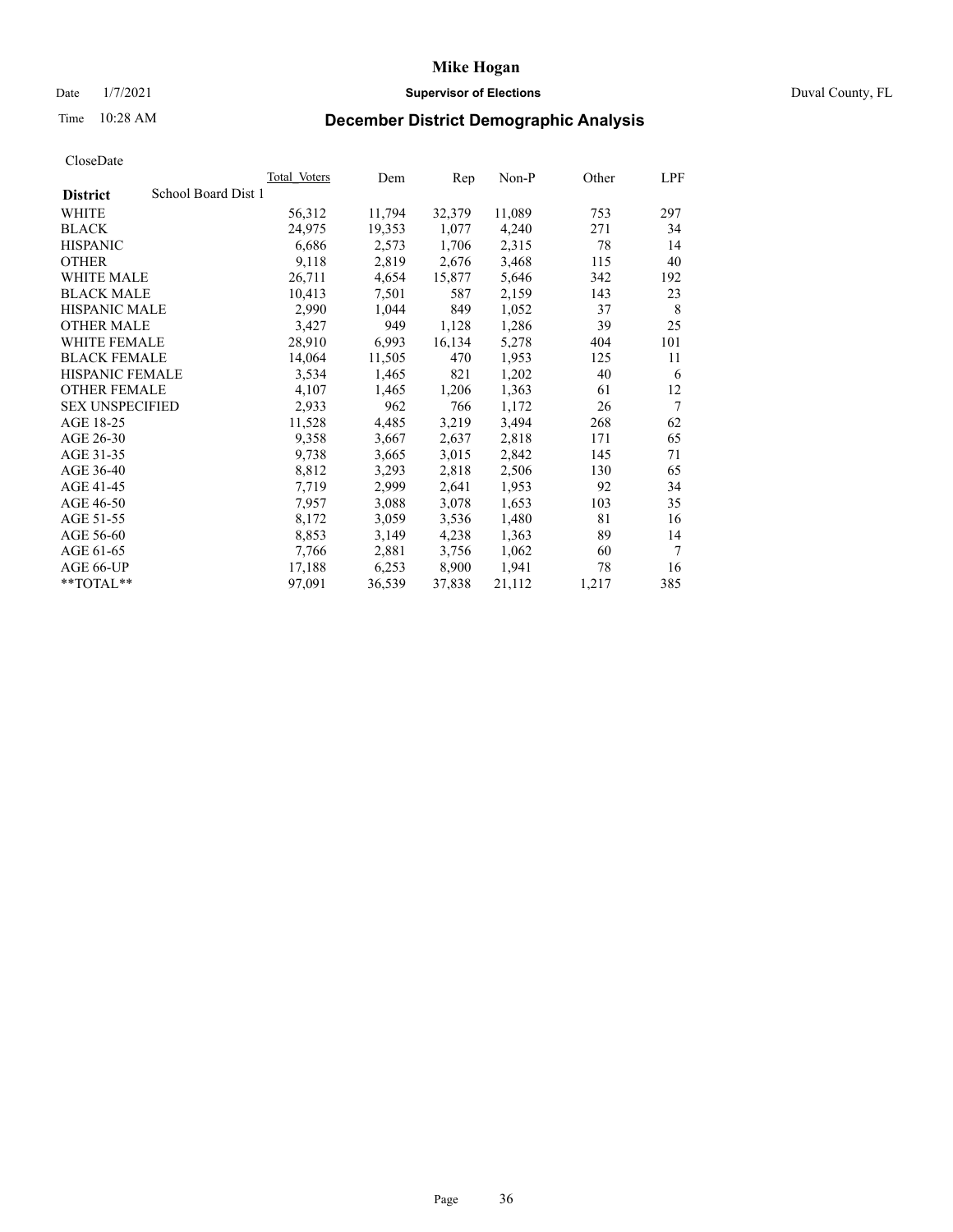# Mike Hogan

Date 1/7/2021 **Supervisor of Elections** Duval County, FL

Time 10:28 AM **December District Demographic Analysis**

CloseDate

| **District** School Board Dist 1 | Total Voters | Dem | Rep | Non-P | Other | LPF |
|---|---|---|---|---|---|---|
| WHITE | 56,312 | 11,794 | 32,379 | 11,089 | 753 | 297 |
| BLACK | 24,975 | 19,353 | 1,077 | 4,240 | 271 | 34 |
| HISPANIC | 6,686 | 2,573 | 1,706 | 2,315 | 78 | 14 |
| OTHER | 9,118 | 2,819 | 2,676 | 3,468 | 115 | 40 |
| WHITE MALE | 26,711 | 4,654 | 15,877 | 5,646 | 342 | 192 |
| BLACK MALE | 10,413 | 7,501 | 587 | 2,159 | 143 | 23 |
| HISPANIC MALE | 2,990 | 1,044 | 849 | 1,052 | 37 | 8 |
| OTHER MALE | 3,427 | 949 | 1,128 | 1,286 | 39 | 25 |
| WHITE FEMALE | 28,910 | 6,993 | 16,134 | 5,278 | 404 | 101 |
| BLACK FEMALE | 14,064 | 11,505 | 470 | 1,953 | 125 | 11 |
| HISPANIC FEMALE | 3,534 | 1,465 | 821 | 1,202 | 40 | 6 |
| OTHER FEMALE | 4,107 | 1,465 | 1,206 | 1,363 | 61 | 12 |
| SEX UNSPECIFIED | 2,933 | 962 | 766 | 1,172 | 26 | 7 |
| AGE 18-25 | 11,528 | 4,485 | 3,219 | 3,494 | 268 | 62 |
| AGE 26-30 | 9,358 | 3,667 | 2,637 | 2,818 | 171 | 65 |
| AGE 31-35 | 9,738 | 3,665 | 3,015 | 2,842 | 145 | 71 |
| AGE 36-40 | 8,812 | 3,293 | 2,818 | 2,506 | 130 | 65 |
| AGE 41-45 | 7,719 | 2,999 | 2,641 | 1,953 | 92 | 34 |
| AGE 46-50 | 7,957 | 3,088 | 3,078 | 1,653 | 103 | 35 |
| AGE 51-55 | 8,172 | 3,059 | 3,536 | 1,480 | 81 | 16 |
| AGE 56-60 | 8,853 | 3,149 | 4,238 | 1,363 | 89 | 14 |
| AGE 61-65 | 7,766 | 2,881 | 3,756 | 1,062 | 60 | 7 |
| AGE 66-UP | 17,188 | 6,253 | 8,900 | 1,941 | 78 | 16 |
| **TOTAL** | 97,091 | 36,539 | 37,838 | 21,112 | 1,217 | 385 |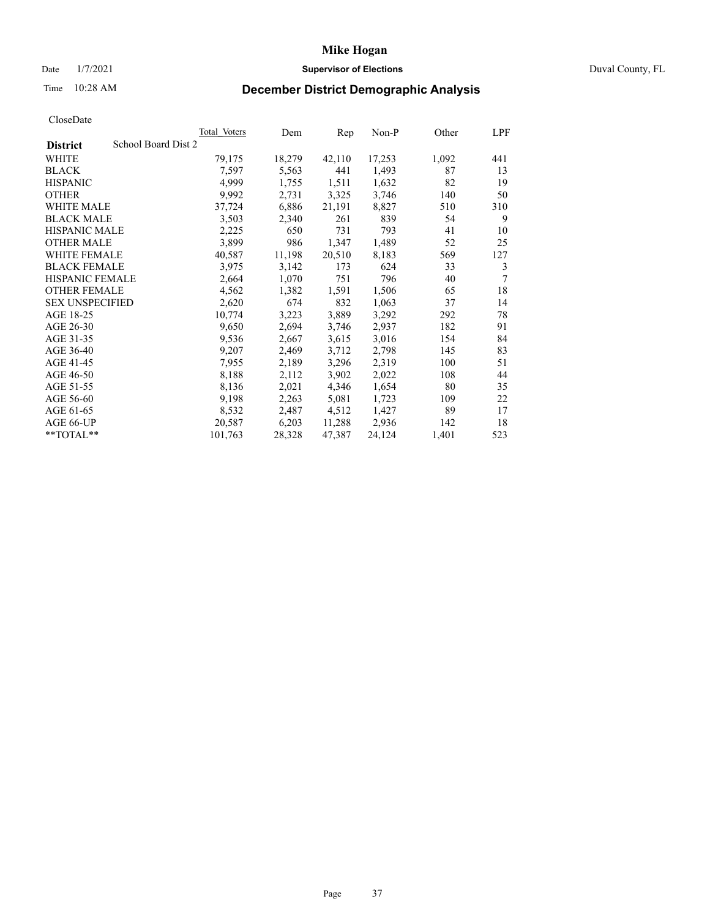# Mike Hogan

Date 1/7/2021 **Supervisor of Elections** Duval County, FL

Time 10:28 AM

## December District Demographic Analysis

CloseDate

| District | School Board Dist 2 | Total Voters | Dem | Rep | Non-P | Other | LPF |
|---|---|---|---|---|---|---|---|
| WHITE | | 79,175 | 18,279 | 42,110 | 17,253 | 1,092 | 441 |
| BLACK | | 7,597 | 5,563 | 441 | 1,493 | 87 | 13 |
| HISPANIC | | 4,999 | 1,755 | 1,511 | 1,632 | 82 | 19 |
| OTHER | | 9,992 | 2,731 | 3,325 | 3,746 | 140 | 50 |
| WHITE MALE | | 37,724 | 6,886 | 21,191 | 8,827 | 510 | 310 |
| BLACK MALE | | 3,503 | 2,340 | 261 | 839 | 54 | 9 |
| HISPANIC MALE | | 2,225 | 650 | 731 | 793 | 41 | 10 |
| OTHER MALE | | 3,899 | 986 | 1,347 | 1,489 | 52 | 25 |
| WHITE FEMALE | | 40,587 | 11,198 | 20,510 | 8,183 | 569 | 127 |
| BLACK FEMALE | | 3,975 | 3,142 | 173 | 624 | 33 | 3 |
| HISPANIC FEMALE | | 2,664 | 1,070 | 751 | 796 | 40 | 7 |
| OTHER FEMALE | | 4,562 | 1,382 | 1,591 | 1,506 | 65 | 18 |
| SEX UNSPECIFIED | | 2,620 | 674 | 832 | 1,063 | 37 | 14 |
| AGE 18-25 | | 10,774 | 3,223 | 3,889 | 3,292 | 292 | 78 |
| AGE 26-30 | | 9,650 | 2,694 | 3,746 | 2,937 | 182 | 91 |
| AGE 31-35 | | 9,536 | 2,667 | 3,615 | 3,016 | 154 | 84 |
| AGE 36-40 | | 9,207 | 2,469 | 3,712 | 2,798 | 145 | 83 |
| AGE 41-45 | | 7,955 | 2,189 | 3,296 | 2,319 | 100 | 51 |
| AGE 46-50 | | 8,188 | 2,112 | 3,902 | 2,022 | 108 | 44 |
| AGE 51-55 | | 8,136 | 2,021 | 4,346 | 1,654 | 80 | 35 |
| AGE 56-60 | | 9,198 | 2,263 | 5,081 | 1,723 | 109 | 22 |
| AGE 61-65 | | 8,532 | 2,487 | 4,512 | 1,427 | 89 | 17 |
| AGE 66-UP | | 20,587 | 6,203 | 11,288 | 2,936 | 142 | 18 |
| **TOTAL** | | 101,763 | 28,328 | 47,387 | 24,124 | 1,401 | 523 |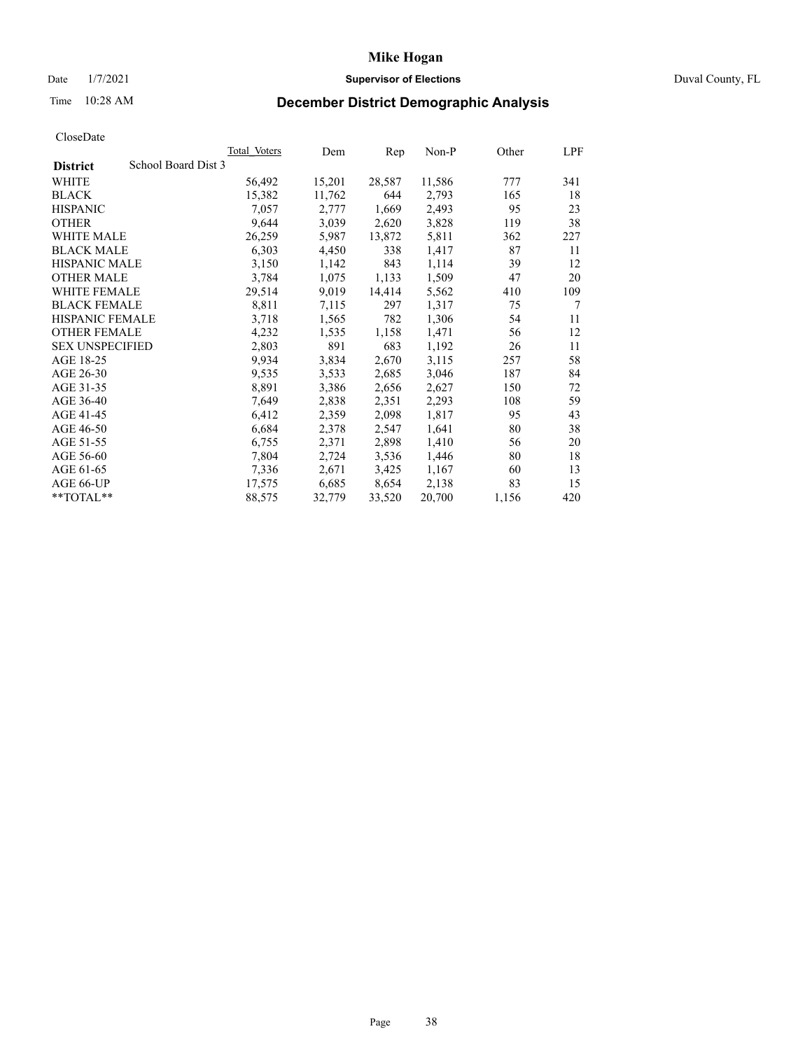# Mike Hogan

Date 1/7/2021 **Supervisor of Elections** Duval County, FL

Time 10:28 AM **December District Demographic Analysis**

CloseDate

| **District** School Board Dist 3 | Total Voters | Dem | Rep | Non-P | Other | LPF |
|---|---|---|---|---|---|---|
| WHITE | 56,492 | 15,201 | 28,587 | 11,586 | 777 | 341 |
| BLACK | 15,382 | 11,762 | 644 | 2,793 | 165 | 18 |
| HISPANIC | 7,057 | 2,777 | 1,669 | 2,493 | 95 | 23 |
| OTHER | 9,644 | 3,039 | 2,620 | 3,828 | 119 | 38 |
| WHITE MALE | 26,259 | 5,987 | 13,872 | 5,811 | 362 | 227 |
| BLACK MALE | 6,303 | 4,450 | 338 | 1,417 | 87 | 11 |
| HISPANIC MALE | 3,150 | 1,142 | 843 | 1,114 | 39 | 12 |
| OTHER MALE | 3,784 | 1,075 | 1,133 | 1,509 | 47 | 20 |
| WHITE FEMALE | 29,514 | 9,019 | 14,414 | 5,562 | 410 | 109 |
| BLACK FEMALE | 8,811 | 7,115 | 297 | 1,317 | 75 | 7 |
| HISPANIC FEMALE | 3,718 | 1,565 | 782 | 1,306 | 54 | 11 |
| OTHER FEMALE | 4,232 | 1,535 | 1,158 | 1,471 | 56 | 12 |
| SEX UNSPECIFIED | 2,803 | 891 | 683 | 1,192 | 26 | 11 |
| AGE 18-25 | 9,934 | 3,834 | 2,670 | 3,115 | 257 | 58 |
| AGE 26-30 | 9,535 | 3,533 | 2,685 | 3,046 | 187 | 84 |
| AGE 31-35 | 8,891 | 3,386 | 2,656 | 2,627 | 150 | 72 |
| AGE 36-40 | 7,649 | 2,838 | 2,351 | 2,293 | 108 | 59 |
| AGE 41-45 | 6,412 | 2,359 | 2,098 | 1,817 | 95 | 43 |
| AGE 46-50 | 6,684 | 2,378 | 2,547 | 1,641 | 80 | 38 |
| AGE 51-55 | 6,755 | 2,371 | 2,898 | 1,410 | 56 | 20 |
| AGE 56-60 | 7,804 | 2,724 | 3,536 | 1,446 | 80 | 18 |
| AGE 61-65 | 7,336 | 2,671 | 3,425 | 1,167 | 60 | 13 |
| AGE 66-UP | 17,575 | 6,685 | 8,654 | 2,138 | 83 | 15 |
| **TOTAL** | 88,575 | 32,779 | 33,520 | 20,700 | 1,156 | 420 |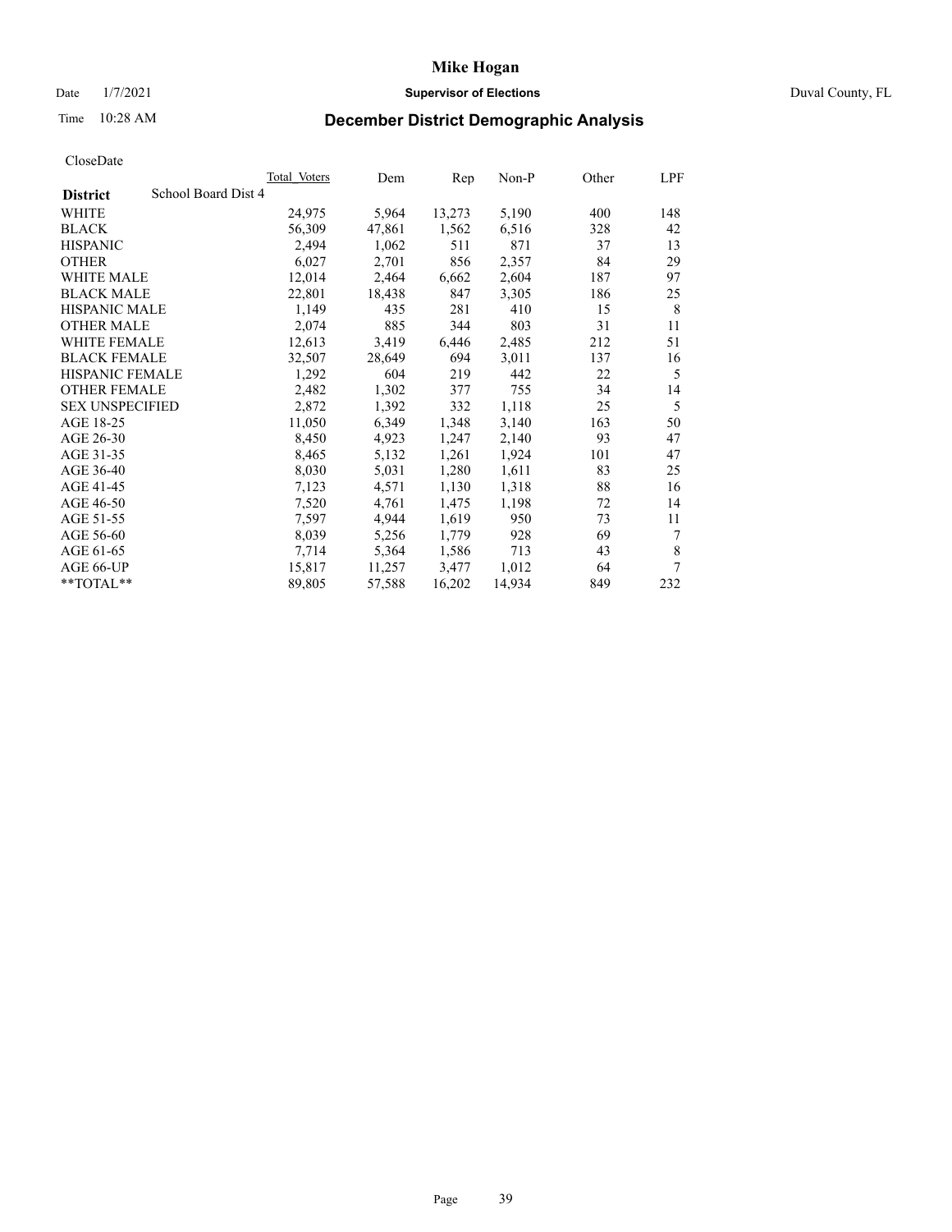CloseDate

| District | School Board Dist 4 | Total_Voters | Dem | Rep | Non-P | Other | LPF |
|---|---|---|---|---|---|---|---|
| WHITE | | 24,975 | 5,964 | 13,273 | 5,190 | 400 | 148 |
| BLACK | | 56,309 | 47,861 | 1,562 | 6,516 | 328 | 42 |
| HISPANIC | | 2,494 | 1,062 | 511 | 871 | 37 | 13 |
| OTHER | | 6,027 | 2,701 | 856 | 2,357 | 84 | 29 |
| WHITE MALE | | 12,014 | 2,464 | 6,662 | 2,604 | 187 | 97 |
| BLACK MALE | | 22,801 | 18,438 | 847 | 3,305 | 186 | 25 |
| HISPANIC MALE | | 1,149 | 435 | 281 | 410 | 15 | 8 |
| OTHER MALE | | 2,074 | 885 | 344 | 803 | 31 | 11 |
| WHITE FEMALE | | 12,613 | 3,419 | 6,446 | 2,485 | 212 | 51 |
| BLACK FEMALE | | 32,507 | 28,649 | 694 | 3,011 | 137 | 16 |
| HISPANIC FEMALE | | 1,292 | 604 | 219 | 442 | 22 | 5 |
| OTHER FEMALE | | 2,482 | 1,302 | 377 | 755 | 34 | 14 |
| SEX UNSPECIFIED | | 2,872 | 1,392 | 332 | 1,118 | 25 | 5 |
| AGE 18-25 | | 11,050 | 6,349 | 1,348 | 3,140 | 163 | 50 |
| AGE 26-30 | | 8,450 | 4,923 | 1,247 | 2,140 | 93 | 47 |
| AGE 31-35 | | 8,465 | 5,132 | 1,261 | 1,924 | 101 | 47 |
| AGE 36-40 | | 8,030 | 5,031 | 1,280 | 1,611 | 83 | 25 |
| AGE 41-45 | | 7,123 | 4,571 | 1,130 | 1,318 | 88 | 16 |
| AGE 46-50 | | 7,520 | 4,761 | 1,475 | 1,198 | 72 | 14 |
| AGE 51-55 | | 7,597 | 4,944 | 1,619 | 950 | 73 | 11 |
| AGE 56-60 | | 8,039 | 5,256 | 1,779 | 928 | 69 | 7 |
| AGE 61-65 | | 7,714 | 5,364 | 1,586 | 713 | 43 | 8 |
| AGE 66-UP | | 15,817 | 11,257 | 3,477 | 1,012 | 64 | 7 |
| **TOTAL** | | 89,805 | 57,588 | 16,202 | 14,934 | 849 | 232 |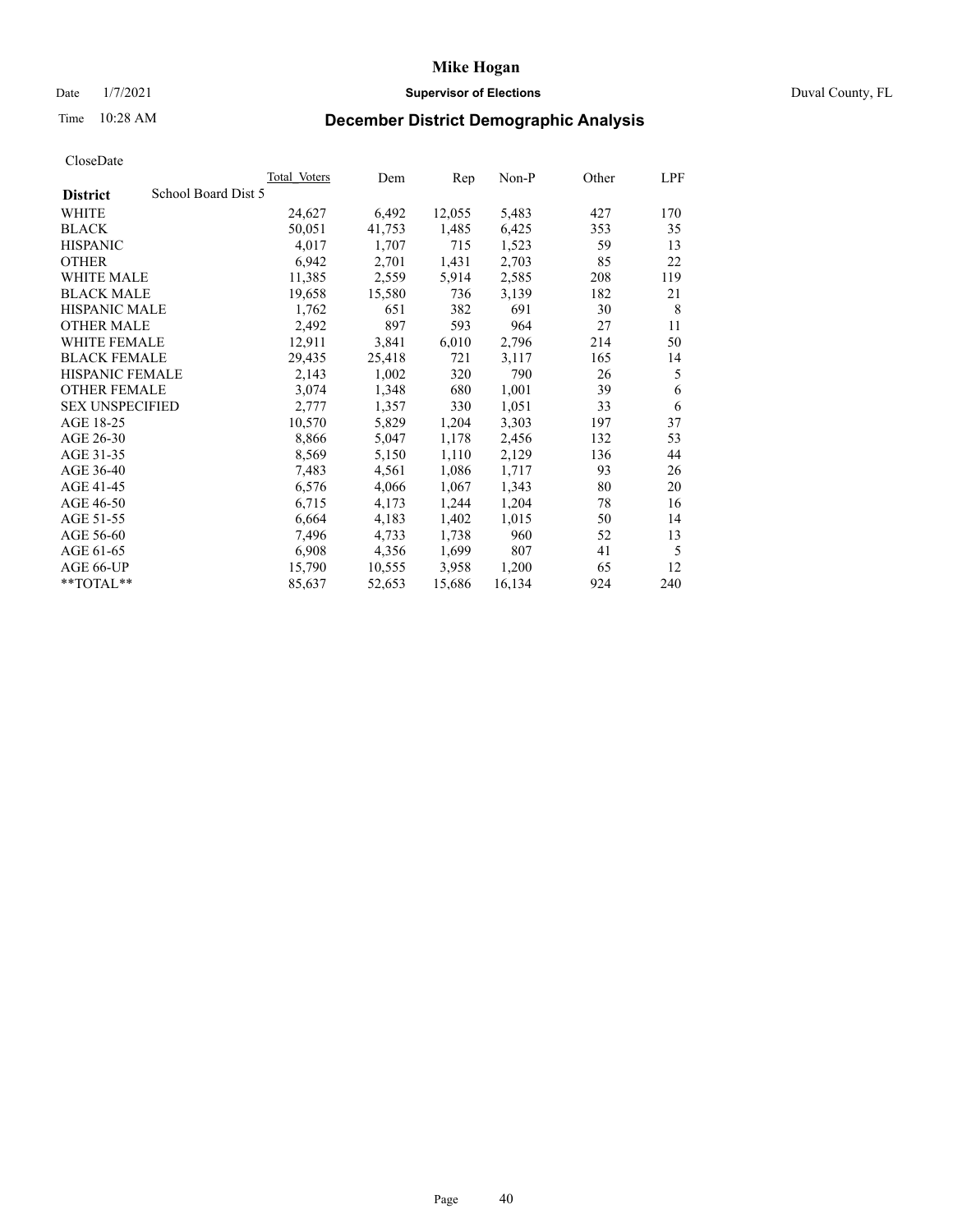# Mike Hogan

Date 1/7/2021 **Supervisor of Elections** Duval County, FL

Time 10:28 AM **December District Demographic Analysis**

CloseDate

| | Total Voters | Dem | Rep | Non-P | Other | LPF |
|---|---|---|---|---|---|---|
| **District** School Board Dist 5 | | | | | | |
| WHITE | 24,627 | 6,492 | 12,055 | 5,483 | 427 | 170 |
| BLACK | 50,051 | 41,753 | 1,485 | 6,425 | 353 | 35 |
| HISPANIC | 4,017 | 1,707 | 715 | 1,523 | 59 | 13 |
| OTHER | 6,942 | 2,701 | 1,431 | 2,703 | 85 | 22 |
| WHITE MALE | 11,385 | 2,559 | 5,914 | 2,585 | 208 | 119 |
| BLACK MALE | 19,658 | 15,580 | 736 | 3,139 | 182 | 21 |
| HISPANIC MALE | 1,762 | 651 | 382 | 691 | 30 | 8 |
| OTHER MALE | 2,492 | 897 | 593 | 964 | 27 | 11 |
| WHITE FEMALE | 12,911 | 3,841 | 6,010 | 2,796 | 214 | 50 |
| BLACK FEMALE | 29,435 | 25,418 | 721 | 3,117 | 165 | 14 |
| HISPANIC FEMALE | 2,143 | 1,002 | 320 | 790 | 26 | 5 |
| OTHER FEMALE | 3,074 | 1,348 | 680 | 1,001 | 39 | 6 |
| SEX UNSPECIFIED | 2,777 | 1,357 | 330 | 1,051 | 33 | 6 |
| AGE 18-25 | 10,570 | 5,829 | 1,204 | 3,303 | 197 | 37 |
| AGE 26-30 | 8,866 | 5,047 | 1,178 | 2,456 | 132 | 53 |
| AGE 31-35 | 8,569 | 5,150 | 1,110 | 2,129 | 136 | 44 |
| AGE 36-40 | 7,483 | 4,561 | 1,086 | 1,717 | 93 | 26 |
| AGE 41-45 | 6,576 | 4,066 | 1,067 | 1,343 | 80 | 20 |
| AGE 46-50 | 6,715 | 4,173 | 1,244 | 1,204 | 78 | 16 |
| AGE 51-55 | 6,664 | 4,183 | 1,402 | 1,015 | 50 | 14 |
| AGE 56-60 | 7,496 | 4,733 | 1,738 | 960 | 52 | 13 |
| AGE 61-65 | 6,908 | 4,356 | 1,699 | 807 | 41 | 5 |
| AGE 66-UP | 15,790 | 10,555 | 3,958 | 1,200 | 65 | 12 |
| **TOTAL** | 85,637 | 52,653 | 15,686 | 16,134 | 924 | 240 |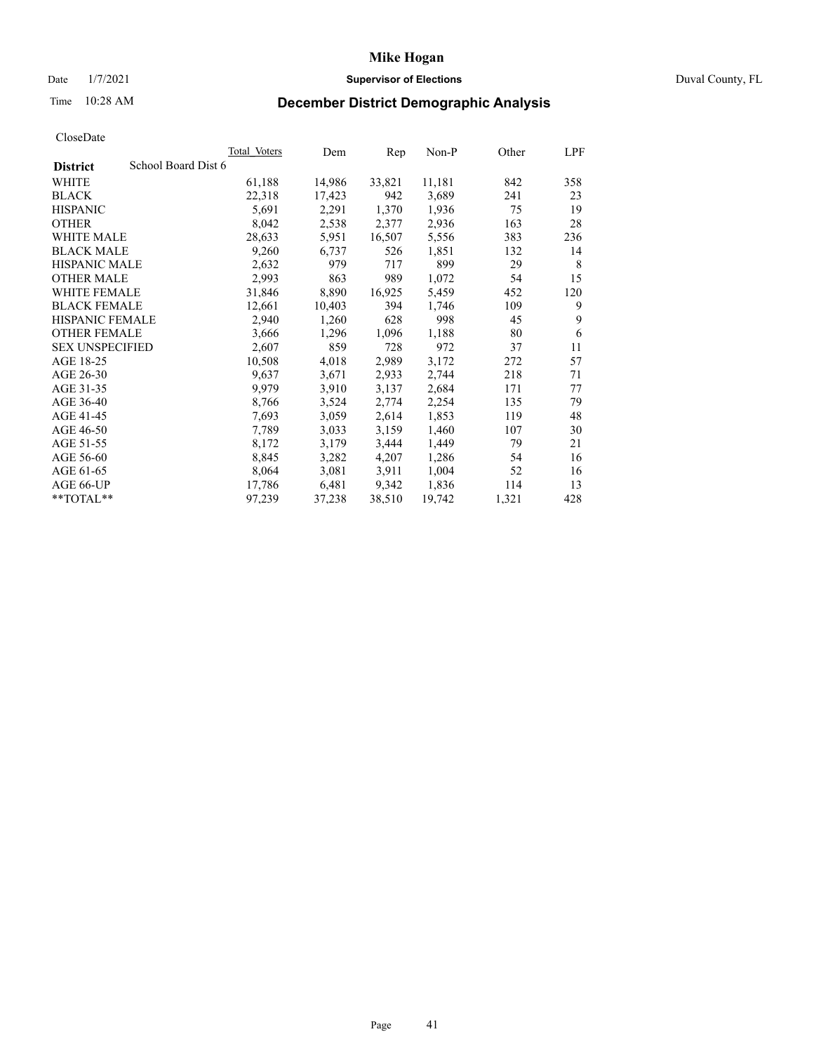# Mike Hogan

Date 1/7/2021 **Supervisor of Elections** Duval County, FL

Time 10:28 AM **December District Demographic Analysis**

CloseDate

| **District** School Board Dist 6 | Total Voters | Dem | Rep | Non-P | Other | LPF |
|---|---|---|---|---|---|---|
| WHITE | 61,188 | 14,986 | 33,821 | 11,181 | 842 | 358 |
| BLACK | 22,318 | 17,423 | 942 | 3,689 | 241 | 23 |
| HISPANIC | 5,691 | 2,291 | 1,370 | 1,936 | 75 | 19 |
| OTHER | 8,042 | 2,538 | 2,377 | 2,936 | 163 | 28 |
| WHITE MALE | 28,633 | 5,951 | 16,507 | 5,556 | 383 | 236 |
| BLACK MALE | 9,260 | 6,737 | 526 | 1,851 | 132 | 14 |
| HISPANIC MALE | 2,632 | 979 | 717 | 899 | 29 | 8 |
| OTHER MALE | 2,993 | 863 | 989 | 1,072 | 54 | 15 |
| WHITE FEMALE | 31,846 | 8,890 | 16,925 | 5,459 | 452 | 120 |
| BLACK FEMALE | 12,661 | 10,403 | 394 | 1,746 | 109 | 9 |
| HISPANIC FEMALE | 2,940 | 1,260 | 628 | 998 | 45 | 9 |
| OTHER FEMALE | 3,666 | 1,296 | 1,096 | 1,188 | 80 | 6 |
| SEX UNSPECIFIED | 2,607 | 859 | 728 | 972 | 37 | 11 |
| AGE 18-25 | 10,508 | 4,018 | 2,989 | 3,172 | 272 | 57 |
| AGE 26-30 | 9,637 | 3,671 | 2,933 | 2,744 | 218 | 71 |
| AGE 31-35 | 9,979 | 3,910 | 3,137 | 2,684 | 171 | 77 |
| AGE 36-40 | 8,766 | 3,524 | 2,774 | 2,254 | 135 | 79 |
| AGE 41-45 | 7,693 | 3,059 | 2,614 | 1,853 | 119 | 48 |
| AGE 46-50 | 7,789 | 3,033 | 3,159 | 1,460 | 107 | 30 |
| AGE 51-55 | 8,172 | 3,179 | 3,444 | 1,449 | 79 | 21 |
| AGE 56-60 | 8,845 | 3,282 | 4,207 | 1,286 | 54 | 16 |
| AGE 61-65 | 8,064 | 3,081 | 3,911 | 1,004 | 52 | 16 |
| AGE 66-UP | 17,786 | 6,481 | 9,342 | 1,836 | 114 | 13 |
| **TOTAL** | 97,239 | 37,238 | 38,510 | 19,742 | 1,321 | 428 |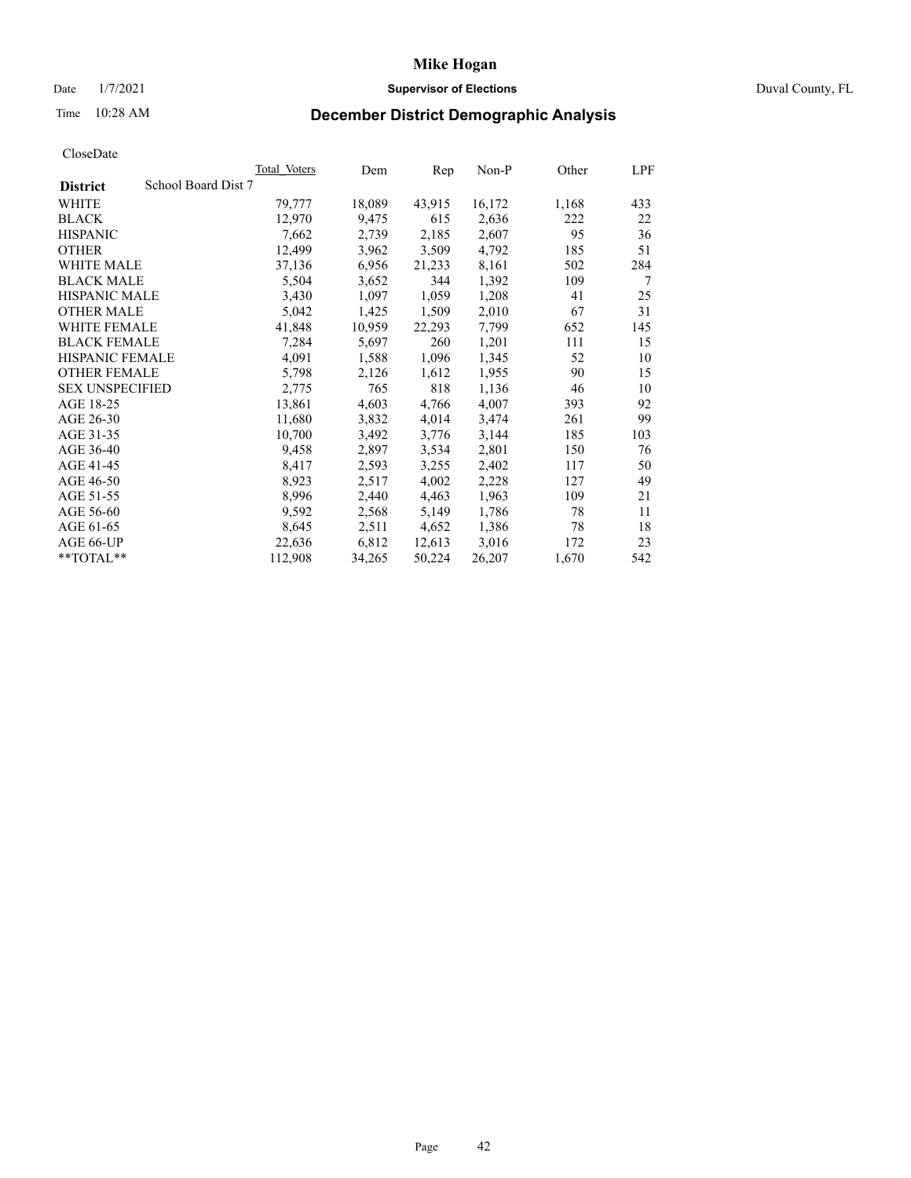# Mike Hogan

Date 1/7/2021 **Supervisor of Elections** Duval County, FL

Time 10:28 AM **December District Demographic Analysis**

CloseDate

| District | School Board Dist 7 | Total Voters | Dem | Rep | Non-P | Other | LPF |
|---|---|---|---|---|---|---|---|
| WHITE | | 79,777 | 18,089 | 43,915 | 16,172 | 1,168 | 433 |
| BLACK | | 12,970 | 9,475 | 615 | 2,636 | 222 | 22 |
| HISPANIC | | 7,662 | 2,739 | 2,185 | 2,607 | 95 | 36 |
| OTHER | | 12,499 | 3,962 | 3,509 | 4,792 | 185 | 51 |
| WHITE MALE | | 37,136 | 6,956 | 21,233 | 8,161 | 502 | 284 |
| BLACK MALE | | 5,504 | 3,652 | 344 | 1,392 | 109 | 7 |
| HISPANIC MALE | | 3,430 | 1,097 | 1,059 | 1,208 | 41 | 25 |
| OTHER MALE | | 5,042 | 1,425 | 1,509 | 2,010 | 67 | 31 |
| WHITE FEMALE | | 41,848 | 10,959 | 22,293 | 7,799 | 652 | 145 |
| BLACK FEMALE | | 7,284 | 5,697 | 260 | 1,201 | 111 | 15 |
| HISPANIC FEMALE | | 4,091 | 1,588 | 1,096 | 1,345 | 52 | 10 |
| OTHER FEMALE | | 5,798 | 2,126 | 1,612 | 1,955 | 90 | 15 |
| SEX UNSPECIFIED | | 2,775 | 765 | 818 | 1,136 | 46 | 10 |
| AGE 18-25 | | 13,861 | 4,603 | 4,766 | 4,007 | 393 | 92 |
| AGE 26-30 | | 11,680 | 3,832 | 4,014 | 3,474 | 261 | 99 |
| AGE 31-35 | | 10,700 | 3,492 | 3,776 | 3,144 | 185 | 103 |
| AGE 36-40 | | 9,458 | 2,897 | 3,534 | 2,801 | 150 | 76 |
| AGE 41-45 | | 8,417 | 2,593 | 3,255 | 2,402 | 117 | 50 |
| AGE 46-50 | | 8,923 | 2,517 | 4,002 | 2,228 | 127 | 49 |
| AGE 51-55 | | 8,996 | 2,440 | 4,463 | 1,963 | 109 | 21 |
| AGE 56-60 | | 9,592 | 2,568 | 5,149 | 1,786 | 78 | 11 |
| AGE 61-65 | | 8,645 | 2,511 | 4,652 | 1,386 | 78 | 18 |
| AGE 66-UP | | 22,636 | 6,812 | 12,613 | 3,016 | 172 | 23 |
| **TOTAL** | | 112,908 | 34,265 | 50,224 | 26,207 | 1,670 | 542 |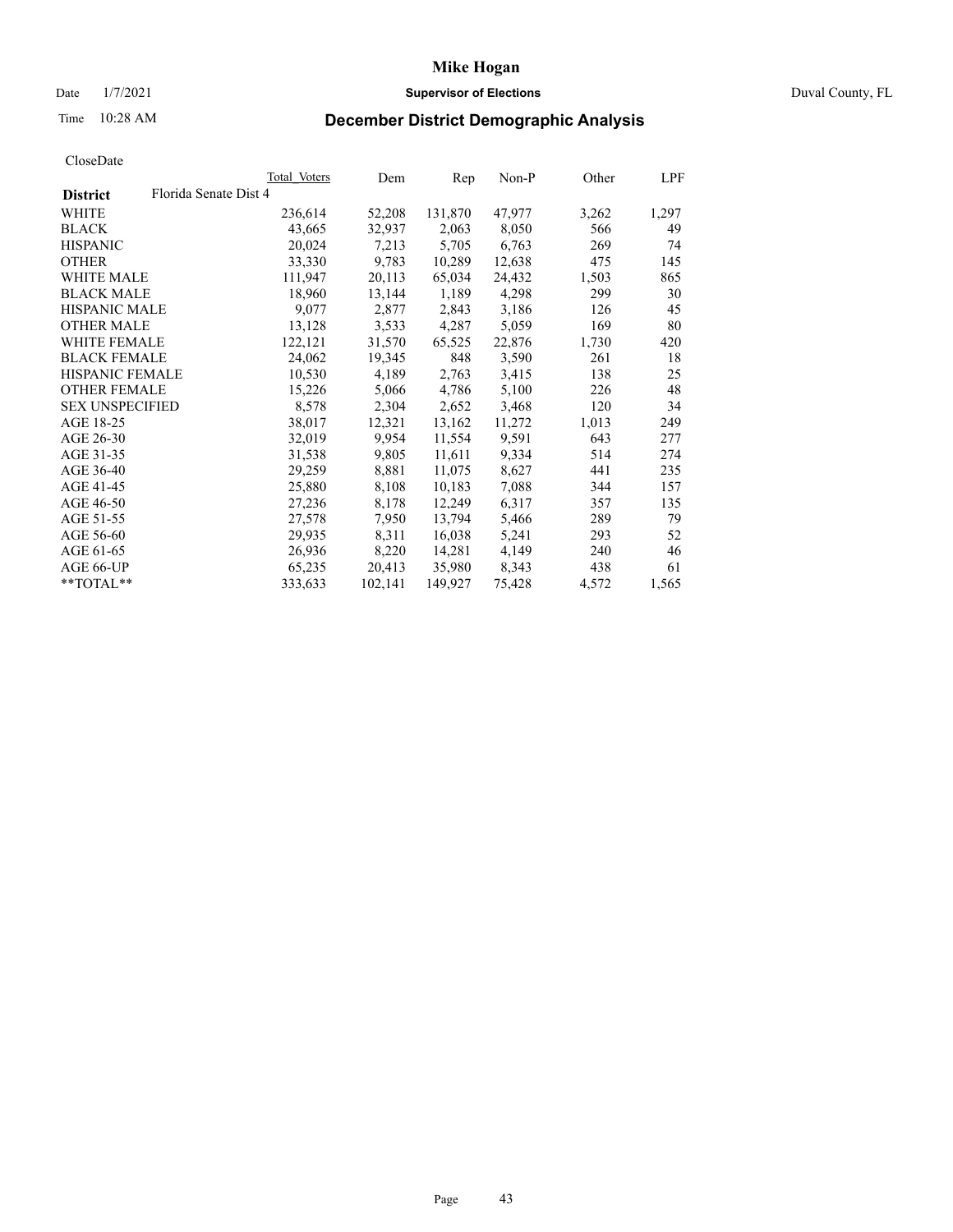# Mike Hogan

Date 1/7/2021 **Supervisor of Elections** Duval County, FL

Time 10:28 AM **December District Demographic Analysis**

CloseDate

| **District** | Total Voters | Dem | Rep | Non-P | Other | LPF |
|---|---|---|---|---|---|---|
| Florida Senate Dist 4 | | | | | | |
| WHITE | 236,614 | 52,208 | 131,870 | 47,977 | 3,262 | 1,297 |
| BLACK | 43,665 | 32,937 | 2,063 | 8,050 | 566 | 49 |
| HISPANIC | 20,024 | 7,213 | 5,705 | 6,763 | 269 | 74 |
| OTHER | 33,330 | 9,783 | 10,289 | 12,638 | 475 | 145 |
| WHITE MALE | 111,947 | 20,113 | 65,034 | 24,432 | 1,503 | 865 |
| BLACK MALE | 18,960 | 13,144 | 1,189 | 4,298 | 299 | 30 |
| HISPANIC MALE | 9,077 | 2,877 | 2,843 | 3,186 | 126 | 45 |
| OTHER MALE | 13,128 | 3,533 | 4,287 | 5,059 | 169 | 80 |
| WHITE FEMALE | 122,121 | 31,570 | 65,525 | 22,876 | 1,730 | 420 |
| BLACK FEMALE | 24,062 | 19,345 | 848 | 3,590 | 261 | 18 |
| HISPANIC FEMALE | 10,530 | 4,189 | 2,763 | 3,415 | 138 | 25 |
| OTHER FEMALE | 15,226 | 5,066 | 4,786 | 5,100 | 226 | 48 |
| SEX UNSPECIFIED | 8,578 | 2,304 | 2,652 | 3,468 | 120 | 34 |
| AGE 18-25 | 38,017 | 12,321 | 13,162 | 11,272 | 1,013 | 249 |
| AGE 26-30 | 32,019 | 9,954 | 11,554 | 9,591 | 643 | 277 |
| AGE 31-35 | 31,538 | 9,805 | 11,611 | 9,334 | 514 | 274 |
| AGE 36-40 | 29,259 | 8,881 | 11,075 | 8,627 | 441 | 235 |
| AGE 41-45 | 25,880 | 8,108 | 10,183 | 7,088 | 344 | 157 |
| AGE 46-50 | 27,236 | 8,178 | 12,249 | 6,317 | 357 | 135 |
| AGE 51-55 | 27,578 | 7,950 | 13,794 | 5,466 | 289 | 79 |
| AGE 56-60 | 29,935 | 8,311 | 16,038 | 5,241 | 293 | 52 |
| AGE 61-65 | 26,936 | 8,220 | 14,281 | 4,149 | 240 | 46 |
| AGE 66-UP | 65,235 | 20,413 | 35,980 | 8,343 | 438 | 61 |
| **TOTAL** | 333,633 | 102,141 | 149,927 | 75,428 | 4,572 | 1,565 |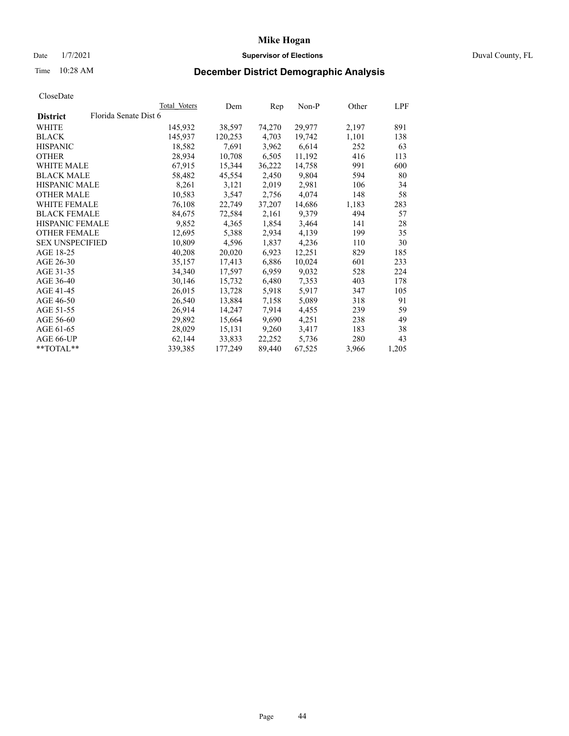# Mike Hogan

Date 1/7/2021 **Supervisor of Elections** Duval County, FL

Time 10:28 AM **December District Demographic Analysis**

CloseDate

| **District** Florida Senate Dist 6 | Total Voters | Dem | Rep | Non-P | Other | LPF |
|---|---|---|---|---|---|---|
| WHITE | 145,932 | 38,597 | 74,270 | 29,977 | 2,197 | 891 |
| BLACK | 145,937 | 120,253 | 4,703 | 19,742 | 1,101 | 138 |
| HISPANIC | 18,582 | 7,691 | 3,962 | 6,614 | 252 | 63 |
| OTHER | 28,934 | 10,708 | 6,505 | 11,192 | 416 | 113 |
| WHITE MALE | 67,915 | 15,344 | 36,222 | 14,758 | 991 | 600 |
| BLACK MALE | 58,482 | 45,554 | 2,450 | 9,804 | 594 | 80 |
| HISPANIC MALE | 8,261 | 3,121 | 2,019 | 2,981 | 106 | 34 |
| OTHER MALE | 10,583 | 3,547 | 2,756 | 4,074 | 148 | 58 |
| WHITE FEMALE | 76,108 | 22,749 | 37,207 | 14,686 | 1,183 | 283 |
| BLACK FEMALE | 84,675 | 72,584 | 2,161 | 9,379 | 494 | 57 |
| HISPANIC FEMALE | 9,852 | 4,365 | 1,854 | 3,464 | 141 | 28 |
| OTHER FEMALE | 12,695 | 5,388 | 2,934 | 4,139 | 199 | 35 |
| SEX UNSPECIFIED | 10,809 | 4,596 | 1,837 | 4,236 | 110 | 30 |
| AGE 18-25 | 40,208 | 20,020 | 6,923 | 12,251 | 829 | 185 |
| AGE 26-30 | 35,157 | 17,413 | 6,886 | 10,024 | 601 | 233 |
| AGE 31-35 | 34,340 | 17,597 | 6,959 | 9,032 | 528 | 224 |
| AGE 36-40 | 30,146 | 15,732 | 6,480 | 7,353 | 403 | 178 |
| AGE 41-45 | 26,015 | 13,728 | 5,918 | 5,917 | 347 | 105 |
| AGE 46-50 | 26,540 | 13,884 | 7,158 | 5,089 | 318 | 91 |
| AGE 51-55 | 26,914 | 14,247 | 7,914 | 4,455 | 239 | 59 |
| AGE 56-60 | 29,892 | 15,664 | 9,690 | 4,251 | 238 | 49 |
| AGE 61-65 | 28,029 | 15,131 | 9,260 | 3,417 | 183 | 38 |
| AGE 66-UP | 62,144 | 33,833 | 22,252 | 5,736 | 280 | 43 |
| **TOTAL** | 339,385 | 177,249 | 89,440 | 67,525 | 3,966 | 1,205 |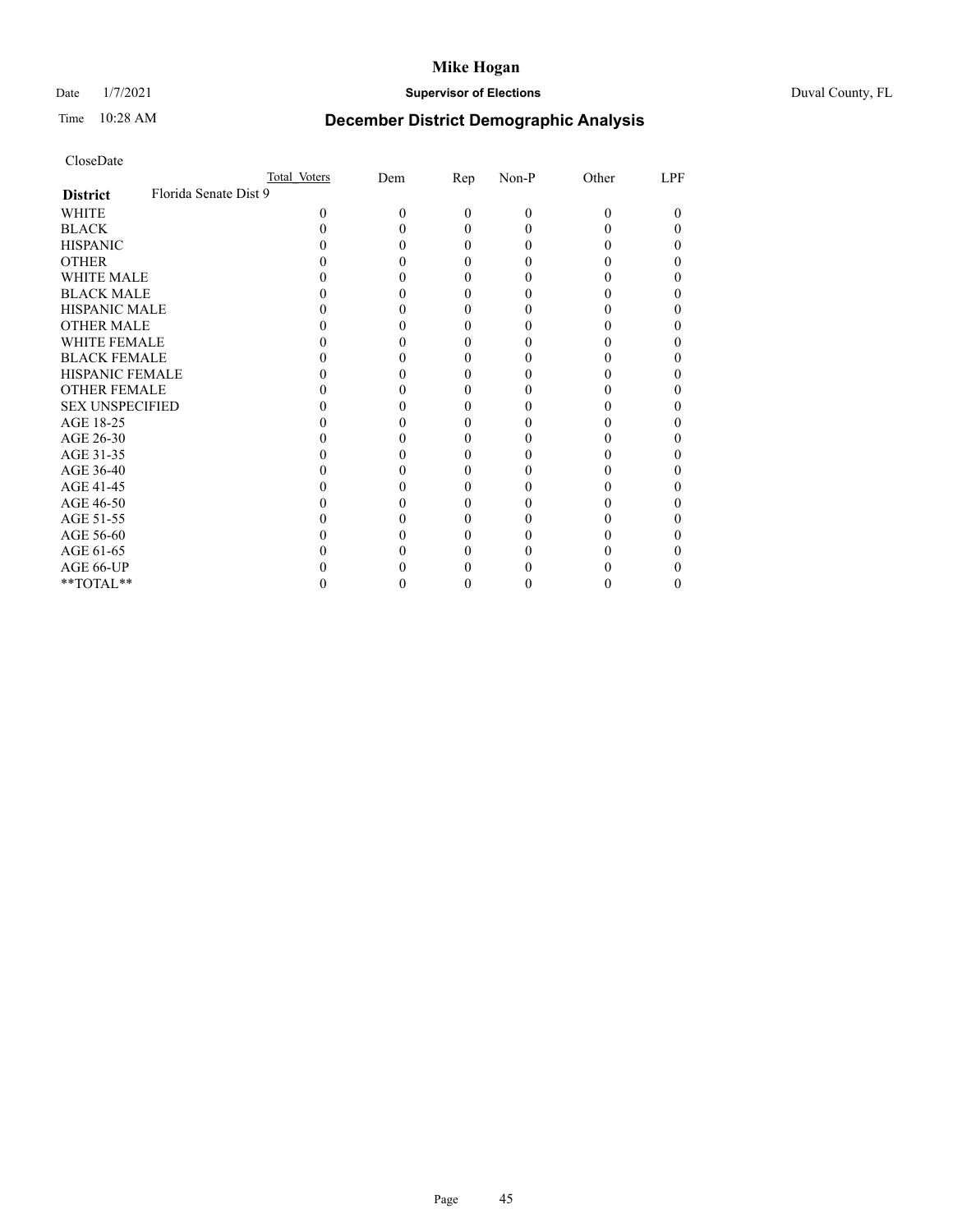# Mike Hogan

Date 1/7/2021 **Supervisor of Elections** Duval County, FL

Time 10:28 AM **December District Demographic Analysis**

CloseDate

| | Total Voters | Dem | Rep | Non-P | Other | LPF |
|---|---|---|---|---|---|---|
| **District** Florida Senate Dist 9 | | | | | | |
| WHITE | 0 | 0 | 0 | 0 | 0 | 0 |
| BLACK | 0 | 0 | 0 | 0 | 0 | 0 |
| HISPANIC | 0 | 0 | 0 | 0 | 0 | 0 |
| OTHER | 0 | 0 | 0 | 0 | 0 | 0 |
| WHITE MALE | 0 | 0 | 0 | 0 | 0 | 0 |
| BLACK MALE | 0 | 0 | 0 | 0 | 0 | 0 |
| HISPANIC MALE | 0 | 0 | 0 | 0 | 0 | 0 |
| OTHER MALE | 0 | 0 | 0 | 0 | 0 | 0 |
| WHITE FEMALE | 0 | 0 | 0 | 0 | 0 | 0 |
| BLACK FEMALE | 0 | 0 | 0 | 0 | 0 | 0 |
| HISPANIC FEMALE | 0 | 0 | 0 | 0 | 0 | 0 |
| OTHER FEMALE | 0 | 0 | 0 | 0 | 0 | 0 |
| SEX UNSPECIFIED | 0 | 0 | 0 | 0 | 0 | 0 |
| AGE 18-25 | 0 | 0 | 0 | 0 | 0 | 0 |
| AGE 26-30 | 0 | 0 | 0 | 0 | 0 | 0 |
| AGE 31-35 | 0 | 0 | 0 | 0 | 0 | 0 |
| AGE 36-40 | 0 | 0 | 0 | 0 | 0 | 0 |
| AGE 41-45 | 0 | 0 | 0 | 0 | 0 | 0 |
| AGE 46-50 | 0 | 0 | 0 | 0 | 0 | 0 |
| AGE 51-55 | 0 | 0 | 0 | 0 | 0 | 0 |
| AGE 56-60 | 0 | 0 | 0 | 0 | 0 | 0 |
| AGE 61-65 | 0 | 0 | 0 | 0 | 0 | 0 |
| AGE 66-UP | 0 | 0 | 0 | 0 | 0 | 0 |
| **TOTAL** | 0 | 0 | 0 | 0 | 0 | 0 |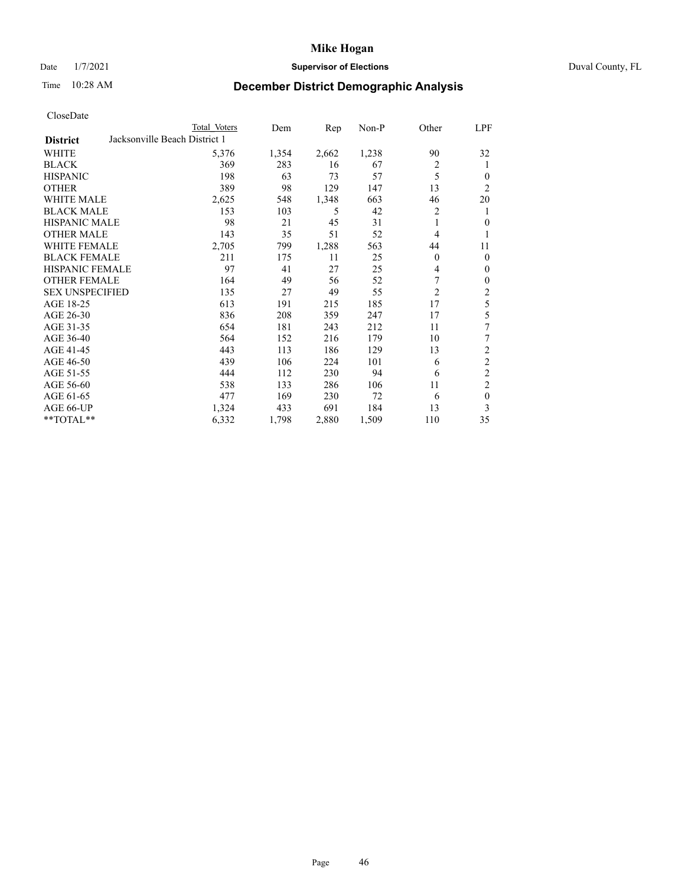# Mike Hogan

Date 1/7/2021 **Supervisor of Elections** Duval County, FL

Time 10:28 AM **December District Demographic Analysis**

CloseDate

| District | Total Voters | Dem | Rep | Non-P | Other | LPF |
|---|---|---|---|---|---|---|
| Jacksonville Beach District 1 | | | | | | |
| WHITE | 5,376 | 1,354 | 2,662 | 1,238 | 90 | 32 |
| BLACK | 369 | 283 | 16 | 67 | 2 | 1 |
| HISPANIC | 198 | 63 | 73 | 57 | 5 | 0 |
| OTHER | 389 | 98 | 129 | 147 | 13 | 2 |
| WHITE MALE | 2,625 | 548 | 1,348 | 663 | 46 | 20 |
| BLACK MALE | 153 | 103 | 5 | 42 | 2 | 1 |
| HISPANIC MALE | 98 | 21 | 45 | 31 | 1 | 0 |
| OTHER MALE | 143 | 35 | 51 | 52 | 4 | 1 |
| WHITE FEMALE | 2,705 | 799 | 1,288 | 563 | 44 | 11 |
| BLACK FEMALE | 211 | 175 | 11 | 25 | 0 | 0 |
| HISPANIC FEMALE | 97 | 41 | 27 | 25 | 4 | 0 |
| OTHER FEMALE | 164 | 49 | 56 | 52 | 7 | 0 |
| SEX UNSPECIFIED | 135 | 27 | 49 | 55 | 2 | 2 |
| AGE 18-25 | 613 | 191 | 215 | 185 | 17 | 5 |
| AGE 26-30 | 836 | 208 | 359 | 247 | 17 | 5 |
| AGE 31-35 | 654 | 181 | 243 | 212 | 11 | 7 |
| AGE 36-40 | 564 | 152 | 216 | 179 | 10 | 7 |
| AGE 41-45 | 443 | 113 | 186 | 129 | 13 | 2 |
| AGE 46-50 | 439 | 106 | 224 | 101 | 6 | 2 |
| AGE 51-55 | 444 | 112 | 230 | 94 | 6 | 2 |
| AGE 56-60 | 538 | 133 | 286 | 106 | 11 | 2 |
| AGE 61-65 | 477 | 169 | 230 | 72 | 6 | 0 |
| AGE 66-UP | 1,324 | 433 | 691 | 184 | 13 | 3 |
| **TOTAL** | 6,332 | 1,798 | 2,880 | 1,509 | 110 | 35 |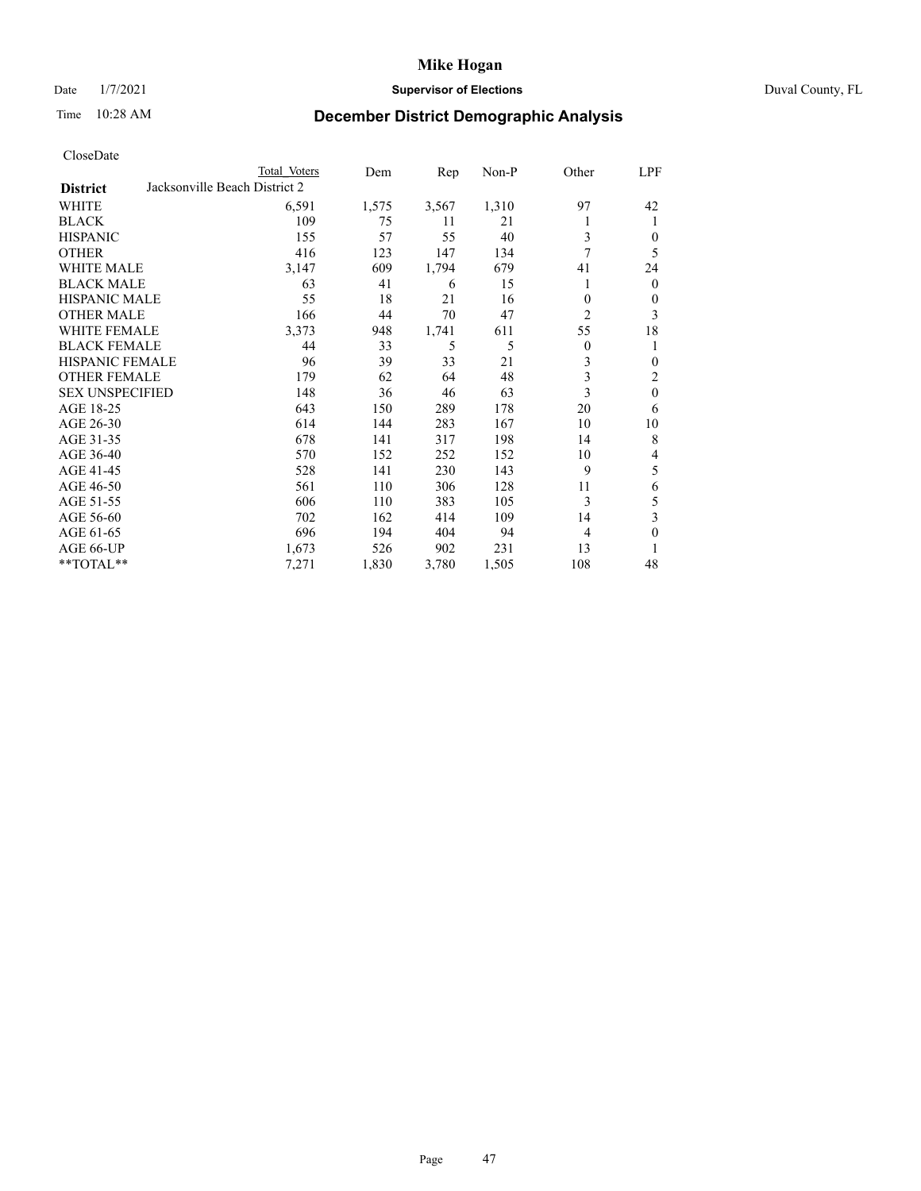# Mike Hogan

Date 1/7/2021 **Supervisor of Elections** Duval County, FL

Time 10:28 AM **December District Demographic Analysis**

CloseDate

| District | Total Voters | Dem | Rep | Non-P | Other | LPF |
|---|---|---|---|---|---|---|
| **Jacksonville Beach District 2** | | | | | | |
| WHITE | 6,591 | 1,575 | 3,567 | 1,310 | 97 | 42 |
| BLACK | 109 | 75 | 11 | 21 | 1 | 1 |
| HISPANIC | 155 | 57 | 55 | 40 | 3 | 0 |
| OTHER | 416 | 123 | 147 | 134 | 7 | 5 |
| WHITE MALE | 3,147 | 609 | 1,794 | 679 | 41 | 24 |
| BLACK MALE | 63 | 41 | 6 | 15 | 1 | 0 |
| HISPANIC MALE | 55 | 18 | 21 | 16 | 0 | 0 |
| OTHER MALE | 166 | 44 | 70 | 47 | 2 | 3 |
| WHITE FEMALE | 3,373 | 948 | 1,741 | 611 | 55 | 18 |
| BLACK FEMALE | 44 | 33 | 5 | 5 | 0 | 1 |
| HISPANIC FEMALE | 96 | 39 | 33 | 21 | 3 | 0 |
| OTHER FEMALE | 179 | 62 | 64 | 48 | 3 | 2 |
| SEX UNSPECIFIED | 148 | 36 | 46 | 63 | 3 | 0 |
| AGE 18-25 | 643 | 150 | 289 | 178 | 20 | 6 |
| AGE 26-30 | 614 | 144 | 283 | 167 | 10 | 10 |
| AGE 31-35 | 678 | 141 | 317 | 198 | 14 | 8 |
| AGE 36-40 | 570 | 152 | 252 | 152 | 10 | 4 |
| AGE 41-45 | 528 | 141 | 230 | 143 | 9 | 5 |
| AGE 46-50 | 561 | 110 | 306 | 128 | 11 | 6 |
| AGE 51-55 | 606 | 110 | 383 | 105 | 3 | 5 |
| AGE 56-60 | 702 | 162 | 414 | 109 | 14 | 3 |
| AGE 61-65 | 696 | 194 | 404 | 94 | 4 | 0 |
| AGE 66-UP | 1,673 | 526 | 902 | 231 | 13 | 1 |
| **TOTAL** | 7,271 | 1,830 | 3,780 | 1,505 | 108 | 48 |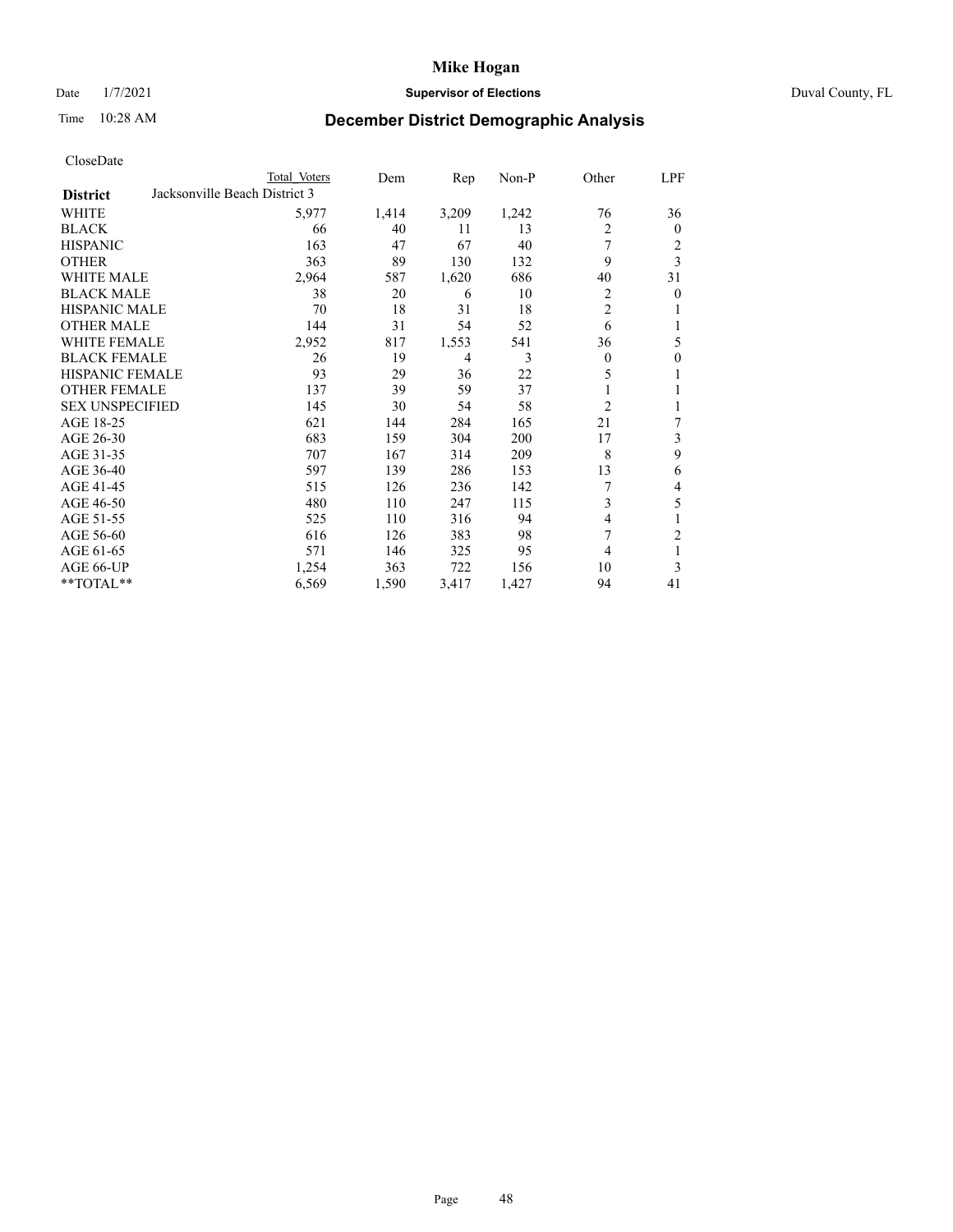# Mike Hogan

Date 1/7/2021 **Supervisor of Elections** Duval County, FL

Time 10:28 AM

## December District Demographic Analysis

CloseDate

| **District** | Total Voters | Dem | Rep | Non-P | Other | LPF |
|---|---|---|---|---|---|---|
| Jacksonville Beach District 3 | | | | | | |
| WHITE | 5,977 | 1,414 | 3,209 | 1,242 | 76 | 36 |
| BLACK | 66 | 40 | 11 | 13 | 2 | 0 |
| HISPANIC | 163 | 47 | 67 | 40 | 7 | 2 |
| OTHER | 363 | 89 | 130 | 132 | 9 | 3 |
| WHITE MALE | 2,964 | 587 | 1,620 | 686 | 40 | 31 |
| BLACK MALE | 38 | 20 | 6 | 10 | 2 | 0 |
| HISPANIC MALE | 70 | 18 | 31 | 18 | 2 | 1 |
| OTHER MALE | 144 | 31 | 54 | 52 | 6 | 1 |
| WHITE FEMALE | 2,952 | 817 | 1,553 | 541 | 36 | 5 |
| BLACK FEMALE | 26 | 19 | 4 | 3 | 0 | 0 |
| HISPANIC FEMALE | 93 | 29 | 36 | 22 | 5 | 1 |
| OTHER FEMALE | 137 | 39 | 59 | 37 | 1 | 1 |
| SEX UNSPECIFIED | 145 | 30 | 54 | 58 | 2 | 1 |
| AGE 18-25 | 621 | 144 | 284 | 165 | 21 | 7 |
| AGE 26-30 | 683 | 159 | 304 | 200 | 17 | 3 |
| AGE 31-35 | 707 | 167 | 314 | 209 | 8 | 9 |
| AGE 36-40 | 597 | 139 | 286 | 153 | 13 | 6 |
| AGE 41-45 | 515 | 126 | 236 | 142 | 7 | 4 |
| AGE 46-50 | 480 | 110 | 247 | 115 | 3 | 5 |
| AGE 51-55 | 525 | 110 | 316 | 94 | 4 | 1 |
| AGE 56-60 | 616 | 126 | 383 | 98 | 7 | 2 |
| AGE 61-65 | 571 | 146 | 325 | 95 | 4 | 1 |
| AGE 66-UP | 1,254 | 363 | 722 | 156 | 10 | 3 |
| **TOTAL** | 6,569 | 1,590 | 3,417 | 1,427 | 94 | 41 |